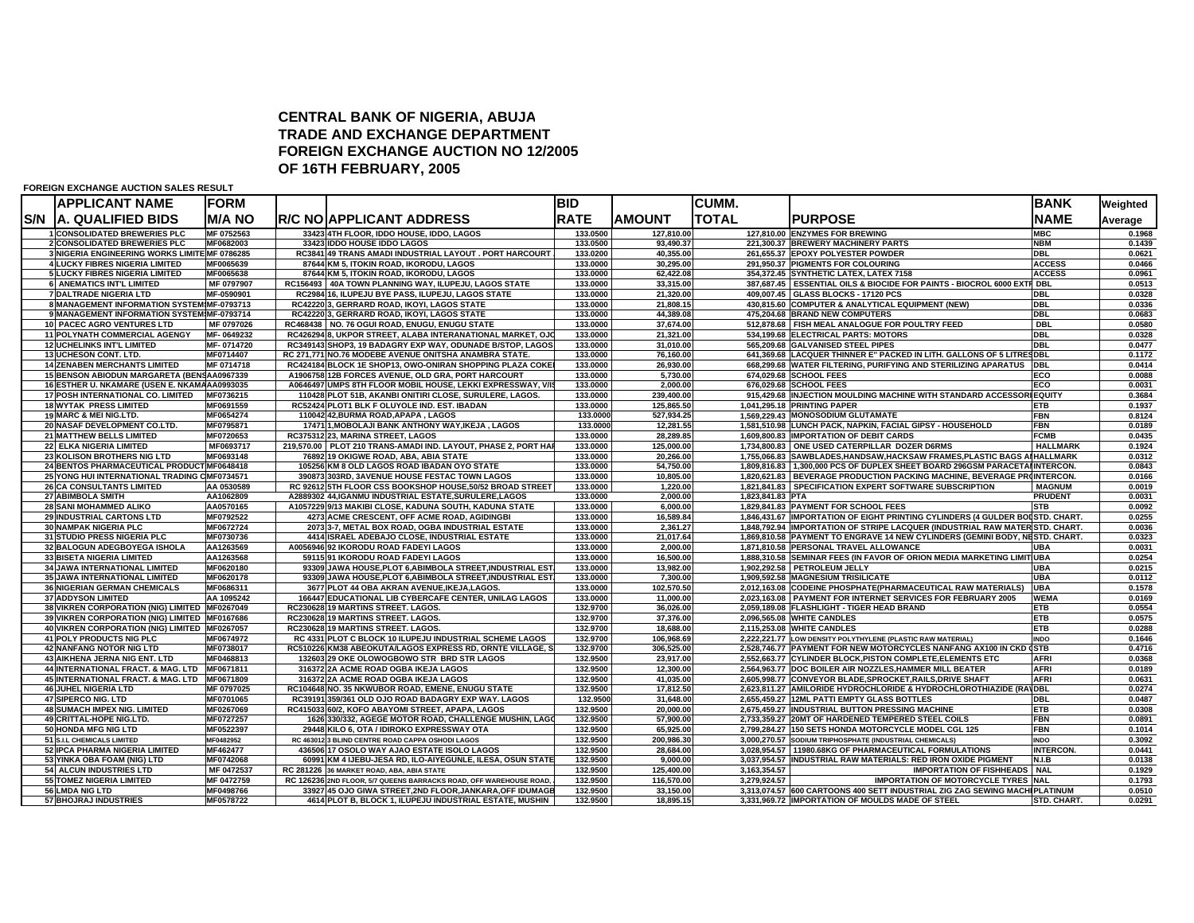# CENTRAL BANK OF NIGERIA, ABUJA
# TRADE AND EXCHANGE DEPARTMENT
# FOREIGN EXCHANGE AUCTION NO 12/2005
# OF 16TH FEBRUARY, 2005

**FOREIGN EXCHANGE AUCTION SALES RESULT**

| S/N | APPLICANT NAME A. QUALIFIED BIDS | FORM M/A NO | R/C NO | APPLICANT ADDRESS | BID RATE | AMOUNT | CUMM. TOTAL | PURPOSE | BANK NAME | Weighted Average |
|---|---|---|---|---|---|---|---|---|---|---|
| 1 | CONSOLIDATED BREWERIES PLC | MF 0752563 | 33423 | 4TH FLOOR, IDDO HOUSE, IDDO, LAGOS | 133.0500 | 127,810.00 | 127,810.00 | ENZYMES FOR BREWING | MBC | 0.1968 |
| 2 | CONSOLIDATED BREWERIES PLC | MF0682003 | 33423 | IDDO HOUSE IDDO LAGOS | 133.0500 | 93,490.37 | 221,300.37 | BREWERY MACHINERY PARTS | NBM | 0.1439 |
| 3 | NIGERIA ENGINEERING WORKS LIMITE | MF 0786285 | RC3841 | 49 TRANS AMADI INDUSTRIAL LAYOUT . PORT HARCOURT | 133.0200 | 40,355.00 | 261,655.37 | EPOXY POLYESTER POWDER | DBL | 0.0621 |
| 4 | LUCKY FIBRES NIGERIA LIMITED | MF0065639 | 87644 | KM 5, ITOKIN ROAD, IKORODU, LAGOS | 133.0000 | 30,295.00 | 291,950.37 | PIGMENTS FOR COLOURING | ACCESS | 0.0466 |
| 5 | LUCKY FIBRES NIGERIA LIMITED | MF0065638 | 87644 | KM 5, ITOKIN ROAD, IKORODU, LAGOS | 133.0000 | 62,422.08 | 354,372.45 | SYNTHETIC LATEX, LATEX 7158 | ACCESS | 0.0961 |
| 6 | ANEMATICS INT'L LIMITED | MF 0797907 | RC156493 | 40A TOWN PLANNING WAY, ILUPEJU, LAGOS STATE | 133.0000 | 33,315.00 | 387,687.45 | ESSENTIAL OILS & BIOCIDE FOR PAINTS - BIOCROL 6000 EXTR | DBL | 0.0513 |
| 7 | DALTRADE NIGERIA LTD | MF-0590901 | RC2984 | 16, ILUPEJU BYE PASS, ILUPEJU, LAGOS STATE | 133.0000 | 21,320.00 | 409,007.45 | GLASS BLOCKS - 17120 PCS | DBL | 0.0328 |
| 8 | MANAGEMENT INFORMATION SYSTEM | MF-0793713 | RC42220 | 3, GERRARD ROAD, IKOYI, LAGOS STATE | 133.0000 | 21,808.15 | 430,815.60 | COMPUTER & ANALYTICAL EQUIPMENT (NEW) | DBL | 0.0336 |
| 9 | MANAGEMENT INFORMATION SYSTEM | MF-0793714 | RC42220 | 3, GERRARD ROAD, IKOYI, LAGOS STATE | 133.0000 | 44,389.08 | 475,204.68 | BRAND NEW COMPUTERS | DBL | 0.0683 |
| 10 | PACEC AGRO VENTURES LTD | MF 0797026 | RC468438 | NO. 76 OGUI ROAD, ENUGU, ENUGU STATE | 133.0000 | 37,674.00 | 512,878.68 | FISH MEAL ANALOGUE FOR POULTRY FEED | DBL | 0.0580 |
| 11 | POLYNATH COMMERCIAL AGENGY | MF- 0649232 | RC426294 | 8, UKPOR STREET, ALABA INTERANATIONAL MARKET, OJO | 133.0000 | 21,321.00 | 534,199.68 | ELECTRICAL PARTS: MOTORS | DBL | 0.0328 |
| 12 | UCHELINKS INT'L LIMITED | MF- 0714720 | RC349143 | SHOP3, 19 BADAGRY EXP WAY, ODUNADE B/STOP, LAGOS | 133.0000 | 31,010.00 | 565,209.68 | GALVANISED STEEL PIPES | DBL | 0.0477 |
| 13 | UCHESON CONT. LTD. | MF0714407 | RC 271,771 | NO.76 MODEBE AVENUE ONITSHA ANAMBRA STATE. | 133.0000 | 76,160.00 | 641,369.68 | LACQUER THINNER E" PACKED IN LITH. GALLONS OF 5 LITRES | DBL | 0.1172 |
| 14 | ZENABEN MERCHANTS LIMITED | MF 0714718 | RC424184 | BLOCK 1E SHOP13, OWO-ONIRAN SHOPPING PLAZA COKER | 133.0000 | 26,930.00 | 668,299.68 | WATER FILTERING, PURIFYING AND STERILIZING APARATUS | DBL | 0.0414 |
| 15 | BENSON ABIODUN MARGARETA (BENS | AA0967339 | A1906758 | 12B FORCES AVENUE, OLD GRA, PORT HARCOURT | 133.0000 | 5,730.00 | 674,029.68 | SCHOOL FEES | ECO | 0.0088 |
| 16 | ESTHER U. NKAMARE (USEN E. NKAMA | AA0993035 | A0646497 | UMPS 8TH FLOOR MOBIL HOUSE, LEKKI EXPRESSWAY, V/IS | 133.0000 | 2,000.00 | 676,029.68 | SCHOOL FEES | ECO | 0.0031 |
| 17 | POSH INTERNATIONAL CO. LIMITED | MF0736215 | 110428 | PLOT 51B, AKANBI ONITIRI CLOSE, SURULERE, LAGOS. | 133.0000 | 239,400.00 | 915,429.68 | INJECTION MOULDING MACHINE WITH STANDARD ACCESSORI | EQUITY | 0.3684 |
| 18 | WYTAK PRESS LIMITED | MF0691559 | RC52424 | PLOT1 BLK F OLUYOLE IND. EST. IBADAN | 133.0000 | 125,865.50 | 1,041,295.18 | PRINTING PAPER | ETB | 0.1937 |
| 19 | MARC & MEI NIG.LTD. | MF0654274 | 110042 | 42,BURMA ROAD,APAPA , LAGOS | 133.0000 | 527,934.25 | 1,569,229.43 | MONOSODIUM GLUTAMATE | FBN | 0.8124 |
| 20 | NASAF DEVELOPMENT CO.LTD. | MF0795871 | 17471 | 1,MOBOLAJI BANK ANTHONY WAY,IKEJA , LAGOS | 133.0000 | 12,281.55 | 1,581,510.98 | LUNCH PACK, NAPKIN, FACIAL GIPSY - HOUSEHOLD | FBN | 0.0189 |
| 21 | MATTHEW BELLS LIMITED | MF0720653 | RC375312 | 23, MARINA STREET, LAGOS | 133.0000 | 28,289.85 | 1,609,800.83 | IMPORTATION OF DEBIT CARDS | FCMB | 0.0435 |
| 22 | ELKA NIGERIA LIMITED | MF0693717 | 219,570.00 | PLOT 210 TRANS-AMADI IND. LAYOUT, PHASE 2, PORT HAR | 133.0000 | 125,000.00 | 1,734,800.83 | ONE USED CATERPILLAR DOZER D6RMS | HALLMARK | 0.1924 |
| 23 | KOLISON BROTHERS NIG LTD | MF0693148 | 76892 | 19 OKIGWE ROAD, ABA, ABIA STATE | 133.0000 | 20,266.00 | 1,755,066.83 | SAWBLADES,HANDSAW,HACKSAW FRAMES,PLASTIC BAGS AN | HALLMARK | 0.0312 |
| 24 | BENTOS PHARMACEUTICAL PRODUCT | MF0648418 | 105256 | KM 8 OLD LAGOS ROAD IBADAN OYO STATE | 133.0000 | 54,750.00 | 1,809,816.83 | 1,300,000 PCS OF DUPLEX SHEET BOARD 296GSM PARACETAM | INTERCON. | 0.0843 |
| 25 | YONG HUI INTERNATIONAL TRADING C | MF0734571 | 390873 | 303RD, 3AVENUE HOUSE FESTAC TOWN LAGOS | 133.0000 | 10,805.00 | 1,820,621.83 | BEVERAGE PRODUCTION PACKING MACHINE, BEVERAGE PRO | INTERCON. | 0.0166 |
| 26 | CA CONSULTANTS LIMITED | AA 0530589 | RC 92612 | 5TH FLOOR CSS BOOKSHOP HOUSE,50/52 BROAD STREET | 133.0000 | 1,220.00 | 1,821,841.83 | SPECIFICATION EXPERT SOFTWARE SUBSCRIPTION | MAGNUM | 0.0019 |
| 27 | ABIMBOLA SMITH | AA1062809 | A2889302 | 44,IGANMU INDUSTRIAL ESTATE,SURULERE,LAGOS | 133.0000 | 2,000.00 | 1,823,841.83 | PTA | PRUDENT | 0.0031 |
| 28 | SANI MOHAMMED ALIKO | AA0570165 | A1057229 | 9/13 MAKIBI CLOSE, KADUNA SOUTH, KADUNA STATE | 133.0000 | 6,000.00 | 1,829,841.83 | PAYMENT FOR SCHOOL FEES | STB | 0.0092 |
| 29 | INDUSTRIAL CARTONS LTD | MF0792522 | 4273 | ACME CRESCENT, OFF ACME ROAD, AGIDINGBI | 133.0000 | 16,589.84 | 1,846,431.67 | IMPORTATION OF EIGHT PRINTING CYLINDERS (4 GULDER BOD | STD. CHART. | 0.0255 |
| 30 | NAMPAK NIGERIA PLC | MF0672724 | 2073 | 3-7, METAL BOX ROAD, OGBA INDUSTRIAL ESTATE | 133.0000 | 2,361.27 | 1,848,792.94 | IMPORTATION OF STRIPE LACQUER (INDUSTRIAL RAW MATER | STD. CHART. | 0.0036 |
| 31 | STUDIO PRESS NIGERIA PLC | MF0730736 | 4414 | ISRAEL ADEBAJO CLOSE, INDUSTRIAL ESTATE | 133.0000 | 21,017.64 | 1,869,810.58 | PAYMENT TO ENGRAVE 14 NEW CYLINDERS (GEMINI BODY, NE | STD. CHART. | 0.0323 |
| 32 | BALOGUN ADEGBOYEGA ISHOLA | AA1263569 | A0056946 | 92 IKORODU ROAD FADEYI LAGOS | 133.0000 | 2,000.00 | 1,871,810.58 | PERSONAL TRAVEL ALLOWANCE | UBA | 0.0031 |
| 33 | BISETA NIGERIA LIMITED | AA1263568 | 59115 | 91 IKORODU ROAD FADEYI LAGOS | 133.0000 | 16,500.00 | 1,888,310.58 | SEMINAR FEES (IN FAVOR OF ORION MEDIA MARKETING LIMIT | UBA | 0.0254 |
| 34 | JAWA INTERNATIONAL LIMITED | MF0620180 | 93309 | JAWA HOUSE,PLOT 6,ABIMBOLA STREET,INDUSTRIAL EST. | 133.0000 | 13,982.00 | 1,902,292.58 | PETROLEUM JELLY | UBA | 0.0215 |
| 35 | JAWA INTERNATIONAL LIMITED | MF0620178 | 93309 | JAWA HOUSE,PLOT 6,ABIMBOLA STREET,INDUSTRIAL EST. | 133.0000 | 7,300.00 | 1,909,592.58 | MAGNESIUM TRISILICATE | UBA | 0.0112 |
| 36 | NIGERIAN GERMAN CHEMICALS | MF0686311 | 3677 | PLOT 44 OBA AKRAN AVENUE,IKEJA,LAGOS. | 133.0000 | 102,570.50 | 2,012,163.08 | CODEINE PHOSPHATE(PHARMACEUTICAL RAW MATERIALS) | UBA | 0.1578 |
| 37 | ADDYSON LIMITED | AA 1095242 | 166447 | EDUCATIONAL LIB CYBERCAFE CENTER, UNILAG LAGOS | 133.0000 | 11,000.00 | 2,023,163.08 | PAYMENT FOR INTERNET SERVICES FOR FEBRUARY 2005 | WEMA | 0.0169 |
| 38 | VIKREN CORPORATION (NIG) LIMITED | MF0267049 | RC230628 | 19 MARTINS STREET. LAGOS. | 132.9700 | 36,026.00 | 2,059,189.08 | FLASHLIGHT - TIGER HEAD BRAND | ETB | 0.0554 |
| 39 | VIKREN CORPORATION (NIG) LIMITED | MF0167686 | RC230628 | 19 MARTINS STREET. LAGOS. | 132.9700 | 37,376.00 | 2,096,565.08 | WHITE CANDLES | ETB | 0.0575 |
| 40 | VIKREN CORPORATION (NIG) LIMITED | MF0267057 | RC230628 | 19 MARTINS STREET. LAGOS. | 132.9700 | 18,688.00 | 2,115,253.08 | WHITE CANDLES | ETB | 0.0288 |
| 41 | POLY PRODUCTS NIG PLC | MF0674972 | RC 4331 | PLOT C BLOCK 10 ILUPEJU INDUSTRIAL SCHEME LAGOS | 132.9700 | 106,968.69 | 2,222,221.77 | LOW DENSITY POLYTHYLENE (PLASTIC RAW MATERIAL) | INDO | 0.1646 |
| 42 | NANFANG NOTOR NIG LTD | MF0738017 | RC510226 | KM38 ABEOKUTA/LAGOS EXPRESS RD, ORNTE VILLAGE, S | 132.9700 | 306,525.00 | 2,528,746.77 | PAYMENT FOR NEW MOTORCYCLES NANFANG AX100 IN CKD C | STB | 0.4716 |
| 43 | AIKHENA JERNA NIG ENT. LTD | MF0468813 | 132603 | 29 OKE OLOWOGBOWO STR BRD STR LAGOS | 132.9500 | 23,917.00 | 2,552,663.77 | CYLINDER BLOCK,PISTON COMPLETE,ELEMENTS ETC | AFRI | 0.0368 |
| 44 | INTERNATIONAL FRACT. & MAG. LTD | MF0671811 | 316372 | 2A ACME ROAD OGBA IKEJA LAGOS | 132.9500 | 12,300.00 | 2,564,963.77 | DOC BOILER AIR NOZZLES,HAMMER MILL BEATER | AFRI | 0.0189 |
| 45 | INTERNATIONAL FRACT. & MAG. LTD | MF0671809 | 316372 | 2A ACME ROAD OGBA IKEJA LAGOS | 132.9500 | 41,035.00 | 2,605,998.77 | CONVEYOR BLADE,SPROCKET,RAILS,DRIVE SHAFT | AFRI | 0.0631 |
| 46 | JUHEL NIGERIA LTD | MF 0797025 | RC104648 | NO. 35 NKWUBOR ROAD, EMENE, ENUGU STATE | 132.9500 | 17,812.50 | 2,623,811.27 | AMILORIDE HYDROCHLORIDE & HYDROCHLOROTHIAZIDE (RAW | DBL | 0.0274 |
| 47 | SIPERCO NIG. LTD | MF0701065 | RC39191 | 359/361 OLD OJO ROAD BADAGRY EXP WAY. LAGOS | 132.9500 | 31,648.00 | 2,655,459.27 | 12ML PATTI EMPTY GLASS BOTTLES | DBL | 0.0487 |
| 48 | SUMACH IMPEX NIG. LIMITED | MF0267069 | RC415033 | 60/2, KOFO ABAYOMI STREET, APAPA, LAGOS | 132.9500 | 20,000.00 | 2,675,459.27 | INDUSTRIAL BUTTON PRESSING MACHINE | ETB | 0.0308 |
| 49 | CRITTAL-HOPE NIG.LTD. | MF0727257 | 1626 | 330/332, AGEGE MOTOR ROAD, CHALLENGE MUSHIN, LAGO | 132.9500 | 57,900.00 | 2,733,359.27 | 20MT OF HARDENED TEMPERED STEEL COILS | FBN | 0.0891 |
| 50 | HONDA MFG NIG LTD | MF0522397 | 29448 | KILO 6, OTA / IDIROKO EXPRESSWAY OTA | 132.9500 | 65,925.00 | 2,799,284.27 | 150 SETS HONDA MOTORCYCLE MODEL CGL 125 | FBN | 0.1014 |
| 51 | S.I.L CHEMICALS LIMITED | MF0482952 | RC 463012 | 3 BLIND CENTRE ROAD CAPPA OSHODI LAGOS | 132.9500 | 200,986.30 | 3,000,270.57 | SODIUM TRIPHOSPHATE (INDUSTRIAL CHEMICALS) | INDO | 0.3092 |
| 52 | IPCA PHARMA NIGERIA LIMITED | MF462477 | 436506 | 17 OSOLO WAY AJAO ESTATE ISOLO LAGOS | 132.9500 | 28,684.00 | 3,028,954.57 | 11980.68KG OF PHARMACEUTICAL FORMULATIONS | INTERCON. | 0.0441 |
| 53 | YINKA OBA FOAM (NIG) LTD | MF0742068 | 60991 | KM 4 IJEBU-JESA RD, ILO-AIYEGUNLE, ILESA, OSUN STATE | 132.9500 | 9,000.00 | 3,037,954.57 | INDUSTRIAL RAW MATERIALS: RED IRON OXIDE PIGMENT | N.I.B | 0.0138 |
| 54 | ALCUN INDUSTRIES LTD | MF 0472537 | RC 281226 | 36 MARKET ROAD, ABA, ABIA STATE | 132.9500 | 125,400.00 | 3,163,354.57 | IMPORTATION OF FISHHEADS | NAL | 0.1929 |
| 55 | TOMEZ NIGERIA LIMITED | MF 0472759 | RC 126236 | 2ND FLOOR, 5/7 QUEENS BARRACKS ROAD, OFF WAREHOUSE ROAD, | 132.9500 | 116,570.00 | 3,279,924.57 | IMPORTATION OF MOTORCYCLE TYRES | NAL | 0.1793 |
| 56 | LMDA NIG LTD | MF0498766 | 33927 | 45 OJO GIWA STREET,2ND FLOOR,JANKARA,OFF IDUMAGB | 132.9500 | 33,150.00 | 3,313,074.57 | 600 CARTOONS 400 SETT INDUSTRIAL ZIG ZAG SEWING MACHI | PLATINUM | 0.0510 |
| 57 | BHOJRAJ INDUSTRIES | MF0578722 | 4614 | PLOT B, BLOCK 1, ILUPEJU INDUSTRIAL ESTATE, MUSHIN | 132.9500 | 18,895.15 | 3,331,969.72 | IMPORTATION OF MOULDS MADE OF STEEL | STD. CHART. | 0.0291 |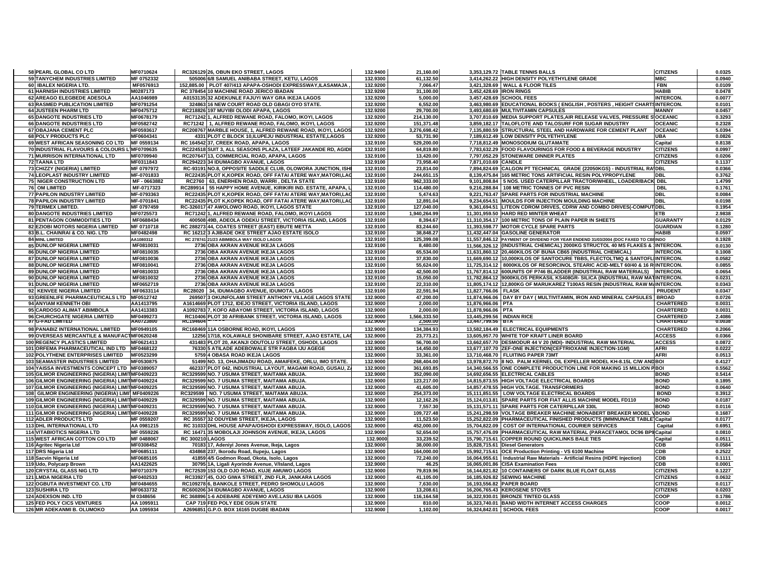| 58 | PEARL GLOBAL CO LTD | MF0710624 | RC326129 | 26, OBUN EKO STREET, LAGOS | 132.9400 | 21,160.00 | 3,353,129.72 | TABLE TENNIS BALLS | CITIZENS | 0.0325 |
|---|---|---|---|---|---|---|---|---|---|---|
| 59 | TANYCHEM INDUSTRIES LIMITED | MF 0752332 | 505006 | 6/8 SAMUEL ANIBABA STREET, KETU, LAGOS | 132.9300 | 61,132.50 | 3,414,262.22 | HIGH DENSITY POLYETHYLENE GRADE | MBC | 0.0940 |
| 60 | IBALEX NIGERIA LTD. | MF0576913 | 152,885.00 | PLOT 407/413 APAPA-OSHODI EXPRESSWAY,ILASAMAJA , | 132.9200 | 7,066.47 | 3,421,328.69 | WALL & FLOOR TILES | FBN | 0.0109 |
| 61 | HARNISH INDUSTRIES LIMITED | M0287173 | RC 378454 | 10 MACHINE ROAD JERICO IBADAN | 132.9200 | 31,100.00 | 3,452,428.69 | IRON RINGS | HABIB | 0.0478 |
| 62 | AREAGO ELEGBEDE ADESOLA | AA1046989 | A0153135 | 32 ADEKUNLE FAJUYI WAY GRA IKEJA LAGOS | 132.9200 | 5,000.00 | 3,457,428.69 | SCHOOL FEES | INTERCON. | 0.0077 |
| 63 | RASMED PUBLICATION LIMITED | MF0791254 | 324863 | 16 NEW COURT ROAD OLD GBAGI OYO STATE. | 132.9200 | 6,552.00 | 3,463,980.69 | EDUCATIONAL BOOKS ( ENGLISH , POSTERS , HEIGHT CHARTS | INTERCON. | 0.0101 |
| 64 | JUSTEEN PHARM LTD | MF0475712 | RC218826 | 197 MUYIBI OLODI APAPA, LAGOS | 132.9200 | 29,700.00 | 3,493,680.69 | MULTIVITAMIN CAPSULES | MANNY | 0.0457 |
| 65 | DANGOTE INDUSTRIES LTD | MF0678179 | RC71242 | 1, ALFRED REWANE ROAD, FALOMO, IKOYI, LAGOS | 132.9200 | 214,130.00 | 3,707,810.69 | MEDIA SUPPORT PLATES,AIR RELEASE VALVES, PRESSURE S | OCEANIC | 0.3293 |
| 66 | DANGOTE INDUSTRIES LTD | MF0582742 | RC71242 | 1, ALFRED REWANE ROAD, FALOMO, IKOYI, LAGOS | 132.9200 | 151,371.48 | 3,859,182.17 | TALOFLOTE AND TALOSURF FOR SUGAR INDUSTRY | OCEANIC | 0.2328 |
| 67 | OBAJANA CEMENT PLC | MF0593617 | RC208767 | MARBLE HOUSE, 1, ALFRED REWANE ROAD, IKOYI, LAGOS | 132.9200 | 3,276,698.42 | 7,135,880.59 | STRUCTURAL STEEL AND HARDWARE FOR CEMENT PLANT | OCEANIC | 5.0394 |
| 68 | POLY PRODUCTS PLC | MF0604341 | 4331 | PLOT C BLOCK 10,ILUPEJU INDUSTRIAL ESTATE,LAGOS | 132.9200 | 53,731.90 | 7,189,612.49 | LOW DENSITY POLYETHYLENE | UBA | 0.0826 |
| 69 | WEST AFRICAN SEASONING CO LTD | MF 0559134 | RC 164542 | 37, CREEK ROAD, APAPA, LAGOS | 132.9100 | 529,200.00 | 7,718,812.49 | MONOSODIUM GLUTAMATE | Capital | 0.8138 |
| 70 | INDUSTRIAL FLAVOURS & COLOURS L | MF0709635 | RC224518 | SUIT 3, ALL SEASONS PLAZA, LATEEF JAKANDE RD, AGIDI | 132.9100 | 64,819.80 | 7,783,632.29 | FOOD FLAVOURINGS FOR FOOD & BEVERAGE INDUSTRY | CITIZENS | 0.0997 |
| 71 | MURRISON INTERNATIONAL LTD | MF0709940 | RC207647 | 13, COMMERCIAL ROAD, APAPA, LAGOS | 132.9100 | 13,420.00 | 7,797,052.29 | STONEWARE DINNER PLATES | CITIZENS | 0.0206 |
| 72 | TAANA LTD | MF0311843 | RC294223 | 34 IDUMAGBO AVANUE, LAGOS | 132.9100 | 73,958.40 | 7,871,010.69 | CANDLE | CITIZENS | 0.1137 |
| 73 | CHIZZY {NIGERIA} LIMITED | MF 0797972 | RC-93191 | NO.8, OPPOSITE SADDLE CLUB, OLOWORA JUNCTION, ISHI | 132.9100 | 23,814.00 | 7,894,824.69 | CALGON PT TECHNICAL GRADE {22050KGS} - INDUSTRIAL RA | DBL | 0.0366 |
| 74 | LEOPLAST INDUSTRY LIMITED | MF-0701833 | RC22435 | PLOT K,KOPEK ROAD, OFF FATAI ATERE WAY,MATORI,LAG | 132.9100 | 244,651.15 | 8,139,475.84 | 165 METRIC TONS ARTIFICIAL RESIN POLYPROPYLENE | DBL | 0.3762 |
| 75 | NIGER CONSTRUCTION LTD | MF - 0663882 | RC2760 | 63, ENERHEN ROAD, WARRI , DELTA STATE | 132.9100 | 962,333.00 | 9,101,808.84 | 5 NOS. USED CATERPILLAR TRACTOR/WHEEL, LOADER/BACK | DBL | 1.4799 |
| 76 | OM LIMITED | MF-0717323 | RC289914 | 55 HAPPY HOME AVENUE, KIRIKIRI IND. ESTATE, APAPA, L | 132.9100 | 114,480.00 | 9,216,288.84 | 108 METRIC TONNES OF PVC RESIN | DBL | 0.1761 |
| 77 | PAPILON INDUSTRY LIMITED | MF-0793363 | RC22435 | PLOT K,KOPEK ROAD, OFF FATAI ATERE WAY,MATORI,LAG | 132.9100 | 5,474.63 | 9,221,763.47 | SPARE PARTS FOR INDUSTRIAL MACHINE | DBL | 0.0084 |
| 78 | PAPILON INDUSTRY LIMITED | MF-0701841 | RC22435 | PLOT K,KOPEK ROAD, OFF FATAI ATERE WAY,MATORI,LAG | 132.9100 | 12,891.04 | 9,234,654.51 | MOULDS FOR INJECTION MOULDING MACHINE | DBL | 0.0198 |
| 79 | TERMEX LIMITED. | MF 0797459 | RC-326017 | 47 AWOLOWO ROAD, IKOYI, LAGOS STATE | 132.9100 | 127,040.00 | 9,361,694.51 | LITEON CDROM DRIVES, CDRW AND COMBO DRIVES(-COMPUT | DBL | 0.1954 |
| 80 | DANGOTE INDUSTRIES LTD | MF0725573 | RC71242 | 1, ALFRED REWANE ROAD, FALOMO, IKOYI LAGOS | 132.9100 | 1,940,264.99 | 11,301,959.50 | HARD RED MINTER WHEAT | ETB | 2.9838 |
| 81 | PENTAGON COMMODITIES LTD | MF0688434 | 400508 | 49B, ADEOLA ODEKU STREET, VICTORIA ISLAND, LAGOS | 132.9100 | 8,394.67 | 11,310,354.17 | 100 METRIC TONS OF PLAIN PAPER IN SHEETS | GUARANTY | 0.0129 |
| 82 | EZIOBI MOTORS NIGERIA LIMITED | MF 0710718 | RC 288273 | 44, COATES STREET (EAST) EBUTE METTA | 132.9100 | 83,244.60 | 11,393,598.77 | MOTOR CYCLE SPARE PARTS | GUARDIAN | 0.1280 |
| 83 | B.L. CHAINRAI & CO. NIG. LTD | MF0482498 | RC 16212 | 3 AJIBADE OKE STREET AJAO ESTATE ISOLO | 132.9100 | 38,848.27 | 11,432,447.04 | GASOLINE GENERATOR | HABIB | 0.0597 |
| 84 | MINL LIMITED | AA1080312 | RC 278741 | 21/23 ABIMBOLA WAY ISOLO LAGOS | 132.9100 | 125,399.08 | 11,557,846.12 | PAYMENT OF DIVIDEND FOR YEAR ENDEND 31/03/2004 (DOC FAXED TO CBN | INDO | 0.1928 |
| 85 | DUNLOP NIGERIA LIMITED | MF0810031 | 2736 | OBA AKRAN AVENUE IKEJA LAGOS | 132.9100 | 8,480.00 | 11,566,326.12 | (INDUSTRIAL CHEMICAL) 2000KG STRUCTOL 40 MS FLAKES & | INTERCON. | 0.0130 |
| 86 | DUNLOP NIGERIA LIMITED | MF0810035 | 2736 | OBA AKRAN AVENUE IKEJA LAGOS | 132.9100 | 65,534.00 | 11,631,860.12 | 20,460KILOS OF BUNA CB65 (INDUSTRIAL CHEMICAL) | INTERCON. | 0.1008 |
| 87 | DUNLOP NIGERIA LIMITED | MF0810036 | 2736 | OBA AKRAN AVENUE IKEJA LAGOS | 132.9100 | 37,830.00 | 11,669,690.12 | 10,000KILOS OF SANTOCURE TBBS, FLECTOLTMQ & SANTOFL | INTERCON. | 0.0582 |
| 88 | DUNLOP NIGERIA LIMITED | MF0810041 | 2736 | OBA AKRAN AVENUE IKEJA LAGOS | 132.9100 | 55,624.00 | 11,725,314.12 | 8000KILOS OF RESORCINOL STEARIC ACID-MELT 60/40 & 16 R | INTERCON. | 0.0855 |
| 89 | DUNLOP NIGERIA LIMITED | MF0810033 | 2736 | OBA AKRAN AVENUE IKEJA LAGOS | 132.9100 | 42,500.00 | 11,767,814.12 | 600UNITS OF P746 BLADDER (INDUSTRIAL RAW MATERIALS) | INTERCON. | 0.0654 |
| 90 | DUNLOP NIGERIA LIMITED | MF0810032 | 2736 | OBA AKRAN AVENUE IKEJA LAGOS | 132.9100 | 15,050.00 | 11,782,864.12 | 9000KILOS PERKASIL KS408GR- SILICA (INDUSTRIAL RAW MAT | INTERCON. | 0.0231 |
| 91 | DUNLOP NIGERIA LIMITED | MF0652719 | 2736 | OBA AKRAN AVENUE IKEJA LAGOS | 132.9100 | 22,310.00 | 11,805,174.12 | 12,800KG OF MARUKAREZ T100AS RESIN (INDUSTRIAL RAW M | INTERCON. | 0.0343 |
| 92 | KENVEE NIGERIA LIMITED | MF0633114 | RC28020 | 34, IDUMAGBO AVENUE, IDUMOTA, LAGOS | 132.9100 | 22,591.94 | 11,827,766.06 | FLASK | PRUDENT | 0.0347 |
| 93 | GREENLIFE PHARMACEUTICALS LTD | MF0512742 | 269507 | 3 OKUNFOLAMI STREET ANTHONY VILLAGE LAGOS STATE | 132.9000 | 47,200.00 | 11,874,966.06 | DAY BY DAY ( MULTIVITAMIN, IRON AND MINERAL CAPSULES | BROAD | 0.0726 |
| 94 | ANYIAM KENNETH OBI | AA1413795 | A1614669 | PLOT 1712, IDEJO STREET, VICTORIA ISLAND, LAGOS | 132.9000 | 2,000.00 | 11,876,966.06 | PTA | CHARTERED | 0.0031 |
| 95 | CARDOSO ALIMAT ABIMBOLA | AA1413383 | A1092783 | 7, KOFO ABAYOMI STREET, VICTORIA ISLAND, LAGOS | 132.9000 | 2,000.00 | 11,878,966.06 | PTA | CHARTERED | 0.0031 |
| 96 | CHURCHGATE NIGERIA LIMITED | MF0499273 | RC10406 | PLOT 30 AFRIBANK STREET, VICTORIA ISLAND, LAGOS | 132.9000 | 1,566,333.50 | 13,445,299.56 | INDIAN RICE | CHARTERED | 2.4086 |
| 97 | G-FAD LIMITED | AA0723800 | RC194604 | | 132.9000 | 2,500.00 | 13,447,799.56 | BTA | CHARTERED | 0.0038 |
| 98 | PANABIZ INTERNATIONAL LIMITED | MF0949105 | RC168469 | 11A OSBORNE ROAD, IKOYI, LAGOS | 132.9000 | 134,384.93 | 13,582,184.49 | ELECTRICAL EQUIPMENTS | CHARTERED | 0.2066 |
| 99 | OVERSEAS MERCANTILE & MANUFACT | MF0620248 | 12256 | 17/18, KOLAWALE SHONIBARE STREET, AJAO ESTATE, LAG | 132.9000 | 23,773.21 | 13,605,957.70 | WHITE TOP KRAFT LINER BOARD | ACCESS | 0.0366 |
| 100 | REGENCY PLASTICS LIMITED | MF0621413 | 431483 | PLOT 20, AKANJI ODUTOLU STREET, OSHODI, LAGOS | 132.9000 | 56,700.00 | 13,662,657.70 | DESMODUR 44 V 20 (MDI)- INDUSTRIAL RAW MATERIAL | ACCESS | 0.0872 |
| 101 | ORFEMA PHARMACEUTICAL IND LTD | MF0468122 | 76330 | 5 ATILADE ADEBOWALE STR FAGBA IJU AGEGE | 132.9000 | 14,450.00 | 13,677,107.70 | ZEF-ONE INJECTION(CEFTRIXONE INJECTION-1GM) | AFRI | 0.0222 |
| 102 | POLYTHENE ENTERPRISES LIMITED | MF0523299 | 5759 | 4 OBASA ROAD IKEJA LAGOS | 132.9000 | 33,361.00 | 13,710,468.70 | FLUITING PAPER 73MT | AFRI | 0.0513 |
| 103 | SEAMASTER INDUSTRIES LIMITED | MF0530875 | 51499 | NO. 13, OHAJIMADU ROAD, AMAIFEKE, ORLU, IMO STATE. | 132.9000 | 268,404.00 | 13,978,872.70 | 8 NO. PALM KERNEL OIL EXPELLER MODEL KH-8.15L C/W AND | BOI | 0.4127 |
| 104 | YAISSA INVESTMENTS CONCEPT LTD | MF0389057 | 462337 | PLOT 042, INDUSTRIAL LAYOUT, MAGAMI ROAD, GUSAU, Z | 132.9000 | 361,693.85 | 14,340,566.55 | ONE COMPLETE PRODUCTION LINE FOR MAKING 15 MILLION P | BOI | 0.5562 |
| 105 | GILMOR ENGINEERING (NIGERIA) LIMIT | MF0409223 | RC329599 | NO. 7 USUMA STREET, MAITAMA ABUJA. | 132.9000 | 352,090.00 | 14,692,656.55 | ELECTRICAL CABLES | BOND | 0.5414 |
| 106 | GILMOR ENGINEERING (NIGERIA) LIMIT | MF0409224 | RC329599 | NO. 7 USUMA STREET, MAITAMA ABUJA. | 132.9000 | 123,217.00 | 14,815,873.55 | HIGH VOLTAGE ELECTRICAL BOARDS | BOND | 0.1895 |
| 107 | GILMOR ENGINEERING (NIGERIA) LIMIT | MF0409225 | RC329599 | NO. 7 USUMA STREET, MAITAMA ABUJA. | 132.9000 | 41,605.00 | 14,857,478.55 | HIGH VOLTAGE. TRANSFORMERS | BOND | 0.0640 |
| 108 | GILMOR ENGINEERING (NIGERIA) LIMI | MF0409226 | RC329599 | NO. 7 USUMA STREET, MAITAMA ABUJA. | 132.9000 | 254,373.00 | 15,111,851.55 | LOW VOLTAGE ELECTRICAL BOARDS | BOND | 0.3912 |
| 109 | GILMOR ENGINEERING (NIGERIA) LIMIT | MF0409229 | RC329599 | NO. 7 USUMA STREET, MAITAMA ABUJA. | 132.9000 | 12,162.26 | 15,124,013.81 | SPARE PARTS FOR FIAT ALLIS MACHINE MODEL FD110 | BOND | 0.0187 |
| 110 | GILMOR ENGINEERING (NIGERIA) LIMIT | MF0409231 | RC329599 | NO. 7 USUMA STREET, MAITAMA ABUJA. | 132.9000 | 7,557.30 | 15,131,571.11 | SPARE PARTS FOR CATERPILLAR 330L | BOND | 0.0116 |
| 111 | GILMOR ENGINEERING (NIGERIA) LIMIT | MF0409228 | RC329599 | NO. 7 USUMA STREET, MAITAMA ABUJA. | 132.9000 | 109,727.48 | 15,241,298.59 | VOLTAGE BREAKER MACHINE:MONABERT BREAKER MODEL V | BOND | 0.1687 |
| 112 | ADLER PRODUCTS LTD | MF 0559207 | RC 35557 | 32 ODUYEMI STREET, IKEJA, LAGOS | 132.9000 | 11,523.50 | 15,252,822.09 | PHARMACEUTICAL FINISHED PRODUCTS (IMMNUNACE TABLE | Capital | 0.0177 |
| 113 | DHL INTERNATIONAL LTD | AA 0981215 | RC 31033 | DHL HOUSE APAPA/OSHODI EXPRESSWAY, ISOLO, LAGOS | 132.9000 | 452,000.00 | 15,704,822.09 | COST OF INTERNATIONAL COURIER SERVICES | Capital | 0.6951 |
| 114 | VITABIOTICS NIGERIA LTD | MF 0559226 | RC 16471 | 35 MOBOLAJI JOHNSON AVENUE, IKEJA, LAGOS | 132.9000 | 52,654.00 | 15,757,476.09 | PHARMACEUTICAL RAW MATERIAL (PARACETAMOL DC96 BP9 | Capital | 0.0810 |
| 115 | WEST AFRICAN COTTON CO LTD | MF 0488067 | RC 300210 | LAGOS | 132.9000 | 33,239.52 | 15,790,715.61 | COPPER ROUND QUICKLINKS BALE TIES | Capital | 0.0511 |
| 116 | Agritec Nigeria Ltd | MF0308452 | 70183 | 17, Adeniyi Jones Avenue, Ikeja, Lagos | 132.9000 | 38,000.00 | 15,828,715.61 | Diesel Generators | CDB | 0.0584 |
| 117 | DRS Nigeria Ltd | MF0685111 | 434868 | 237, Ikorodu Road, Ilupeju, Lagos | 132.9000 | 164,000.00 | 15,992,715.61 | OCE Production Printing - VS 6100 Machine | CDB | 0.2522 |
| 118 | Sacvin Nigeria Ltd | MF0685105 | 41859 | 4/5 Godmon Road, Okota, Isolo, Lagos | 132.9000 | 72,240.00 | 16,064,955.61 | Industrial Raw Materials - Artificial Resins (HDPE Injection) | CDB | 0.1111 |
| 119 | Udo, Polycarp Brown | AA1422625 | 30795 | 1A, Ligali Ayorinde Avenue, V/Island, Lagos | 132.9000 | 46.25 | 16,065,001.86 | CISA Examination Fees | CDB | 0.0001 |
| 120 | CRYSTAL GLASS NIG LTD | MF0710379 | RC72539 | 153 OLD OJO ROAD, KUJE AMUWO LAGOS | 132.9000 | 79,819.96 | 16,144,821.82 | 10 CONTAINERS OF DARK BLUE FLOAT GLASS | CITIZENS | 0.1227 |
| 121 | LMDA NIGERIA LTD | MF0402533 | RC33927 | 45, OJO GIWA STREET, 2ND FLR, JANKARA LAGOS | 132.9000 | 41,105.00 | 16,185,926.82 | SEWING MACHINE | CITIZENS | 0.0632 |
| 122 | OGBUTA INVESTMENT CO. LTD | MF0484655 | RC109278 | 6, BANKOLE STREET, PEDRO SHOMOLU LAGOS | 132.9000 | 7,630.00 | 16,193,556.82 | PAPER BOARD | CITIZENS | 0.0117 |
| 123 | SUSHIRA LTD | MF0633732 | RC600206 | 34 IDUMAGBO AVANUE, LAGOS | 132.9000 | 13,208.61 | 16,206,765.43 | KEROSENE STOVES | CITIZENS | 0.0203 |
| 124 | ADEXSON IND. LTD | M 0348656 | RC 368896 | 1-6 ADEBARE ADEYEMO AVE.LASU IBA LAGOS | 132.9000 | 116,164.58 | 16,322,930.01 | BRONZE TINTED GLASS | COOP | 0.1786 |
| 125 | FED POLY CICS VENTURES | AA 1095911 | CAP 719 | FED POLY EDE OSUN STATE | 132.9000 | 810.00 | 16,323,740.01 | BAND WIDTH INTERNET ACCESS CHARGES | COOP | 0.0012 |
| 126 | MR ADEKANMI B. OLUMOKO | AA 1095934 | A2696851 | G.P.O. BOX 16165 DUGBE IBADAN | 132.9000 | 1,102.00 | 16,324,842.01 | SCHOOL FEES | COOP | 0.0017 |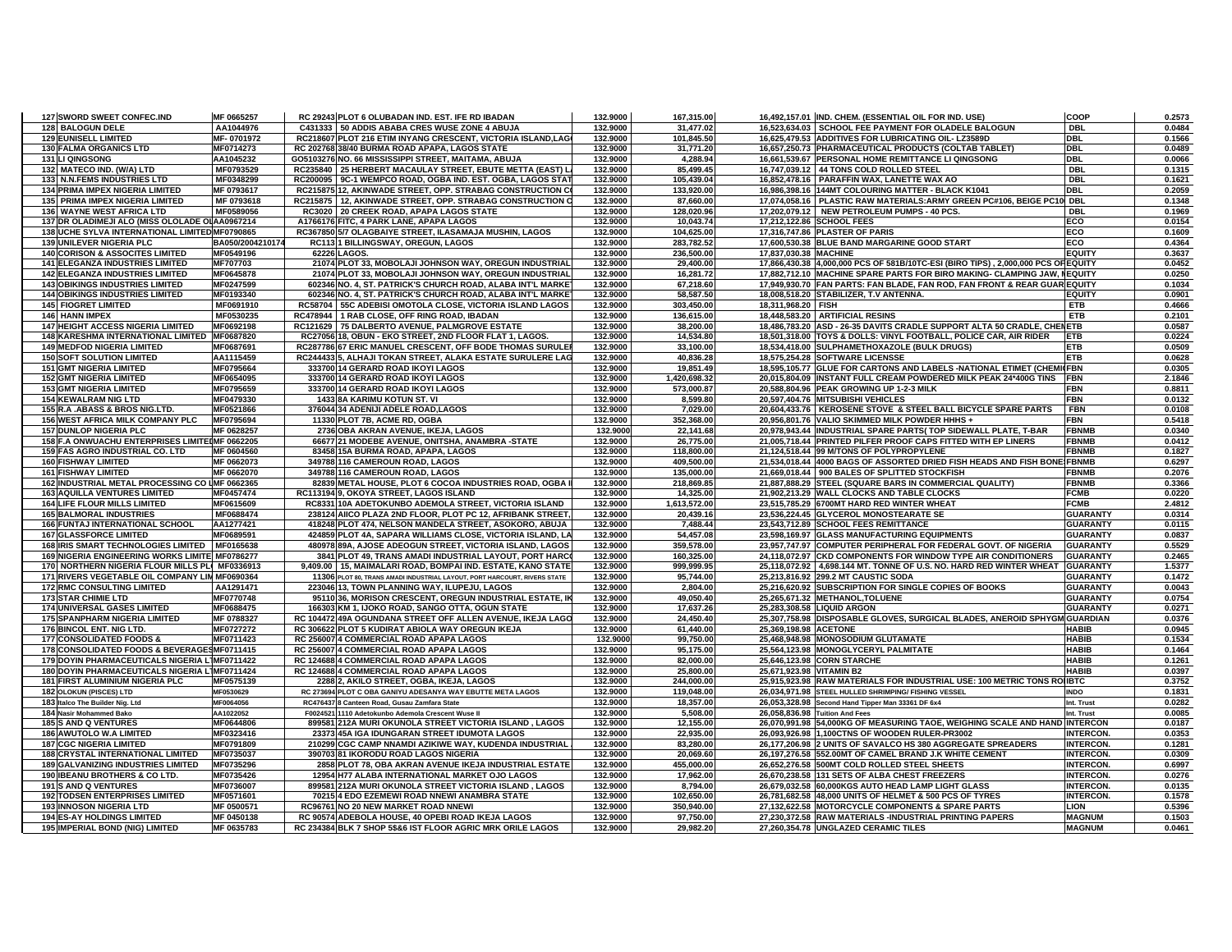| | | | | | | | | | |
|---|---|---|---|---|---|---|---|---|---|
| 127 | SWORD SWEET CONFEC.IND | MF 0665257 | RC 29243 | PLOT 6 OLUBADAN IND. EST. IFE RD IBADAN | 132.9000 | 167,315.00 | 16,492,157.01 | IND. CHEM. (ESSENTIAL OIL FOR IND. USE) | COOP | 0.2573 |
| 128 | BALOGUN DELE | AA1044976 | C431333 | 50 ADDIS ABABA CRES WUSE ZONE 4 ABUJA | 132.9000 | 31,477.02 | 16,523,634.03 | SCHOOL FEE PAYMENT FOR OLADELE BALOGUN | DBL | 0.0484 |
| 129 | EUNISELL LIMITED | MF- 0701972 | RC218607 | PLOT 216 ETIM INYANG CRESCENT, VICTORIA ISLAND,LAG | 132.9000 | 101,845.50 | 16,625,479.53 | ADDITIVES FOR LUBRICATING OIL- LZ3589D | DBL | 0.1566 |
| 130 | FALMA ORGANICS LTD | MF0714273 | RC 202768 | 38/40 BURMA ROAD APAPA, LAGOS STATE | 132.9000 | 31,771.20 | 16,657,250.73 | PHARMACEUTICAL PRODUCTS (COLTAB TABLET) | DBL | 0.0489 |
| 131 | LI QINGSONG | AA1045232 | GO5103276 | NO. 66 MISSISSIPPI STREET, MAITAMA, ABUJA | 132.9000 | 4,288.94 | 16,661,539.67 | PERSONAL HOME REMITTANCE LI QINGSONG | DBL | 0.0066 |
| 132 | MATECO IND. (W/A) LTD | MF0793529 | RC235840 | 25 HERBERT MACAULAY STREET, EBUTE METTA (EAST) L | 132.9000 | 85,499.45 | 16,747,039.12 | 44 TONS COLD ROLLED STEEL | DBL | 0.1315 |
| 133 | N.N.FEMS INDUSTRIES LTD | MF0348299 | RC200095 | 9C-1 WEMPCO ROAD, OGBA IND. EST. OGBA, LAGOS STAT | 132.9000 | 105,439.04 | 16,852,478.16 | PARAFFIN WAX, LANETTE WAX AO | DBL | 0.1621 |
| 134 | PRIMA IMPEX NIGERIA LIMITED | MF 0793617 | RC215875 | 12, AKINWADE STREET, OPP. STRABAG CONSTRUCTION C | 132.9000 | 133,920.00 | 16,986,398.16 | 144MT COLOURING MATTER - BLACK K1041 | DBL | 0.2059 |
| 135 | PRIMA IMPEX NIGERIA LIMITED | MF 0793618 | RC215875 | 12, AKINWADE STREET, OPP. STRABAG CONSTRUCTION C | 132.9000 | 87,660.00 | 17,074,058.16 | PLASTIC RAW MATERIALS:ARMY GREEN PC#106, BEIGE PC10 | DBL | 0.1348 |
| 136 | WAYNE WEST AFRICA LTD | MF0589056 | RC3020 | 20 CREEK ROAD, APAPA LAGOS STATE | 132.9000 | 128,020.96 | 17,202,079.12 | NEW PETROLEUM PUMPS - 40 PCS. | DBL | 0.1969 |
| 137 | DR OLADIMEJI ALO (MISS OLOLADE OL | AA0967214 | A1766176 | FITC, 4 PARK LANE, APAPA LAGOS | 132.9000 | 10,043.74 | 17,212,122.86 | SCHOOL FEES | ECO | 0.0154 |
| 138 | UCHE SYLVA INTERNATIONAL LIMITED | MF0790865 | RC367850 | 5/7 OLAGBAIYE STREET, ILASAMAJA MUSHIN, LAGOS | 132.9000 | 104,625.00 | 17,316,747.86 | PLASTER OF PARIS | ECO | 0.1609 |
| 139 | UNILEVER NIGERIA PLC | BA050/2004210174 | RC113 | 1 BILLINGSWAY, OREGUN, LAGOS | 132.9000 | 283,782.52 | 17,600,530.38 | BLUE BAND MARGARINE GOOD START | ECO | 0.4364 |
| 140 | CORISON & ASSOCITES LIMITED | MF0549196 | 62226 | LAGOS. | 132.9000 | 236,500.00 | 17,837,030.38 | MACHINE | EQUITY | 0.3637 |
| 141 | ELEGANZA INDUSTRIES LIMITED | MF707703 | 21074 | PLOT 33, MOBOLAJI JOHNSON WAY, OREGUN INDUSTRIAL | 132.9000 | 29,400.00 | 17,866,430.38 | 4,000,000 PCS OF 581B/10TC-ESI (BIRO TIPS) , 2,000,000 PCS OF | EQUITY | 0.0452 |
| 142 | ELEGANZA INDUSTRIES LIMITED | MF0645878 | 21074 | PLOT 33, MOBOLAJI JOHNSON WAY, OREGUN INDUSTRIAL | 132.9000 | 16,281.72 | 17,882,712.10 | MACHINE SPARE PARTS FOR BIRO MAKING- CLAMPING JAW, M | EQUITY | 0.0250 |
| 143 | OBIKINGS INDUSTRIES LIMITED | MF0247599 | 602346 | NO. 4, ST. PATRICK'S CHURCH ROAD, ALABA INT'L MARKE | 132.9000 | 67,218.60 | 17,949,930.70 | FAN PARTS: FAN BLADE, FAN ROD, FAN FRONT & REAR GUAR | EQUITY | 0.1034 |
| 144 | OBIKINGS INDUSTRIES LIMITED | MF0193340 | 602346 | NO. 4, ST. PATRICK'S CHURCH ROAD, ALABA INT'L MARKE | 132.9000 | 58,587.50 | 18,008,518.20 | STABILIZER, T.V ANTENNA. | EQUITY | 0.0901 |
| 145 | FIOGRET LIMITED | MF0691910 | RC58704 | 55C ADEBISI OMOTOLA CLOSE, VICTORIA ISLAND LAGOS | 132.9000 | 303,450.00 | 18,311,968.20 | FISH | ETB | 0.4666 |
| 146 | HANN IMPEX | MF0530235 | RC478944 | 1 RAB CLOSE, OFF RING ROAD, IBADAN | 132.9000 | 136,615.00 | 18,448,583.20 | ARTIFICIAL RESINS | ETB | 0.2101 |
| 147 | HEIGHT ACCESS NIGERIA LIMITED | MF0692198 | RC121629 | 75 DALBERTO AVENUE, PALMGROVE ESTATE | 132.9000 | 38,200.00 | 18,486,783.20 | ASD - 26-35 DAVITS CRADLE SUPPORT ALTA 50 CRADLE, CHE | ETB | 0.0587 |
| 148 | KARESHMA INTERNATIONAL LIMITED | MF0687820 | RC27056 | 18, OBUN - EKO STREET, 2ND FLOOR FLAT 1, LAGOS. | 132.9000 | 14,534.80 | 18,501,318.00 | TOYS & DOLLS: VINYL FOOTBALL, POLICE CAR, AIR RIDER | ETB | 0.0224 |
| 149 | MEDFOD NIGERIA LIMITED | MF0687691 | RC287786 | 67 ERIC MANUEL CRESCENT, OFF BODE THOMAS SURULE | 132.9000 | 33,100.00 | 18,534,418.00 | SULPHAMETHOXAZOLE (BULK DRUGS) | ETB | 0.0509 |
| 150 | SOFT SOLUTION LIMITED | AA1115459 | RC244433 | 5, ALHAJI TOKAN STREET, ALAKA ESTATE SURULERE LAG | 132.9000 | 40,836.28 | 18,575,254.28 | SOFTWARE LICENSSE | ETB | 0.0628 |
| 151 | GMT NIGERIA LIMITED | MF0795664 | 333700 | 14 GERARD ROAD IKOYI LAGOS | 132.9000 | 19,851.49 | 18,595,105.77 | GLUE FOR CARTONS AND LABELS -NATIONAL ETIMET (CHEMI | FBN | 0.0305 |
| 152 | GMT NIGERIA LIMITED | MF0654095 | 333700 | 14 GERARD ROAD IKOYI LAGOS | 132.9000 | 1,420,698.32 | 20,015,804.09 | INSTANT FULL CREAM POWDERED MILK PEAK 24*400G TINS | FBN | 2.1846 |
| 153 | GMT NIGERIA LIMITED | MF0795659 | 333700 | 14 GERARD ROAD IKOYI LAGOS | 132.9000 | 573,000.87 | 20,588,804.96 | PEAK GROWING UP 1-2-3 MILK | FBN | 0.8811 |
| 154 | KEWALRAM NIG LTD | MF0479330 | 1433 | 8A KARIMU KOTUN ST. VI | 132.9000 | 8,599.80 | 20,597,404.76 | MITSUBISHI VEHICLES | FBN | 0.0132 |
| 155 | R.A .ABASS & BROS NIG.LTD. | MF0521866 | 376044 | 34 ADENIJI ADELE ROAD,LAGOS | 132.9000 | 7,029.00 | 20,604,433.76 | KEROSENE STOVE & STEEL BALL BICYCLE SPARE PARTS | FBN | 0.0108 |
| 156 | WEST AFRICA MILK COMPANY PLC | MF0795694 | 11330 | PLOT 7B, ACME RD, OGBA | 132.9000 | 352,368.00 | 20,956,801.76 | VALIO SKIMMED MILK POWDER HHHS + | FBN | 0.5418 |
| 157 | DUNLOP NIGERIA PLC | MF 0628257 | 2736 | OBA AKRAN AVENUE, IKEJA, LAGOS | 132.9000 | 22,141.68 | 20,978,943.44 | INDUSTRIAL SPARE PARTS( TOP SIDEWALL PLATE, T-BAR | FBNMB | 0.0340 |
| 158 | F.A ONWUACHU ENTERPRISES LIMITED | MF 0662205 | 66677 | 21 MODEBE AVENUE, ONITSHA, ANAMBRA -STATE | 132.9000 | 26,775.00 | 21,005,718.44 | PRINTED PILFER PROOF CAPS FITTED WITH EP LINERS | FBNMB | 0.0412 |
| 159 | FAS AGRO INDUSTRIAL CO. LTD | MF 0604560 | 83458 | 15A BURMA ROAD, APAPA, LAGOS | 132.9000 | 118,800.00 | 21,124,518.44 | 99 M/TONS OF POLYPROPYLENE | FBNMB | 0.1827 |
| 160 | FISHWAY LIMITED | MF 0662073 | 349788 | 116 CAMEROUN ROAD, LAGOS | 132.9000 | 409,500.00 | 21,534,018.44 | 4000 BAGS OF ASSORTED DRIED FISH HEADS AND FISH BONE | FBNMB | 0.6297 |
| 161 | FISHWAY LIMITED | MF 0662070 | 349788 | 116 CAMEROUN ROAD, LAGOS | 132.9000 | 135,000.00 | 21,669,018.44 | 900 BALES OF SPLITTED STOCKFISH | FBNMB | 0.2076 |
| 162 | INDUSTRIAL METAL PROCESSING CO L | MF 0662365 | 82839 | METAL HOUSE, PLOT 6 COCOA INDUSTRIES ROAD, OGBA I | 132.9000 | 218,869.85 | 21,887,888.29 | STEEL (SQUARE BARS IN COMMERCIAL QUALITY) | FBNMB | 0.3366 |
| 163 | AQUILLA VENTURES LIMITED | MF0457474 | RC113194 | 9, OKOYA STREET, LAGOS ISLAND | 132.9000 | 14,325.00 | 21,902,213.29 | WALL CLOCKS AND TABLE CLOCKS | FCMB | 0.0220 |
| 164 | LIFE FLOUR MILLS LIMITED | MF0615609 | RC8331 | 10A ADETOKUNBO ADEMOLA STREET, VICTORIA ISLAND | 132.9000 | 1,613,572.00 | 23,515,785.29 | 6700MT HARD RED WINTER WHEAT | FCMB | 2.4812 |
| 165 | BALMORAL INDUSTRIES | MF0688474 | 238124 | AIICO PLAZA 2ND FLOOR, PLOT PC 12, AFRIBANK STREET, | 132.9000 | 20,439.16 | 23,536,224.45 | GLYCEROL MONOSTEARATE SE | GUARANTY | 0.0314 |
| 166 | FUNTAJ INTERNATIONAL SCHOOL | AA1277421 | 418248 | PLOT 474, NELSON MANDELA STREET, ASOKORO, ABUJA | 132.9000 | 7,488.44 | 23,543,712.89 | SCHOOL FEES REMITTANCE | GUARANTY | 0.0115 |
| 167 | GLASSFORCE LIMITED | MF0689591 | 424859 | PLOT 4A, SAPARA WILLIAMS CLOSE, VICTORIA ISLAND, LA | 132.9000 | 54,457.08 | 23,598,169.97 | GLASS MANUFACTURING EQUIPMENTS | GUARANTY | 0.0837 |
| 168 | IRIS SMART TECHNOLOGIES LIMITED | MF0165638 | 480978 | 89A, AJOSE ADEOGUN STREET, VICTORIA ISLAND, LAGOS | 132.9000 | 359,578.00 | 23,957,747.97 | COMPUTER PERIPHERAL FOR FEDERAL GOVT. OF NIGERIA | GUARANTY | 0.5529 |
| 169 | NIGERIA ENGINEERING WORKS LIMITE | MF0786277 | 3841 | PLOT 49, TRANS AMADI INDUSTRIAL LAYOUT, PORT HARC | 132.9000 | 160,325.00 | 24,118,072.97 | CKD COMPONENTS FOR WINDOW TYPE AIR CONDITIONERS | GUARANTY | 0.2465 |
| 170 | NORTHERN NIGERIA FLOUR MILLS PL | MF0336913 | 9,409.00 | 15, MAIMALARI ROAD, BOMPAI IND. ESTATE, KANO STATE | 132.9000 | 999,999.95 | 25,118,072.92 | 4,698.144 MT. TONNE OF U.S. NO. HARD RED WINTER WHEAT | GUARANTY | 1.5377 |
| 171 | RIVERS VEGETABLE OIL COMPANY LIM | MF0690364 | 11306 | PLOT 80, TRANS AMADI INDUSTRIAL LAYOUT, PORT HARCOURT, RIVERS STATE | 132.9000 | 95,744.00 | 25,213,816.92 | 299.2 MT CAUSTIC SODA | GUARANTY | 0.1472 |
| 172 | RMC CONSULTING LIMITED | AA1291471 | 223046 | 13, TOWN PLANNING WAY, ILUPEJU, LAGOS | 132.9000 | 2,804.00 | 25,216,620.92 | SUBSCRIPTION FOR SINGLE COPIES OF BOOKS | GUARANTY | 0.0043 |
| 173 | STAR CHIMIE LTD | MF0770748 | 95110 | 36, MORISON CRESCENT, OREGUN INDUSTRIAL ESTATE, IK | 132.9000 | 49,050.40 | 25,265,671.32 | METHANOL,TOLUENE | GUARANTY | 0.0754 |
| 174 | UNIVERSAL GASES LIMITED | MF0688475 | 166303 | KM 1, IJOKO ROAD, SANGO OTTA, OGUN STATE | 132.9000 | 17,637.26 | 25,283,308.58 | LIQUID ARGON | GUARANTY | 0.0271 |
| 175 | SPANPHARM NIGERIA LIMITED | MF 0788327 | RC 104472 | 49A OGUNDANA STREET OFF ALLEN AVENUE, IKEJA LAGO | 132.9000 | 24,450.40 | 25,307,758.98 | DISPOSABLE GLOVES, SURGICAL BLADES, ANEROID SPHYGM | GUARDIAN | 0.0376 |
| 176 | BINCOL ENT. NIG LTD. | MF0727272 | RC 306622 | PLOT 5 KUDIRAT ABIOLA WAY OREGUN IKEJA | 132.9000 | 61,440.00 | 25,369,198.98 | ACETONE | HABIB | 0.0945 |
| 177 | CONSOLIDATED FOODS & | MF0711423 | RC 256007 | 4 COMMERCIAL ROAD APAPA LAGOS | 132.9000 | 99,750.00 | 25,468,948.98 | MONOSODIUM GLUTAMATE | HABIB | 0.1534 |
| 178 | CONSOLIDATED FOODS & BEVERAGES | MF0711415 | RC 256007 | 4 COMMERCIAL ROAD APAPA LAGOS | 132.9000 | 95,175.00 | 25,564,123.98 | MONOGLYCERYL PALMITATE | HABIB | 0.1464 |
| 179 | DOYIN PHARMACEUTICALS NIGERIA L | MF0711422 | RC 124688 | 4 COMMERCIAL ROAD APAPA LAGOS | 132.9000 | 82,000.00 | 25,646,123.98 | CORN STARCHE | HABIB | 0.1261 |
| 180 | DOYIN PHARMACEUTICALS NIGERIA L | MF0711424 | RC 124688 | 4 COMMERCIAL ROAD APAPA LAGOS | 132.9000 | 25,800.00 | 25,671,923.98 | VITAMIN B2 | HABIB | 0.0397 |
| 181 | FIRST ALUMINIUM NIGERIA PLC | MF0575139 | 2288 | 2, AKILO STREET, OGBA, IKEJA, LAGOS | 132.9000 | 244,000.00 | 25,915,923.98 | RAW MATERIALS FOR INDUSTRIAL USE: 100 METRIC TONS RO | IBTC | 0.3752 |
| 182 | OLOKUN (PISCES) LTD | MF0530629 | RC 273694 | PLOT C OBA GANIYU ADESANYA WAY EBUTTE META LAGOS | 132.9000 | 119,048.00 | 26,034,971.98 | STEEL HULLED SHRIMPING/ FISHING VESSEL | INDO | 0.1831 |
| 183 | Italco The Builder Nig. Ltd | MF0064056 | RC476437 | 8 Canteen Road, Gusau Zamfara State | 132.9000 | 18,357.00 | 26,053,328.98 | Second Hand Tipper Man 33361 DF 6x4 | Int. Trust | 0.0282 |
| 184 | Nasir Mohammed Bako | AA1022052 | F0024521 | 1110 Adetokunbo Ademola Crescent Wuse II | 132.9000 | 5,508.00 | 26,058,836.98 | Tuition And Fees | Int. Trust | 0.0085 |
| 185 | S AND Q VENTURES | MF0644806 | 899581 | 212A MURI OKUNOLA STREET VICTORIA ISLAND , LAGOS | 132.9000 | 12,155.00 | 26,070,991.98 | 54,000KG OF MEASURING TAOE, WEIGHING SCALE AND HAND | INTERCON | 0.0187 |
| 186 | AWUTOLO W.A LIMITED | MF0323416 | 23373 | 45A IGA IDUNGARAN STREET IDUMOTA LAGOS | 132.9000 | 22,935.00 | 26,093,926.98 | 1,100CTNS OF WOODEN RULER-PR3002 | INTERCON. | 0.0353 |
| 187 | CGC NIGERIA LIMITED | MF0791809 | 210299 | CGC CAMP NNAMDI AZIKIWE WAY, KUDENDA INDUSTRIAL | 132.9000 | 83,280.00 | 26,177,206.98 | 2 UNITS OF SAVALCO HS 380 AGGREGATE SPREADERS | INTERCON. | 0.1281 |
| 188 | CRYSTAL INTERNATIONAL LIMITED | MF0735037 | 390703 | 81 IKORODU ROAD LAGOS NIGERIA | 132.9000 | 20,069.60 | 26,197,276.58 | 552.00MT OF CAMEL BRAND J.K WHITE CEMENT | INTERCON. | 0.0309 |
| 189 | GALVANIZING INDUSTRIES LIMITED | MF0735296 | 2858 | PLOT 78, OBA AKRAN AVENUE IKEJA INDUSTRIAL ESTATE | 132.9000 | 455,000.00 | 26,652,276.58 | 500MT COLD ROLLED STEEL SHEETS | INTERCON. | 0.6997 |
| 190 | IBEANU BROTHERS & CO LTD. | MF0735426 | 12954 | H77 ALABA INTERNATIONAL MARKET OJO LAGOS | 132.9000 | 17,962.00 | 26,670,238.58 | 131 SETS OF ALBA CHEST FREEZERS | INTERCON. | 0.0276 |
| 191 | S AND Q VENTURES | MF0736007 | 899581 | 212A MURI OKUNOLA STREET VICTORIA ISLAND , LAGOS | 132.9000 | 8,794.00 | 26,679,032.58 | 60,000KGS AUTO HEAD LAMP LIGHT GLASS | INTERCON. | 0.0135 |
| 192 | TODSEN ENTERPRISES LIMITED | MF0571601 | 70215 | 4 EDO EZEMEWI ROAD NNEWI ANAMBRA STATE | 132.9000 | 102,650.00 | 26,781,682.58 | 48,000 UNITS OF HELMET & 500 PCS OF TYRES | INTERCON. | 0.1578 |
| 193 | INNOSON NIGERIA LTD | MF 0500571 | RC96761 | NO 20 NEW MARKET ROAD NNEWI | 132.9000 | 350,940.00 | 27,132,622.58 | MOTORCYCLE COMPONENTS & SPARE PARTS | LION | 0.5396 |
| 194 | ES-AY HOLDINGS LIMITED | MF 0450138 | RC 90574 | ADEBOLA HOUSE, 40 OPEBI ROAD IKEJA LAGOS | 132.9000 | 97,750.00 | 27,230,372.58 | RAW MATERIALS -INDUSTRIAL PRINTING PAPERS | MAGNUM | 0.1503 |
| 195 | IMPERIAL BOND (NIG) LIMITED | MF 0635783 | RC 234384 | BLK 7 SHOP 5S&6 IST FLOOR AGRIC MRK ORILE LAGOS | 132.9000 | 29,982.20 | 27,260,354.78 | UNGLAZED CERAMIC TILES | MAGNUM | 0.0461 |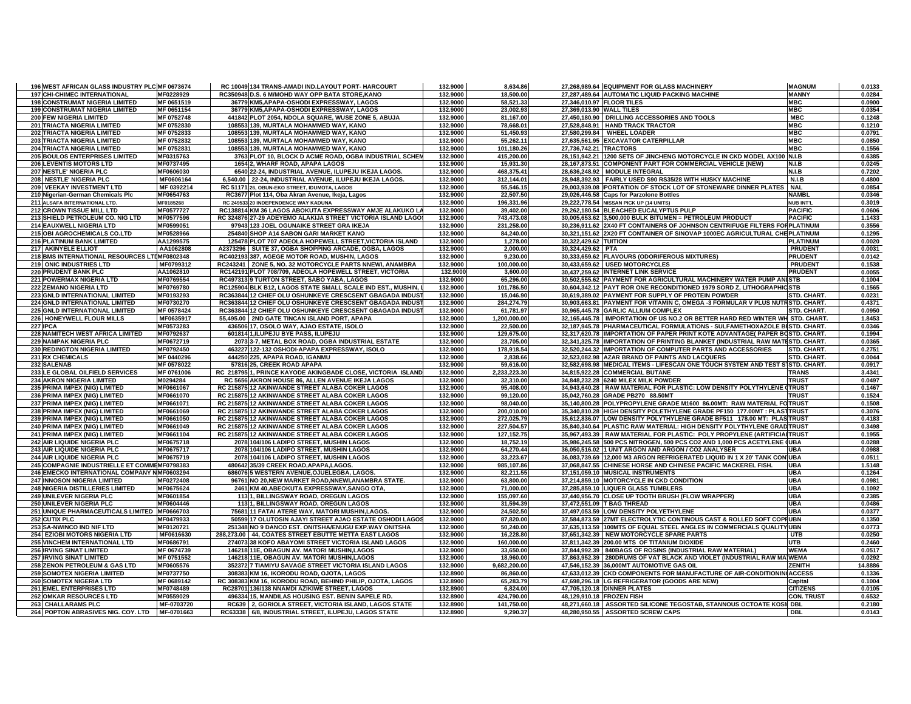| | | | | | | | | | |
|---|---|---|---|---|---|---|---|---|---|
| 196 | WEST AFRICAN GLASS INDUSTRY PLC | MF 0673674 | RC 10049 | 134 TRANS-AMADI IND.LAYOUT PORT- HARCOURT | 132.9000 | 8,634.86 | 27,268,989.64 | EQUIPMENT FOR GLASS MACHINERY | MAGNUM | 0.0133 |
| 197 | CHI-CHIMEC INTERNATIONAL | MF0228929 | RC350948 | D.S. 6 M/MOHD WAY OPP BATA STORE,KANO | 132.9000 | 18,500.00 | 27,287,489.64 | AUTOMATIC LIQUID PACKING MACHINE | MANNY | 0.0284 |
| 198 | CONSTRUMAT NIGERIA LIMITED | MF 0651519 | 36779 | KM5,APAPA-OSHODI EXPRESSWAY, LAGOS | 132.9000 | 58,521.33 | 27,346,010.97 | FLOOR TILES | MBC | 0.0900 |
| 199 | CONSTRUMAT NIGERIA LIMITED | MF 0651154 | 36779 | KM5,APAPA-OSHODI EXPRESSWAY, LAGOS | 132.9000 | 23,002.93 | 27,369,013.90 | WALL TILES | MBC | 0.0354 |
| 200 | FEW NIGERIA LIMITED | MF 0752748 | 441842 | PLOT 2054, NDOLA SQUARE, WUSE ZONE 5, ABUJA | 132.9000 | 81,167.00 | 27,450,180.90 | DRILLING ACCESSORIES AND TOOLS | MBC | 0.1248 |
| 201 | TRIACTA NIGERIA LIMITED | MF 0752830 | 108553 | 139, MURTALA MOHAMMED WAY, KANO | 132.9000 | 78,668.01 | 27,528,848.91 | HAND TRACK TRACTOR | MBC | 0.1210 |
| 202 | TRIACTA NIGERIA LIMITED | MF 0752833 | 108553 | 139, MURTALA MOHAMMED WAY, KANO | 132.9000 | 51,450.93 | 27,580,299.84 | WHEEL LOADER | MBC | 0.0791 |
| 203 | TRIACTA NIGERIA LIMITED | MF 0752832 | 108553 | 139, MURTALA MOHAMMED WAY, KANO | 132.9000 | 55,262.11 | 27,635,561.95 | EXCAVATOR CATERPILLAR | MBC | 0.0850 |
| 204 | TRIACTA NIGERIA LIMITED | MF 0752831 | 108553 | 139, MURTALA MOHAMMED WAY, KANO | 132.9000 | 101,180.26 | 27,736,742.21 | TRACTORS | MBC | 0.1556 |
| 205 | BOULOS ENTERPRISES LIMITED | MF0315763 | 3763 | PLOT 10, BLOCK D ACME ROAD, OGBA INDUSTRIAL SCHEM | 132.9000 | 415,200.00 | 28,151,942.21 | 1200 SETS OF JINCHENG MOTORCYCLE IN CKD MODEL AX100 | N.I.B | 0.6385 |
| 206 | LEVENTIS MOTORS LTD | MF0737495 | 1654 | 2, WHARF ROAD, APAPA LAGOS | 132.9000 | 15,931.30 | 28,167,873.51 | COMPONENT PART FOR COMMERCIAL VEHICLE (NEW) | N.I.B | 0.0245 |
| 207 | NESTLE' NIGERIA PLC | MF0606030 | 6540 | 22-24, INDUSTRIAL AVENUE, ILUPEJU IKEJA LAGOS. | 132.9000 | 468,375.41 | 28,636,248.92 | MODULE INTEGRAL | N.I.B | 0.7202 |
| 208 | NESTLE' NIGERIA PLC | MF0606164 | 6,540.00 | 22-24, INDUSTRIAL AVENUE, ILUPEJU IKEJA LAGOS. | 132.9000 | 312,144.01 | 28,948,392.93 | FAIRLY USED S90 RS35/28 WITH HUSKY MACHINE | N.I.B | 0.4800 |
| 209 | VEEKAY INVESTMENT LTD | MF 0392214 | RC 51171 | 26, OBUN-EKO STREET, IDUMOTA, LAGOS | 132.9000 | 55,546.15 | 29,003,939.08 | PORTATION OF STOCK LOT OF STONEWARE DINNER PLATES | NAL | 0.0854 |
| 210 | Nigerian-German Chemicals Plc | MF0654763 | RC3677 | Plot 114, Oba Akran Avenue, Ikeja, Lagos | 132.9000 | 22,507.50 | 29,026,446.58 | Caps for Parzolone Bottles | NAMBL | 0.0346 |
| 211 | ALSAFA INTERNATIONAL LTD. | MF0185268 | RC 249533 | 20 INDEPENDENCE WAY KADUNA | 132.9000 | 196,331.96 | 29,222,778.54 | NISSAN PICK UP (14 UNITS) | NUB INT'L | 0.3019 |
| 212 | CROWN TISSUE MILL LTD | MF0577727 | RC138814 | KM 36 LAGOS ABOKUTA EXPRESSWAY AMJE ALAKUKO LA | 132.9000 | 39,402.00 | 29,262,180.54 | BLEACHED EUCALYPTUS PULP | PACIFIC | 0.0606 |
| 213 | SHIELD PETROLEUM CO. NIG LTD | MF0577596 | RC 324876 | 27-29 ADEYEMO ALAKIJA STREET VICTORIA ISLAND LAGOS | 132.9000 | 743,473.08 | 30,005,653.62 | 3,500,000 BULK BITUMEN = PETROLEUM PRODUCT | PACIFIC | 1.1433 |
| 214 | EAUXWELL NIGERIA LTD | MF0599051 | 97943 | 123 JOEL OGUNAIKE STREET GRA IKEJA | 132.9000 | 231,258.00 | 30,236,911.62 | 2X40 FT CONTAINERS OF JOHNSON CENTRIFUGE FILTERS FOR | PLATINUM | 0.3556 |
| 215 | OBI AGROCHEMICALS CO.LTD | MF0528966 | 254840 | SHOP A14 SABON GARI MARKET KANO | 132.9000 | 84,240.00 | 30,321,151.62 | 2X20 FT CONTAINER OF SINOVAP 1000EC AGRICULTURAL CHE | PLATINUM | 0.1295 |
| 216 | PLATINUM BANK LIMITED | AA1299575 | 125478 | PLOT 707 ADEOLA HOPEWELL STREET,VICTORIA ISLAND | 132.9000 | 1,278.00 | 30,322,429.62 | TUITION | PLATINUM | 0.0020 |
| 217 | AKINYELE ELLIOT | AA1062808 | A2373296 | SUITE 37, OGBA SHOPPING ARCADE, OGBA, LAGOS | 132.9000 | 2,000.00 | 30,324,429.62 | PTA | PRUDENT | 0.0031 |
| 218 | BMS INTERNATIONAL RESOURCES LTD | MF0802348 | RC402193 | 387, AGEGE MOTOR ROAD, MUSHIN, LAGOS | 132.9000 | 9,230.00 | 30,333,659.62 | FLAVOURS (ODORIFEROUS MIXTURES) | PRUDENT | 0.0142 |
| 219 | ONIC INDUSTRIES LTD | MF0799312 | RC243241 | ZONE 5, NO. 32 MOTORCYCLE PARTS NNEWI, ANAMBRA | 132.9000 | 100,000.00 | 30,433,659.62 | USED MOTORCYCLES | PRUDENT | 0.1538 |
| 220 | PRUDENT BANK PLC | AA1062810 | RC142191 | PLOT 708/709, ADEOLA HOPEWELL STREET, VICTORIA | 132.9000 | 3,600.00 | 30,437,259.62 | INTERNET LINK SERVICE | PRUDENT | 0.0055 |
| 221 | POWERMAX NIGERIA LTD | MF0769554 | RC497313 | 9 TURTON STREET, SABO YABA, LAGOS | 132.9000 | 65,296.00 | 30,502,555.62 | PAYMENT FOR AGRICULTURAL MACHINERY WATER PUMP AN | STB | 0.1004 |
| 222 | ZEMANO NIGERIA LTD | MF0769780 | RC125904 | BLK B12, LAGOS STATE SMALL SCALE IND EST., MUSHIN, L | 132.9000 | 101,786.50 | 30,604,342.12 | PAYT ROR ONE RECONDITIONED 1979 SORD Z, LITHOGRAPHIC | STB | 0.1565 |
| 223 | GNLD INTERNATIONAL LIMITED | MF0193293 | RC363844 | 12 CHIEF OLU OSHUNKEYE CRESCSENT GBAGADA INDUST | 132.9000 | 15,046.90 | 30,619,389.02 | PAYMENT FOR SUPPLY OF PROTEIN POWDER | STD. CHART. | 0.0231 |
| 224 | GNLD INTERNATIONAL LIMITED | MF0730270 | RC363844 | 12 CHIEF OLU OSHUNKEYE CRESCSENT GBAGADA INDUST | 132.9000 | 284,274.79 | 30,903,663.81 | PAYMENT FOR VITAMIN C, OMEGA -3 FORMULAR V PLUS NUTR | STD. CHART. | 0.4371 |
| 225 | GNLD INTERNATIONAL LIMITED | MF 0578424 | RC363844 | 12 CHIEF OLU OSHUNKEYE CRESCSENT GBAGADA INDUST | 132.9000 | 61,781.97 | 30,965,445.78 | GARLIC ALLIUM COMPLEX | STD. CHART. | 0.0950 |
| 226 | HONEYWELL FLOUR MILLS | MF0635917 | 55,495.00 | 2ND GATE TINCAN ISLAND PORT, APAPA | 132.9000 | 1,200,000.00 | 32,165,445.78 | IMPORTATION OF US NO.2 OR BETTER HARD RED WINTER WH | STD. CHART. | 1.8453 |
| 227 | IPCA | MF0573283 | 436506 | 17, OSOLO WAY, AJAO ESTATE, ISOLO | 132.9000 | 22,500.00 | 32,187,945.78 | PHARMACEUTICAL FORMULATIONS - SULFAMETHOXAZOLE BI | STD. CHART. | 0.0346 |
| 228 | NAMITECH WEST AFRICA LIMITED | MF0792637 | 601814 | 1,ILUPEJU BYE PASS, ILUPEJU | 132.9000 | 129,675.00 | 32,317,620.78 | IMPORTATION OF PAPER PRINT KOTE ADVANTAGE( PAPER BO | STD. CHART. | 0.1994 |
| 229 | NAMPAK NIGERIA PLC | MF0672719 | 2073 | 3-7, METAL BOX ROAD, OGBA INDUSTRIAL ESTATE | 132.9000 | 23,705.00 | 32,341,325.78 | IMPORTATION OF PRINTING BLANKET (INDUSTRIAL RAW MATE | STD. CHART. | 0.0365 |
| 230 | REDINGTON NIGERIA LIMITED | MF0792450 | 463227 | 122-132 OSHODI-APAPA EXPRESSWAY, ISOLO | 132.9000 | 178,918.54 | 32,520,244.32 | IMPORTATION OF COMPUTER PARTS AND ACCESSORIES | STD. CHART. | 0.2751 |
| 231 | RX CHEMICALS | MF 0440296 | 444250 | 225, APAPA ROAD, IGANMU | 132.9000 | 2,838.66 | 32,523,082.98 | AZAR BRAND OF PAINTS AND LACQUERS | STD. CHART. | 0.0044 |
| 232 | SALENAB | MF 0578022 | 57816 | 25, CREEK ROAD APAPA | 132.9000 | 59,616.00 | 32,582,698.98 | MEDICAL ITEMS - LIFESCAN ONE TOUCH SYSTEM AND TEST S | STD. CHART. | 0.0917 |
| 233 | LE GLOBAL OILFIELD SERVICES | MF 0761006 | RC 218795 | 1, PRINCE KAYODE AKINGBADE CLOSE, VICTORIA ISLAND | 132.9000 | 2,233,223.30 | 34,815,922.28 | COMMERCIAL BUTANE | TRANS | 3.4341 |
| 234 | AKRON NIGERIA LIMITED | M0294284 | RC 5656 | AKRON HOUSE 86, ALLEN AVENUE IKEJA LAGOS | 132.9000 | 32,310.00 | 34,848,232.28 | 6240 MILEX MILK POWDER | TRUST | 0.0497 |
| 235 | PRIMA IMPEX (NIG) LIMITED | MF0661067 | RC 215875 | 12 AKINWANDE STREET ALABA COKER LAGOS | 132.9000 | 95,408.00 | 34,943,640.28 | RAW MATERIAL FOR PLASTIC: LOW DENSITY POLYTHYLENE ( | TRUST | 0.1467 |
| 236 | PRIMA IMPEX (NIG) LIMITED | MF0661070 | RC 215875 | 12 AKINWANDE STREET ALABA COKER LAGOS | 132.9000 | 99,120.00 | 35,042,760.28 | GRADE PB270 88.50MT | TRUST | 0.1524 |
| 237 | PRIMA IMPEX (NIG) LIMITED | MF0661071 | RC 215875 | 12 AKINWANDE STREET ALABA COKER LAGOS | 132.9000 | 98,040.00 | 35,140,800.28 | POLYPROPYLENE GRADE M1600 86.00MT: RAW MATERIAL FO | TRUST | 0.1508 |
| 238 | PRIMA IMPEX (NIG) LIMITED | MF0661069 | RC 215875 | 12 AKINWANDE STREET ALABA COKER LAGOS | 132.9000 | 200,010.00 | 35,340,810.28 | HIGH DENSITY POLETHYLENE GRADE PF150 177.00MT : PLAST | TRUST | 0.3076 |
| 239 | PRIMA IMPEX (NIG) LIMITED | MF0661050 | RC 215875 | 12 AKINWANDE STREET ALABA COKER LAGOS | 132.9000 | 272,025.79 | 35,612,836.07 | LOW DENSITY POLYTHYLENE GRADE BF511 178.00 MT: PLAS | TRUST | 0.4183 |
| 240 | PRIMA IMPEX (NIG) LIMITED | MF0661049 | RC 215875 | 12 AKINWANDE STREET ALABA COKER LAGOS | 132.9000 | 227,504.57 | 35,840,340.64 | PLASTIC RAW MATERIAL: HIGH DENSITY POLYTHYLENE GRAD | TRUST | 0.3498 |
| 241 | PRIMA IMPEX (NIG) LIMITED | MF0661104 | RC 215875 | 12 AKINWANDE STREET ALABA COKER LAGOS | 132.9000 | 127,152.75 | 35,967,493.39 | RAW MATERIAL FOR PLASTIC: POLY PROPYLENE (ARTIFICIAL | TRUST | 0.1955 |
| 242 | AIR LIQUIDE NIGERIA PLC | MF0675718 | 2078 | 104/106 LADIPO STREET, MUSHIN LAGOS | 132.9000 | 18,752.19 | 35,986,245.58 | 500 PCS NITROGEN, 500 PCS CO2 AND 1,000 PCS ACETYLENE ( | UBA | 0.0288 |
| 243 | AIR LIQUIDE NIGERIA PLC | MF0675717 | 2078 | 104/106 LADIPO STREET, MUSHIN LAGOS | 132.9000 | 64,270.44 | 36,050,516.02 | 1 UNIT ARGON AND ARGON / CO2 ANALYSER | UBA | 0.0988 |
| 244 | AIR LIQUIDE NIGERIA PLC | MF0675719 | 2078 | 104/106 LADIPO STREET, MUSHIN LAGOS | 132.9000 | 33,223.67 | 36,083,739.69 | 12,000 M3 ARGON REFRIGERATED LIQUID IN 1 X 20' TANK CON | UBA | 0.0511 |
| 245 | COMPAGNIE INDUSTRIELLE ET COMME | MF0798383 | 480642 | 35/39 CREEK ROAD,APAPA,LAGOS. | 132.9000 | 985,107.86 | 37,068,847.55 | CHINESE HORSE AND CHINESE PACIFIC MACKEREL FISH. | UBA | 1.5148 |
| 246 | EMECKO INTERNATIONAL COMPANY N | MF0603294 | 686076 | 5 WESTERN AVENUE,OJUELEGBA, LAGOS. | 132.9000 | 82,211.55 | 37,151,059.10 | MUSICAL INSTRUMENTS | UBA | 0.1264 |
| 247 | INNOSON NIGERIA LIMITED | MF0272408 | 96761 | NO 20,NEW MARKET ROAD,NNEWI,ANAMBRA STATE. | 132.9000 | 63,800.00 | 37,214,859.10 | MOTORCYCLE IN CKD CONDITION | UBA | 0.0981 |
| 248 | NIGERIA DISTILLERIES LIMITED | MF0675624 | 2461 | KM 40,ABEOKUTA EXPRESSWAY,SANGO OTA, | 132.9000 | 71,000.00 | 37,285,859.10 | LIQUER GLASS TUMBLERS | UBA | 0.1092 |
| 249 | UNILEVER NIGERIA PLC | MF0601854 | 113 | 1, BILLINGSWAY ROAD, OREGUN LAGOS | 132.9000 | 155,097.60 | 37,440,956.70 | CLOSE UP TOOTH BRUSH (FLOW WRAPPER) | UBA | 0.2385 |
| 250 | UNILEVER NIGERIA PLC | MF0604446 | 113 | 1, BILLINGSWAY ROAD, OREGUN LAGOS | 132.9000 | 31,594.39 | 37,472,551.09 | T BAG THREAD | UBA | 0.0486 |
| 251 | UNIQUE PHARMACEUTICALS LIMITED | MF0666703 | 75681 | 11 FATAI ATERE WAY, MATORI MUSHIN,LAGOS. | 132.9000 | 24,502.50 | 37,497,053.59 | LOW DENSITY POLYETHYLENE | UBA | 0.0377 |
| 252 | CUTIX PLC | MF0479933 | 50599 | 17 OLUTOSIN AJAYI STREET AJAO ESTATE OSHODI LAGOS | 132.9000 | 87,820.00 | 37,584,873.59 | 27MT ELECTROLYTIC CONTINOUS CAST & ROLLED SOFT COPP | UBN | 0.1350 |
| 253 | SA-NWINCO IND NIF LTD | MF0120721 | 251348 | NO 9 DANCO EST. ONITSHA/ENUGU EXP.WAY ONITSHA | 132.9000 | 50,240.00 | 37,635,113.59 | 100MTS OF EQUAL STEEL ANGLES IN COMMERCIALS QUALITY | UBN | 0.0773 |
| 254 | EZIOBI MOTORS NIGERIA LTD | MF0616630 | 288,273.00 | 44, COATES STREET EBUTTE METTA EAST LAGOS | 132.9000 | 16,228.80 | 37,651,342.39 | NEW MOTORCYCLE SPARE PARTS | UTB | 0.0250 |
| 255 | VINCHEM INTERNATIONAL LTD | MF0686791 | 274073 | 38 KOFO ABAYOMI STREET VICTORIA ISLAND LAGOS | 132.9000 | 160,000.00 | 37,811,342.39 | 200.00 MTS OF TITANIUM DIOXIDE | UTB | 0.2460 |
| 256 | IRVING SINAT LIMITED | MF 0674739 | 146218 | 11E, OBAGUN AV. MATORI MUSHIN,LAGOS | 132.9000 | 33,650.00 | 37,844,992.39 | 840BAGS OF ROSINS (INDUSTRIAL RAW MATERIAL) | WEMA | 0.0517 |
| 257 | IRVING SINAT LIMITED | MF 0751552 | 146218 | 11E, OBAGUN AV. MATORI MUSHIN,LAGOS | 132.9000 | 18,960.00 | 37,863,952.39 | 280DRUMS OF VAT BLACK AND VIOLET (INDUSTRIAL RAW MA | WEMA | 0.0292 |
| 258 | ZENON PETROLEUM & GAS LTD | MF0605576 | 352372 | 7 TIAMIYU SAVAGE STREET VICTORIA ISLAND LAGOS | 132.9000 | 9,682,200.00 | 47,546,152.39 | 36,000MT AUTOMOTIVE GAS OIL | ZENITH | 14.8886 |
| 259 | SOMOTEX NIGERIA LIMITED | MF0737750 | 308383 | KM 16, IKORODU ROAD, OJOTA, LAGOS | 132.8900 | 86,860.00 | 47,633,012.39 | CKD COMPONENTS FOR MANUFACTURE OF AIR-CONDITIONIN | ACCESS | 0.1336 |
| 260 | SOMOTEX NIGERIA LTD | MF 0689142 | RC 308383 | KM 16, IKORODU ROAD, BEHIND PHILIP, OJOTA, LAGOS | 132.8900 | 65,283.79 | 47,698,296.18 | LG REFRIGERATOR (GOODS ARE NEW) | Capital | 0.1004 |
| 261 | EMEL ENTERPRISES LTD | MF0748489 | RC28701 | 136/138 NNAMDI AZIKIWE STREET, LAGOS | 132.8900 | 6,824.00 | 47,705,120.18 | DINNER PLATES | CITIZENS | 0.0105 |
| 262 | OMKAR RESOURCES LTD | MF0559029 | 496334 | 15, MANDILAS HOUSING EST. BENIN SAPELE RD. | 132.8900 | 424,790.00 | 48,129,910.18 | FROZEN FISH | CON. TRUST | 0.6532 |
| 263 | CHALLARAMS PLC | MF-0703720 | RC639 | 2, GORIOLA STREET, VICTORIA ISLAND, LAGOS STATE | 132.8900 | 141,750.00 | 48,271,660.18 | ASSORTED SILICONE TEGOSTAB, STANNOUS OCTOATE KOSM | DBL | 0.2180 |
| 264 | POPTON ABRASIVES NIG. COY. LTD | MF-0701663 | RC63338 | 6/8, INDUSTRIAL STREET, ILUPEJU, LAGOS STATE | 132.8900 | 9,290.37 | 48,280,950.55 | ASSORTED SCREW CAPS | DBL | 0.0143 |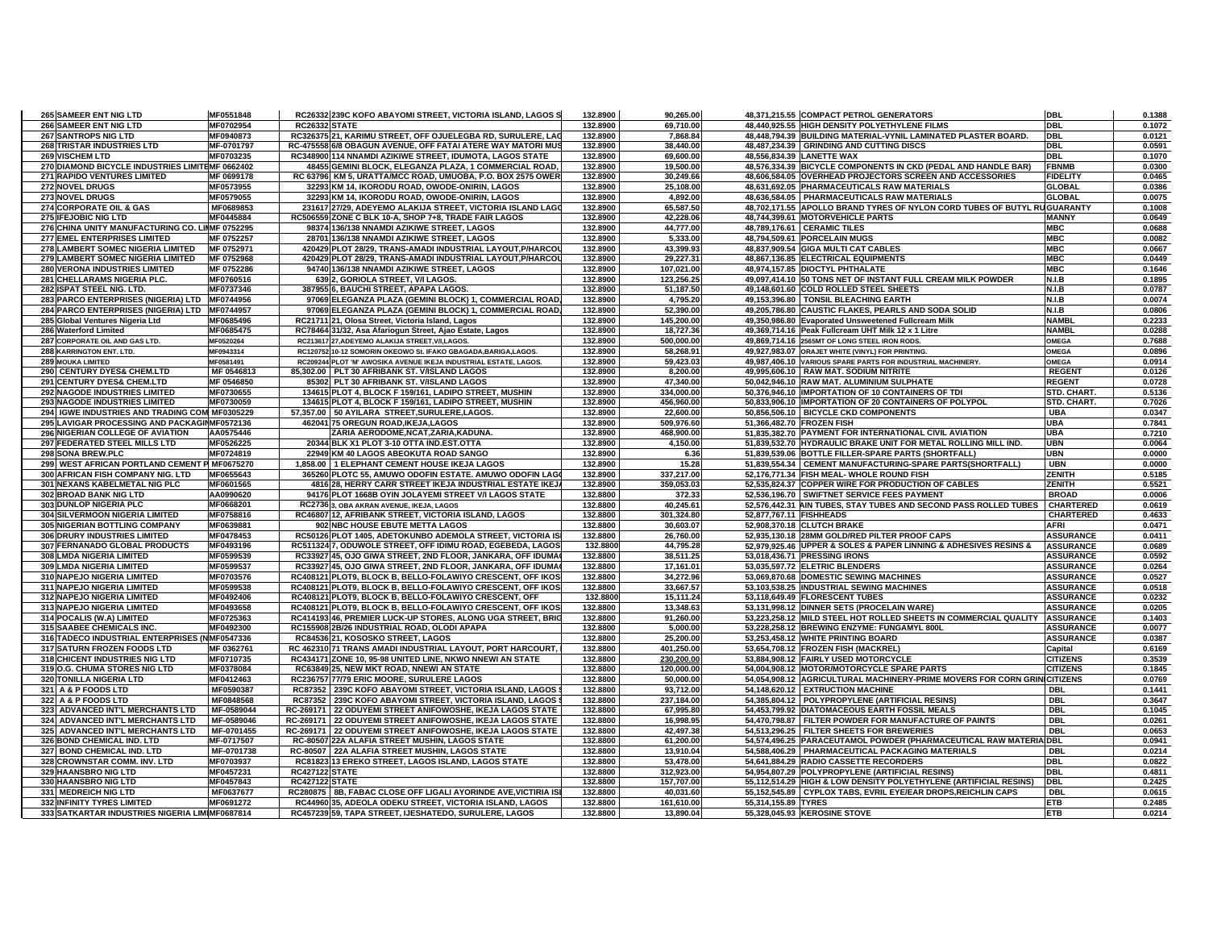| | | | | | | | | | |
|---|---|---|---|---|---|---|---|---|---|
| 265 | SAMEER ENT NIG LTD | MF0551848 | RC26332 239C KOFO ABAYOMI STREET, VICTORIA ISLAND, LAGOS S | 132.8900 | 90,265.00 | 48,371,215.55 | COMPACT PETROL GENERATORS | DBL | 0.1388 |
| 266 | SAMEER ENT NIG LTD | MF0702954 | RC26332 STATE | 132.8900 | 69,710.00 | 48,440,925.55 | HIGH DENSITY POLYETHYLENE FILMS | DBL | 0.1072 |
| 267 | SANTROPS NIG LTD | MF0940873 | RC326375 21, KARIMU STREET, OFF OJUELEGBA RD, SURULERE, LAG | 132.8900 | 7,868.84 | 48,448,794.39 | BUILDING MATERIAL-VYNIL LAMINATED PLASTER BOARD. | DBL | 0.0121 |
| 268 | TRISTAR INDUSTRIES LTD | MF-0701797 | RC-475558 6/8 OBAGUN AVENUE, OFF FATAI ATERE WAY MATORI MUS | 132.8900 | 38,440.00 | 48,487,234.39 | GRINDING AND CUTTING DISCS | DBL | 0.0591 |
| 269 | VISCHEM LTD | MF0703235 | RC348900 114 NNAMDI AZIKIWE STREET, IDUMOTA, LAGOS STATE | 132.8900 | 69,600.00 | 48,556,834.39 | LANETTE WAX | DBL | 0.1070 |
| 270 | DIAMOND BICYCLE INDUSTRIES LIMITE | MF 0662402 | 48455 GEMINI BLOCK, ELEGANZA PLAZA, 1 COMMERCIAL ROAD, | 132.8900 | 19,500.00 | 48,576,334.39 | BICYCLE COMPONENTS IN CKD (PEDAL AND HANDLE BAR) | FBNMB | 0.0300 |
| 271 | RAPIDO VENTURES LIMITED | MF 0699178 | RC 63796 KM 5, URATTA/MCC ROAD, UMUOBA, P.O. BOX 2575 OWER | 132.8900 | 30,249.66 | 48,606,584.05 | OVERHEAD PROJECTORS SCREEN AND ACCESSORIES | FIDELITY | 0.0465 |
| 272 | NOVEL DRUGS | MF0573955 | 32293 KM 14, IKORODU ROAD, OWODE-ONIRIN, LAGOS | 132.8900 | 25,108.00 | 48,631,692.05 | PHARMACEUTICALS RAW MATERIALS | GLOBAL | 0.0386 |
| 273 | NOVEL DRUGS | MF0579055 | 32293 KM 14, IKORODU ROAD, OWODE-ONIRIN, LAGOS | 132.8900 | 4,892.00 | 48,636,584.05 | PHARMACEUTICALS RAW MATERIALS | GLOBAL | 0.0075 |
| 274 | CORPORATE OIL & GAS | MF0689853 | 231617 27/29, ADEYEMO ALAKIJA STREET, VICTORIA ISLAND LAGO | 132.8900 | 65,587.50 | 48,702,171.55 | APOLLO BRAND TYRES OF NYLON CORD TUBES OF BUTYL RU | GUARANTY | 0.1008 |
| 275 | IFEJOBIC NIG LTD | MF0445884 | RC506559 ZONE C BLK 10-A, SHOP 7+8, TRADE FAIR LAGOS | 132.8900 | 42,228.06 | 48,744,399.61 | MOTORVEHICLE PARTS | MANNY | 0.0649 |
| 276 | CHINA UNITY MANUFACTURING CO. LIM | MF 0752295 | 98374 136/138 NNAMDI AZIKIWE STREET, LAGOS | 132.8900 | 44,777.00 | 48,789,176.61 | CERAMIC TILES | MBC | 0.0688 |
| 277 | EMEL ENTERPRISES LIMITED | MF 0752257 | 28701 136/138 NNAMDI AZIKIWE STREET, LAGOS | 132.8900 | 5,333.00 | 48,794,509.61 | PORCELAIN MUGS | MBC | 0.0082 |
| 278 | LAMBERT SOMEC NIGERIA LIMITED | MF 0752971 | 420429 PLOT 28/29, TRANS-AMADI INDUSTRIAL LAYOUT,P/HARCOU | 132.8900 | 43,399.93 | 48,837,909.54 | GIGA MULTI CAT CABLES | MBC | 0.0667 |
| 279 | LAMBERT SOMEC NIGERIA LIMITED | MF 0752968 | 420429 PLOT 28/29, TRANS-AMADI INDUSTRIAL LAYOUT,P/HARCOU | 132.8900 | 29,227.31 | 48,867,136.85 | ELECTRICAL EQUIPMENTS | MBC | 0.0449 |
| 280 | VERONA INDUSTRIES LIMITED | MF 0752286 | 94740 136/138 NNAMDI AZIKIWE STREET, LAGOS | 132.8900 | 107,021.00 | 48,974,157.85 | DIOCTYL PHTHALATE | MBC | 0.1646 |
| 281 | CHELLARAMS NIGERIA PLC. | MF0760516 | 639 2, GORIOLA STREET, V/I LAGOS. | 132.8900 | 123,256.25 | 49,097,414.10 | 50 TONS NET OF INSTANT FULL CREAM MILK POWDER | N.I.B | 0.1895 |
| 282 | ISPAT STEEL NIG. LTD. | MF0737346 | 387955 6, BAUCHI STREET, APAPA LAGOS. | 132.8900 | 51,187.50 | 49,148,601.60 | COLD ROLLED STEEL SHEETS | N.I.B | 0.0787 |
| 283 | PARCO ENTERPRISES (NIGERIA) LTD | MF0744956 | 97069 ELEGANZA PLAZA (GEMINI BLOCK) 1, COMMERCIAL ROAD, | 132.8900 | 4,795.20 | 49,153,396.80 | TONSIL BLEACHING EARTH | N.I.B | 0.0074 |
| 284 | PARCO ENTERPRISES (NIGERIA) LTD | MF0744957 | 97069 ELEGANZA PLAZA (GEMINI BLOCK) 1, COMMERCIAL ROAD, | 132.8900 | 52,390.00 | 49,205,786.80 | CAUSTIC FLAKES, PEARLS AND SODA SOLID | N.I.B | 0.0806 |
| 285 | Global Ventures Nigeria Ltd | MF0685496 | RC21711 21, Olosa Street, Victoria Island, Lagos | 132.8900 | 145,200.00 | 49,350,986.80 | Evaporated Unsweetened Fullcream Milk | NAMBL | 0.2233 |
| 286 | Waterford Limited | MF0685475 | RC78464 31/32, Asa Afariogun Street, Ajao Estate, Lagos | 132.8900 | 18,727.36 | 49,369,714.16 | Peak Fullcream UHT Milk 12 x 1 Litre | NAMBL | 0.0288 |
| 287 | CORPORATE OIL AND GAS LTD. | MF0520264 | RC213617 27,ADEYEMO ALAKIJA STREET,V/I,LAGOS. | 132.8900 | 500,000.00 | 49,869,714.16 | 2565MT OF LONG STEEL IRON RODS. | OMEGA | 0.7688 |
| 288 | KARRINGTON ENT. LTD. | MF0943314 | RC120752 10-12 SOMORIN OKEOWO St. IFAKO GBAGADA,BARIGA,LAGOS. | 132.8900 | 58,268.91 | 49,927,983.07 | ORAJET WHITE (VINYL) FOR PRINTING. | OMEGA | 0.0896 |
| 289 | MOUKA LIMITED | MF0581491 | RC209244 PLOT 'M' AWOSIKA AVENUE IKEJA INDUSTRIAL ESTATE, LAGOS. | 132.8900 | 59,423.03 | 49,987,406.10 | VARIOUS SPARE PARTS FOR INDUSTRIAL MACHINERY. | OMEGA | 0.0914 |
| 290 | CENTURY DYES& CHEM.LTD | MF 0546813 | 85,302.00 PLT 30 AFRIBANK ST. V/ISLAND LAGOS | 132.8900 | 8,200.00 | 49,995,606.10 | RAW MAT. SODIUM NITRITE | REGENT | 0.0126 |
| 291 | CENTURY DYES& CHEM.LTD | MF 0546850 | 85302 PLT 30 AFRIBANK ST. V/ISLAND LAGOS | 132.8900 | 47,340.00 | 50,042,946.10 | RAW MAT. ALUMINIUM SULPHATE | REGENT | 0.0728 |
| 292 | NAGODE INDUSTRIES LIMITED | MF0730655 | 134615 PLOT 4, BLOCK F 159/161, LADIPO STREET, MUSHIN | 132.8900 | 334,000.00 | 50,376,946.10 | IMPORTATION OF 10 CONTAINERS OF TDI | STD. CHART. | 0.5136 |
| 293 | NAGODE INDUSTRIES LIMITED | MF0730059 | 134615 PLOT 4, BLOCK F 159/161, LADIPO STREET, MUSHIN | 132.8900 | 456,960.00 | 50,833,906.10 | IMPORTATION OF 20 CONTAINERS OF POLYPOL | STD. CHART. | 0.7026 |
| 294 | IGWE INDUSTRIES AND TRADING COM | MF0305229 | 57,357.00 50 AYILARA STREET,SURULERE,LAGOS. | 132.8900 | 22,600.00 | 50,856,506.10 | BICYCLE CKD COMPONENTS | UBA | 0.0347 |
| 295 | LAVIGAR PROCESSING AND PACKAGIN | MF0572136 | 462041 75 OREGUN ROAD,IKEJA,LAGOS | 132.8900 | 509,976.60 | 51,366,482.70 | FROZEN FISH | UBA | 0.7841 |
| 296 | NIGERIAN COLLEGE OF AVIATION | AA0575446 | ZARIA AERODOME,NCAT,ZARIA,KADUNA. | 132.8900 | 468,900.00 | 51,835,382.70 | PAYMENT FOR INTERNATIONAL CIVIL AVIATION | UBA | 0.7210 |
| 297 | FEDERATED STEEL MILLS LTD | MF0526225 | 20344 BLK X1 PLOT 3-10 OTTA IND.EST.OTTA | 132.8900 | 4,150.00 | 51,839,532.70 | HYDRAULIC BRAKE UNIT FOR METAL ROLLING MILL IND. | UBN | 0.0064 |
| 298 | SONA BREW.PLC | MF0724819 | 22949 KM 40 LAGOS ABEOKUTA ROAD SANGO | 132.8900 | 6.36 | 51,839,539.06 | BOTTLE FILLER-SPARE PARTS (SHORTFALL) | UBN | 0.0000 |
| 299 | WEST AFRICAN PORTLAND CEMENT P | MF0675270 | 1,858.00 1 ELEPHANT CEMENT HOUSE IKEJA LAGOS | 132.8900 | 15.28 | 51,839,554.34 | CEMENT MANUFACTURING-SPARE PARTS(SHORTFALL) | UBN | 0.0000 |
| 300 | AFRICAN FISH COMPANY NIG. LTD | MF0655643 | 365260 PLOTC 55, AMUWO ODOFIN ESTATE. AMUWO ODOFIN LAGO | 132.8900 | 337,217.00 | 52,176,771.34 | FISH MEAL- WHOLE ROUND FISH | ZENITH | 0.5185 |
| 301 | NEXANS KABELMETAL NIG PLC | MF0601565 | 4816 28, HERRY CARR STREET IKEJA INDUSTRIAL ESTATE IKEJ | 132.8900 | 359,053.03 | 52,535,824.37 | COPPER WIRE FOR PRODUCTION OF CABLES | ZENITH | 0.5521 |
| 302 | BROAD BANK NIG LTD | AA0990620 | 94176 PLOT 1668B OYIN JOLAYEMI STREET V/I LAGOS STATE | 132.8800 | 372.33 | 52,536,196.70 | SWIFTNET SERVICE FEES PAYMENT | BROAD | 0.0006 |
| 303 | DUNLOP NIGERIA PLC | MF0668201 | RC2736 3, OBA AKRAN AVENUE, IKEJA, LAGOS | 132.8800 | 40,245.61 | 52,576,442.31 | AIN TUBES, STAY TUBES AND SECOND PASS ROLLED TUBES | CHARTERED | 0.0619 |
| 304 | SILVERMOON NIGERIA LIMITED | MF0758816 | RC46807 12, AFRIBANK STREET, VICTORIA ISLAND, LAGOS | 132.8800 | 301,324.80 | 52,877,767.11 | FISHHEADS | CHARTERED | 0.4633 |
| 305 | NIGERIAN BOTTLING COMPANY | MF0639881 | 902 NBC HOUSE EBUTE METTA LAGOS | 132.8800 | 30,603.07 | 52,908,370.18 | CLUTCH BRAKE | AFRI | 0.0471 |
| 306 | DRURY INDUSTRIES LIMITED | MF0478453 | RC50126 PLOT 1405, ADETOKUNBO ADEMOLA STREET, VICTORIA IS | 132.8800 | 26,760.00 | 52,935,130.18 | 28MM GOLD/RED PILTER PROOF CAPS | ASSURANCE | 0.0411 |
| 307 | FERNANADO GLOBAL PRODUCTS | MF0493196 | RC511324 7, ODUWOLE STREET, OFF IDIMU ROAD, EGEBEDA, LAGOS | 132.8800 | 44,795.28 | 52,979,925.46 | UPPER & SOLES & PAPER LINNING & ADHESIVES RESINS & | ASSURANCE | 0.0689 |
| 308 | LMDA NIGERIA LIMITED | MF0599539 | RC33927 45, OJO GIWA STREET, 2ND FLOOR, JANKARA, OFF IDUMA | 132.8800 | 38,511.25 | 53,018,436.71 | PRESSING IRONS | ASSURANCE | 0.0592 |
| 309 | LMDA NIGERIA LIMITED | MF0599537 | RC33927 45, OJO GIWA STREET, 2ND FLOOR, JANKARA, OFF IDUMA | 132.8800 | 17,161.01 | 53,035,597.72 | ELETRIC BLENDERS | ASSURANCE | 0.0264 |
| 310 | NAPEJO NIGERIA LIMITED | MF0703576 | RC408121 PLOT9, BLOCK B, BELLO-FOLAWIYO CRESCENT, OFF IKOS | 132.8800 | 34,272.96 | 53,069,870.68 | DOMESTIC SEWING MACHINES | ASSURANCE | 0.0527 |
| 311 | NAPEJO NIGERIA LIMITED | MF0599538 | RC408121 PLOT9, BLOCK B, BELLO-FOLAWIYO CRESCENT, OFF IKOS | 132.8800 | 33,667.57 | 53,103,538.25 | INDUSTRIAL SEWING MACHINES | ASSURANCE | 0.0518 |
| 312 | NAPEJO NIGERIA LIMITED | MF0492406 | RC408121 PLOT9, BLOCK B, BELLO-FOLAWIYO CRESCENT, OFF | 132.8800 | 15,111.24 | 53,118,649.49 | FLORESCENT TUBES | ASSURANCE | 0.0232 |
| 313 | NAPEJO NIGERIA LIMITED | MF0493658 | RC408121 PLOT9, BLOCK B, BELLO-FOLAWIYO CRESCENT, OFF IKOS | 132.8800 | 13,348.63 | 53,131,998.12 | DINNER SETS (PROCELAIN WARE) | ASSURANCE | 0.0205 |
| 314 | POCALIS (W.A) LIMITED | MF0725363 | RC414193 46, PREMIER LUCK-UP STORES, ALONG UGA STREET, BRIG | 132.8800 | 91,260.00 | 53,223,258.12 | MILD STEEL HOT ROLLED SHEETS IN COMMERCIAL QUALITY | ASSURANCE | 0.1403 |
| 315 | SAABEE CHEMICALS INC. | MF0492300 | RC155908 2B/26 INDUSTRIAL ROAD, OLODI APAPA | 132.8800 | 5,000.00 | 53,228,258.12 | BREWING ENZYME: FUNGAMYL 800L | ASSURANCE | 0.0077 |
| 316 | TADECO INDUSTRIAL ENTERPRISES (N | MF0547336 | RC84536 21, KOSOSKO STREET, LAGOS | 132.8800 | 25,200.00 | 53,253,458.12 | WHITE PRINTING BOARD | ASSURANCE | 0.0387 |
| 317 | SATURN FROZEN FOODS LTD | MF 0362761 | RC 462310 71 TRANS AMADI INDUSTRIAL LAYOUT, PORT HARCOURT, | 132.8800 | 401,250.00 | 53,654,708.12 | FROZEN FISH (MACKREL) | Capital | 0.6169 |
| 318 | CHICENT INDUSTRIES NIG LTD | MF0710735 | RC434171 ZONE 10, 95-98 UNITED LINE, NKWO NNEWI AN STATE | 132.8800 | 230,200.00 | 53,884,908.12 | FAIRLY USED MOTORCYCLE | CITIZENS | 0.3539 |
| 319 | O.G. CHUMA STORES NIG LTD | MF0378084 | RC63849 25, NEW MKT ROAD, NNEWI AN STATE | 132.8800 | 120,000.00 | 54,004,908.12 | MOTOR/MOTORCYCLE SPARE PARTS | CITIZENS | 0.1845 |
| 320 | TONILLA NIGERIA LTD | MF0412463 | RC236757 77/79 ERIC MOORE, SURULERE LAGOS | 132.8800 | 50,000.00 | 54,054,908.12 | AGRICULTURAL MACHINERY-PRIME MOVERS FOR CORN GRIN | CITIZENS | 0.0769 |
| 321 | A & P FOODS LTD | MF0590387 | RC87352 239C KOFO ABAYOMI STREET, VICTORIA ISLAND, LAGOS | 132.8800 | 93,712.00 | 54,148,620.12 | EXTRUCTION MACHINE | DBL | 0.1441 |
| 322 | A & P FOODS LTD | MF0848568 | RC87352 239C KOFO ABAYOMI STREET, VICTORIA ISLAND, LAGOS | 132.8800 | 237,184.00 | 54,385,804.12 | POLYPROPYLENE (ARTIFICIAL RESINS) | DBL | 0.3647 |
| 323 | ADVANCED INT'L MERCHANTS LTD | MF-0589044 | RC-269171 22 ODUYEMI STREET ANIFOWOSHE, IKEJA LAGOS STATE | 132.8800 | 67,995.80 | 54,453,799.92 | DIATOMACEOUS EARTH FOSSIL MEALS | DBL | 0.1045 |
| 324 | ADVANCED INT'L MERCHANTS LTD | MF-0589046 | RC-269171 22 ODUYEMI STREET ANIFOWOSHE, IKEJA LAGOS STATE | 132.8800 | 16,998.95 | 54,470,798.87 | FILTER POWDER FOR MANUFACTURE OF PAINTS | DBL | 0.0261 |
| 325 | ADVANCED INT'L MERCHANTS LTD | MF-0701455 | RC-269171 22 ODUYEMI STREET ANIFOWOSHE, IKEJA LAGOS STATE | 132.8800 | 42,497.38 | 54,513,296.25 | FILTER SHEETS FOR BREWERIES | DBL | 0.0653 |
| 326 | BOND CHEMICAL IND. LTD | MF-0717507 | RC-80507 22A ALAFIA STREET MUSHIN, LAGOS STATE | 132.8800 | 61,200.00 | 54,574,496.25 | PARACEUTAMOL POWDER (PHARMACEUTICAL RAW MATERIA | DBL | 0.0941 |
| 327 | BOND CHEMICAL IND. LTD | MF-0701738 | RC-80507 22A ALAFIA STREET MUSHIN, LAGOS STATE | 132.8800 | 13,910.04 | 54,588,406.29 | PHARMACEUTICAL PACKAGING MATERIALS | DBL | 0.0214 |
| 328 | CROWNSTAR COMM. INV. LTD | MF0703937 | RC81823 13 EREKO STREET, LAGOS ISLAND, LAGOS STATE | 132.8800 | 53,478.00 | 54,641,884.29 | RADIO CASSETTE RECORDERS | DBL | 0.0822 |
| 329 | HAANSBRO NIG LTD | MF0457231 | RC427122 STATE | 132.8800 | 312,923.00 | 54,954,807.29 | POLYPROPYLENE (ARTIFICIAL RESINS) | DBL | 0.4811 |
| 330 | HAANSBRO NIG LTD | MF0457843 | RC427122 STATE | 132.8800 | 157,707.00 | 55,112,514.29 | HIGH & LOW DENSITY POLYETHYLENE (ARTIFICIAL RESINS) | DBL | 0.2425 |
| 331 | MEDREICH NIG LTD | MF0637677 | RC280875 8B, FABAC CLOSE OFF LIGALI AYORINDE AVE,VICTIRIA IS | 132.8800 | 40,031.60 | 55,152,545.89 | CYPLOX TABS, EVRIL EYE/EAR DROPS,REICHLIN CAPS | DBL | 0.0615 |
| 332 | INFINITY TYRES LIMITED | MF0691272 | RC44960 35, ADEOLA ODEKU STREET, VICTORIA ISLAND, LAGOS | 132.8800 | 161,610.00 | 55,314,155.89 | TYRES | ETB | 0.2485 |
| 333 | SATKARTAR INDUSTRIES NIGERIA LIM | MF0687814 | RC457239 59, TAPA STREET, IJESHATEDO, SURULERE, LAGOS | 132.8800 | 13,890.04 | 55,328,045.93 | KEROSINE STOVE | ETB | 0.0214 |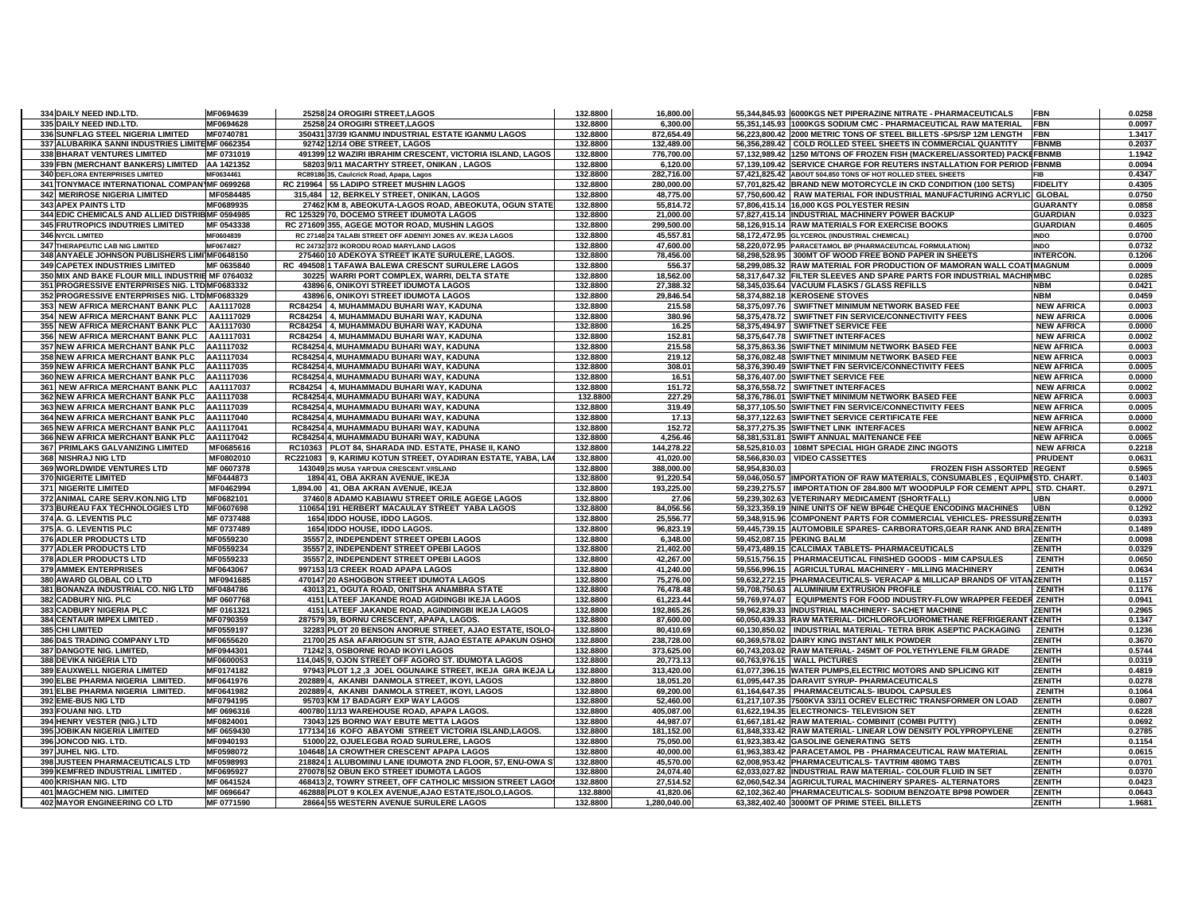| 334 | DAILY NEED IND.LTD. | MF0694639 | 25258 | 24 OROGIRI STREET,LAGOS | 132.8800 | 16,800.00 | 55,344,845.93 | 6000KGS NET PIPERAZINE NITRATE - PHARMACEUTICALS | FBN | 0.0258 |
|---|---|---|---|---|---|---|---|---|---|---|
| 335 | DAILY NEED IND.LTD. | MF0694628 | 25258 | 24 OROGIRI STREET,LAGOS | 132.8800 | 6,300.00 | 55,351,145.93 | 1000KGS SODIUM CMC - PHARMACEUTICAL RAW MATERIAL | FBN | 0.0097 |
| 336 | SUNFLAG STEEL NIGERIA LIMITED | MF0740781 | 350431 | 37/39 IGANMU INDUSTRIAL ESTATE IGANMU LAGOS | 132.8800 | 872,654.49 | 56,223,800.42 | 2000 METRIC TONS OF STEEL BILLETS -5PS/SP 12M LENGTH | FBN | 1.3417 |
| 337 | ALUBARIKA SANNI INDUSTRIES LIMITED | MF 0662354 | 92742 | 12/14 OBE STREET, LAGOS | 132.8800 | 132,489.00 | 56,356,289.42 | COLD ROLLED STEEL SHEETS IN COMMERCIAL QUANTITY | FBNMB | 0.2037 |
| 338 | BHARAT VENTURES LIMITED | MF 0731019 | 491399 | 12 WAZIRI IBRAHIM CRESCENT, VICTORIA ISLAND, LAGOS | 132.8800 | 776,700.00 | 57,132,989.42 | 1250 M/TONS OF FROZEN FISH (MACKEREL/ASSORTED) PACKE | FBNMB | 1.1942 |
| 339 | FBN (MERCHANT BANKERS) LIMITED | AA 1421352 | 58203 | 9/11 MACARTHY STREET, ONIKAN , LAGOS | 132.8800 | 6,120.00 | 57,139,109.42 | SERVICE CHARGE FOR REUTERS INSTALLATION FOR PERIOD | FBNMB | 0.0094 |
| 340 | DEFLORA ENTERPRISES LIMITED | MF0634461 | RC89186 | 35, Caulcrick Road, Apapa, Lagos | 132.8800 | 282,716.00 | 57,421,825.42 | ABOUT 504.850 TONS OF HOT ROLLED STEEL SHEETS | FIB | 0.4347 |
| 341 | TONYMACE INTERNATIONAL COMPANY | MF 0699268 | RC 219964 | 55 LADIPO STREET MUSHIN LAGOS | 132.8800 | 280,000.00 | 57,701,825.42 | BRAND NEW MOTORCYCLE IN CKD CONDITION (100 SETS) | FIDELITY | 0.4305 |
| 342 | MERIROSE NIGERIA LIMITED | MF0584485 | 315,484 | 12, BERKELY STREET, ONIKAN, LAGOS | 132.8800 | 48,775.00 | 57,750,600.42 | RAW MATERIAL FOR INDUSTRIAL MANUFACTURING ACRYLIC | GLOBAL | 0.0750 |
| 343 | APEX PAINTS LTD | MF0689935 | 27462 | KM 8, ABEOKUTA-LAGOS ROAD, ABEOKUTA, OGUN STATE | 132.8800 | 55,814.72 | 57,806,415.14 | 16,000 KGS POLYESTER RESIN | GUARANTY | 0.0858 |
| 344 | EDIC CHEMICALS AND ALLIED DISTRIB | MF 0594985 | RC 125329 | 70, DOCEMO STREET IDUMOTA LAGOS | 132.8800 | 21,000.00 | 57,827,415.14 | INDUSTRIAL MACHINERY POWER BACKUP | GUARDIAN | 0.0323 |
| 345 | FRUTROPICS INDUTRIES LIMITED | MF 0543338 | RC 271609 | 355, AGEGE MOTOR ROAD, MUSHIN LAGOS | 132.8800 | 299,500.00 | 58,126,915.14 | RAW MATERIALS FOR EXERCISE BOOKS | GUARDIAN | 0.4605 |
| 346 | NYCIL LIMITED | MF0604839 | RC 27148 | 24 TALABI STREET OFF ADENIYI JONES AV. IKEJA LAGOS | 132.8800 | 45,557.81 | 58,172,472.95 | GLYCEROL (INDUSTRIAL CHEMICAL) | INDO | 0.0700 |
| 347 | THERAPEUTIC LAB NIG LIMITED | MF0674827 | RC 24732 | 37 IKORODU ROAD MARYLAND LAGOS | 132.8800 | 47,600.00 | 58,220,072.95 | PARACETAMOL BP (PHARMACEUTICAL FORMULATION) | INDO | 0.0732 |
| 348 | ANYAELE JOHNSON PUBLISHERS LIMI | MF0648150 | 275460 | 10 ADEKOYA STREET IKATE SURULERE, LAGOS. | 132.8800 | 78,456.00 | 58,298,528.95 | 300MT OF WOOD FREE BOND PAPER IN SHEETS | INTERCON. | 0.1206 |
| 349 | CAPETEX INDUSTRIES LIMITED | MF 0635840 | RC 494508 | 1 TAFAWA BALEWA CRESCNT SURULERE LAGOS | 132.8800 | 556.37 | 58,299,085.32 | RAW MATERIAL FOR PRODUCTION OF MAMORAN WALL COAT | MAGNUM | 0.0009 |
| 350 | MIX AND BAKE FLOUR MILL INDUSTRIE | MF 0764032 | 30225 | WARRI PORT COMPLEX, WARRI, DELTA STATE | 132.8800 | 18,562.00 | 58,317,647.32 | FILTER SLEEVES AND SPARE PARTS FOR INDUSTRIAL MACHIN | MBC | 0.0285 |
| 351 | PROGRESSIVE ENTERPRISES NIG. LTD | MF0683332 | 43896 | 6, ONIKOYI STREET IDUMOTA LAGOS | 132.8800 | 27,388.32 | 58,345,035.64 | VACUUM FLASKS / GLASS REFILLS | NBM | 0.0421 |
| 352 | PROGRESSIVE ENTERPRISES NIG. LTD | MF0683329 | 43896 | 6, ONIKOYI STREET IDUMOTA LAGOS | 132.8800 | 29,846.54 | 58,374,882.18 | KEROSENE STOVES | NBM | 0.0459 |
| 353 | NEW AFRICA MERCHANT BANK PLC | AA1117028 | RC84254 | 4, MUHAMMADU BUHARI WAY, KADUNA | 132.8800 | 215.58 | 58,375,097.76 | SWIFTNET MINIMUM NETWORK BASED FEE | NEW AFRICA | 0.0003 |
| 354 | NEW AFRICA MERCHANT BANK PLC | AA1117029 | RC84254 | 4, MUHAMMADU BUHARI WAY, KADUNA | 132.8800 | 380.96 | 58,375,478.72 | SWIFTNET FIN SERVICE/CONNECTIVITY FEES | NEW AFRICA | 0.0006 |
| 355 | NEW AFRICA MERCHANT BANK PLC | AA1117030 | RC84254 | 4, MUHAMMADU BUHARI WAY, KADUNA | 132.8800 | 16.25 | 58,375,494.97 | SWIFTNET SERVICE FEE | NEW AFRICA | 0.0000 |
| 356 | NEW AFRICA MERCHANT BANK PLC | AA1117031 | RC84254 | 4, MUHAMMADU BUHARI WAY, KADUNA | 132.8800 | 152.81 | 58,375,647.78 | SWIFTNET INTERFACES | NEW AFRICA | 0.0002 |
| 357 | NEW AFRICA MERCHANT BANK PLC | AA1117032 | RC84254 | 4, MUHAMMADU BUHARI WAY, KADUNA | 132.8800 | 215.58 | 58,375,863.36 | SWIFTNET MINIMUM NETWORK BASED FEE | NEW AFRICA | 0.0003 |
| 358 | NEW AFRICA MERCHANT BANK PLC | AA1117034 | RC84254 | 4, MUHAMMADU BUHARI WAY, KADUNA | 132.8800 | 219.12 | 58,376,082.48 | SWIFTNET MINIMUM NETWORK BASED FEE | NEW AFRICA | 0.0003 |
| 359 | NEW AFRICA MERCHANT BANK PLC | AA1117035 | RC84254 | 4, MUHAMMADU BUHARI WAY, KADUNA | 132.8800 | 308.01 | 58,376,390.49 | SWIFTNET FIN SERVICE/CONNECTIVITY FEES | NEW AFRICA | 0.0005 |
| 360 | NEW AFRICA MERCHANT BANK PLC | AA1117036 | RC84254 | 4, MUHAMMADU BUHARI WAY, KADUNA | 132.8800 | 16.51 | 58,376,407.00 | SWIFTNET SERVICE FEE | NEW AFRICA | 0.0000 |
| 361 | NEW AFRICA MERCHANT BANK PLC | AA1117037 | RC84254 | 4, MUHAMMADU BUHARI WAY, KADUNA | 132.8800 | 151.72 | 58,376,558.72 | SWIFTNET INTERFACES | NEW AFRICA | 0.0002 |
| 362 | NEW AFRICA MERCHANT BANK PLC | AA1117038 | RC84254 | 4, MUHAMMADU BUHARI WAY, KADUNA | 132.8800 | 227.29 | 58,376,786.01 | SWIFTNET MINIMUM NETWORK BASED FEE | NEW AFRICA | 0.0003 |
| 363 | NEW AFRICA MERCHANT BANK PLC | AA1117039 | RC84254 | 4, MUHAMMADU BUHARI WAY, KADUNA | 132.8800 | 319.49 | 58,377,105.50 | SWIFTNET FIN SERVICE/CONNECTIVITY FEES | NEW AFRICA | 0.0005 |
| 364 | NEW AFRICA MERCHANT BANK PLC | AA1117040 | RC84254 | 4, MUHAMMADU BUHARI WAY, KADUNA | 132.8800 | 17.13 | 58,377,122.63 | SWIFTNET SERVICE CERTIFICATE FEE | NEW AFRICA | 0.0000 |
| 365 | NEW AFRICA MERCHANT BANK PLC | AA1117041 | RC84254 | 4, MUHAMMADU BUHARI WAY, KADUNA | 132.8800 | 152.72 | 58,377,275.35 | SWIFTNET LINK INTERFACES | NEW AFRICA | 0.0002 |
| 366 | NEW AFRICA MERCHANT BANK PLC | AA1117042 | RC84254 | 4, MUHAMMADU BUHARI WAY, KADUNA | 132.8800 | 4,256.46 | 58,381,531.81 | SWIFT ANNUAL MAITENANCE FEE | NEW AFRICA | 0.0065 |
| 367 | PRIMLAKS GALVANIZING LIMITED | MF0685616 | RC10363 | PLOT 84, SHARADA IND. ESTATE, PHASE II, KANO | 132.8800 | 144,278.22 | 58,525,810.03 | 108MT SPECIAL HIGH GRADE ZINC INGOTS | NEW AFRICA | 0.2218 |
| 368 | NISHRAJ NIG LTD | MF0802010 | RC221083 | 9, KARIMU KOTUN STREET, OYADIRAN ESTATE, YABA, LA | 132.8800 | 41,020.00 | 58,566,830.03 | VIDEO CASSETTES | PRUDENT | 0.0631 |
| 369 | WORLDWIDE VENTURES LTD | MF 0607378 | 143049 | 25 MUSA YAR'DUA CRESCENT.V/ISLAND | 132.8800 | 388,000.00 | 58,954,830.03 | FROZEN FISH ASSORTED | REGENT | 0.5965 |
| 370 | NIGERITE LIMITED | MF0444873 | 1894 | 41, OBA AKRAN AVENUE, IKEJA | 132.8800 | 91,220.54 | 59,046,050.57 | IMPORTATION OF RAW MATERIALS, CONSUMABLES , EQUIPME | STD. CHART. | 0.1403 |
| 371 | NIGERITE LIMITED | MF0462994 | 1,894.00 | 41, OBA AKRAN AVENUE, IKEJA | 132.8800 | 193,225.00 | 59,239,275.57 | IMPORTATION OF 284.800 M/T WOODPULP FOR CEMENT APPL | STD. CHART. | 0.2971 |
| 372 | ANIMAL CARE SERV.KON.NIG LTD | MF0682101 | 37460 | 8 ADAMO KABIAWU STREET ORILE AGEGE LAGOS | 132.8800 | 27.06 | 59,239,302.63 | VETERINARY MEDICAMENT (SHORTFALL) | UBN | 0.0000 |
| 373 | BUREAU FAX TECHNOLOGIES LTD | MF0607698 | 110654 | 191 HERBERT MACAULAY STREET YABA LAGOS | 132.8800 | 84,056.56 | 59,323,359.19 | NINE UNITS OF NEW BP64E CHEQUE ENCODING MACHINES | UBN | 0.1292 |
| 374 | A. G. LEVENTIS PLC | MF 0737488 | 1654 | IDDO HOUSE, IDDO LAGOS. | 132.8800 | 25,556.77 | 59,348,915.96 | COMPONENT PARTS FOR COMMERCIAL VEHICLES- PRESSURE | ZENITH | 0.0393 |
| 375 | A. G. LEVENTIS PLC | MF 0737489 | 1654 | IDDO HOUSE, IDDO LAGOS. | 132.8800 | 96,823.19 | 59,445,739.15 | AUTOMOBILE SPARES- CARBORATORS,GEAR RANK AND BRA | ZENITH | 0.1489 |
| 376 | ADLER PRODUCTS LTD | MF0559230 | 35557 | 2, INDEPENDENT STREET OPEBI LAGOS | 132.8800 | 6,348.00 | 59,452,087.15 | PEKING BALM | ZENITH | 0.0098 |
| 377 | ADLER PRODUCTS LTD | MF0559234 | 35557 | 2, INDEPENDENT STREET OPEBI LAGOS | 132.8800 | 21,402.00 | 59,473,489.15 | CALCIMAX TABLETS- PHARMACEUTICALS | ZENITH | 0.0329 |
| 378 | ADLER PRODUCTS LTD | MF0559233 | 35557 | 2, INDEPENDENT STREET OPEBI LAGOS | 132.8800 | 42,267.00 | 59,515,756.15 | PHARMACEUTICAL FINISHED GOODS - MIM CAPSULES | ZENITH | 0.0650 |
| 379 | AMMEK ENTERPRISES | MF0643067 | 997153 | 1/3 CREEK ROAD APAPA LAGOS | 132.8800 | 41,240.00 | 59,556,996.15 | AGRICULTURAL MACHINERY - MILLING MACHINERY | ZENITH | 0.0634 |
| 380 | AWARD GLOBAL CO LTD | MF0941685 | 470147 | 20 ASHOGBON STREET IDUMOTA LAGOS | 132.8800 | 75,276.00 | 59,632,272.15 | PHARMACEUTICALS- VERACAP & MILLICAP BRANDS OF VITAM | ZENITH | 0.1157 |
| 381 | BONANZA INDUSTRIAL CO. NIG LTD | MF0484786 | 43013 | 21, OGUTA ROAD, ONITSHA ANAMBRA STATE | 132.8800 | 76,478.48 | 59,708,750.63 | ALUMINIUM EXTRUSION PROFILE | ZENITH | 0.1176 |
| 382 | CADBURY NIG. PLC | MF 0607768 | 4151 | LATEEF JAKANDE ROAD AGIDINGBI IKEJA LAGOS | 132.8800 | 61,223.44 | 59,769,974.07 | EQUIPMENTS FOR FOOD INDUSTRY-FLOW WRAPPER FEEDER | ZENITH | 0.0941 |
| 383 | CADBURY NIGERIA PLC | MF 0161321 | 4151 | LATEEF JAKANDE ROAD, AGINDINGBI IKEJA LAGOS | 132.8800 | 192,865.26 | 59,962,839.33 | INDUSTRIAL MACHINERY- SACHET MACHINE | ZENITH | 0.2965 |
| 384 | CENTAUR IMPEX LIMITED . | MF0790359 | 287579 | 39, BORNU CRESCENT, APAPA, LAGOS. | 132.8800 | 87,600.00 | 60,050,439.33 | RAW MATERIAL- DICHLOROFLUOROMETHANE REFRIGERANT ( | ZENITH | 0.1347 |
| 385 | CHI LIMITED | MF0559197 | 32283 | PLOT 20 BENSON ANORUE STREET, AJAO ESTATE, ISOLO- | 132.8800 | 80,410.69 | 60,130,850.02 | INDUSTRIAL MATERIAL- TETRA BRIK ASEPTIC PACKAGING | ZENITH | 0.1236 |
| 386 | D&S TRADING COMPANY LTD | MF0655620 | 21700 | 25 ASA AFARIOGUN ST STR, AJAO ESTATE APAKUN OSHO | 132.8800 | 238,728.00 | 60,369,578.02 | DAIRY KING INSTANT MILK POWDER | ZENITH | 0.3670 |
| 387 | DANGOTE NIG. LIMITED, | MF0944301 | 71242 | 3, OSBORNE ROAD IKOYI LAGOS | 132.8800 | 373,625.00 | 60,743,203.02 | RAW MATERIAL- 245MT OF POLYETHYLENE FILM GRADE | ZENITH | 0.5744 |
| 388 | DEVIKA NIGERIA LTD | MF0600053 | 114,045 | 9, OJON STREET OFF AGORO ST. IDUMOTA LAGOS | 132.8800 | 20,773.13 | 60,763,976.15 | WALL PICTURES | ZENITH | 0.0319 |
| 389 | EAUXWELL NIGERIA LIMITED | MF0174182 | 97943 | PLOT 1,2 ,3 JOEL OGUNAIKE STREET, IKEJA GRA IKEJA L | 132.8800 | 313,420.00 | 61,077,396.15 | WATER PUMPS,ELECTRIC MOTORS AND SPLICING KIT | ZENITH | 0.4819 |
| 390 | ELBE PHARMA NIGERIA LIMITED. | MF0641976 | 202889 | 4, AKANBI DANMOLA STREET, IKOYI, LAGOS | 132.8800 | 18,051.20 | 61,095,447.35 | DARAVIT SYRUP- PHARMACEUTICALS | ZENITH | 0.0278 |
| 391 | ELBE PHARMA NIGERIA LIMITED. | MF0641982 | 202889 | 4, AKANBI DANMOLA STREET, IKOYI, LAGOS | 132.8800 | 69,200.00 | 61,164,647.35 | PHARMACEUTICALS- IBUDOL CAPSULES | ZENITH | 0.1064 |
| 392 | EME-BUS NIG LTD | MF0794195 | 95703 | KM 17 BADAGRY EXP WAY LAGOS | 132.8800 | 52,460.00 | 61,217,107.35 | 7500KVA 33/11 OCREV ELECTRIC TRANSFORMER ON LOAD | ZENITH | 0.0807 |
| 393 | FOUANI NIG. LTD | MF 0696316 | 400780 | 11/13 WAREHOUSE ROAD, APAPA LAGOS. | 132.8800 | 405,087.00 | 61,622,194.35 | ELECTRONICS- TELEVISION SET | ZENITH | 0.6228 |
| 394 | HENRY VESTER (NIG.) LTD | MF0824001 | 73043 | 125 BORNO WAY EBUTE METTA LAGOS | 132.8800 | 44,987.07 | 61,667,181.42 | RAW MATERIAL- COMBINIT (COMBI PUTTY) | ZENITH | 0.0692 |
| 395 | JOBIKAN NIGERIA LIMITED | MF 0659430 | 177134 | 16 KOFO ABAYOMI STREET VICTORIA ISLAND,LAGOS. | 132.8800 | 181,152.00 | 61,848,333.42 | RAW MATERIAL- LINEAR LOW DENSITY POLYPROPYLENE | ZENITH | 0.2785 |
| 396 | JONCOD NIG. LTD. | MF0940193 | 51000 | 22, OJUELEGBA ROAD SURULERE, LAGOS | 132.8800 | 75,050.00 | 61,923,383.42 | GASOLINE GENERATING SETS | ZENITH | 0.1154 |
| 397 | JUHEL NIG. LTD. | MF0598072 | 104648 | 1A CROWTHER CRESCENT APAPA LAGOS | 132.8800 | 40,000.00 | 61,963,383.42 | PARACETAMOL PB - PHARMACEUTICAL RAW MATERIAL | ZENITH | 0.0615 |
| 398 | JUSTEEN PHARMACEUTICALS LTD | MF0598993 | 218824 | 1 ALUBOMINU LANE IDUMOTA 2ND FLOOR, 57, ENU-OWA S | 132.8800 | 45,570.00 | 62,008,953.42 | PHARMACEUTICALS- TAVTRIM 480MG TABS | ZENITH | 0.0701 |
| 399 | KEMFRED INDUSTRIAL LIMITED . | MF0695927 | 270078 | 52 OBUN EKO STREET IDUMOTA LAGOS | 132.8800 | 24,074.40 | 62,033,027.82 | INDUSTRIAL RAW MATERIAL- COLOUR FLUID IN SET | ZENITH | 0.0370 |
| 400 | KRISHAN NIG. LTD | MF 0641524 | 468413 | 2, TOWRY STREET, OFF CATHOLIC MISSION STREET LAGO | 132.8800 | 27,514.52 | 62,060,542.34 | AGRICULTURAL MACHINERY SPARES- ALTERNATORS | ZENITH | 0.0423 |
| 401 | MAGCHEM NIG. LIMITED | MF 0696647 | 462888 | PLOT 9 KOLEX AVENUE,AJAO ESTATE,ISOLO,LAGOS. | 132.8800 | 41,820.06 | 62,102,362.40 | PHARMACEUTICALS- SODIUM BENZOATE BP98 POWDER | ZENITH | 0.0643 |
| 402 | MAYOR ENGINEERING CO LTD | MF 0771590 | 28664 | 55 WESTERN AVENUE SURULERE LAGOS | 132.8800 | 1,280,040.00 | 63,382,402.40 | 3000MT OF PRIME STEEL BILLETS | ZENITH | 1.9681 |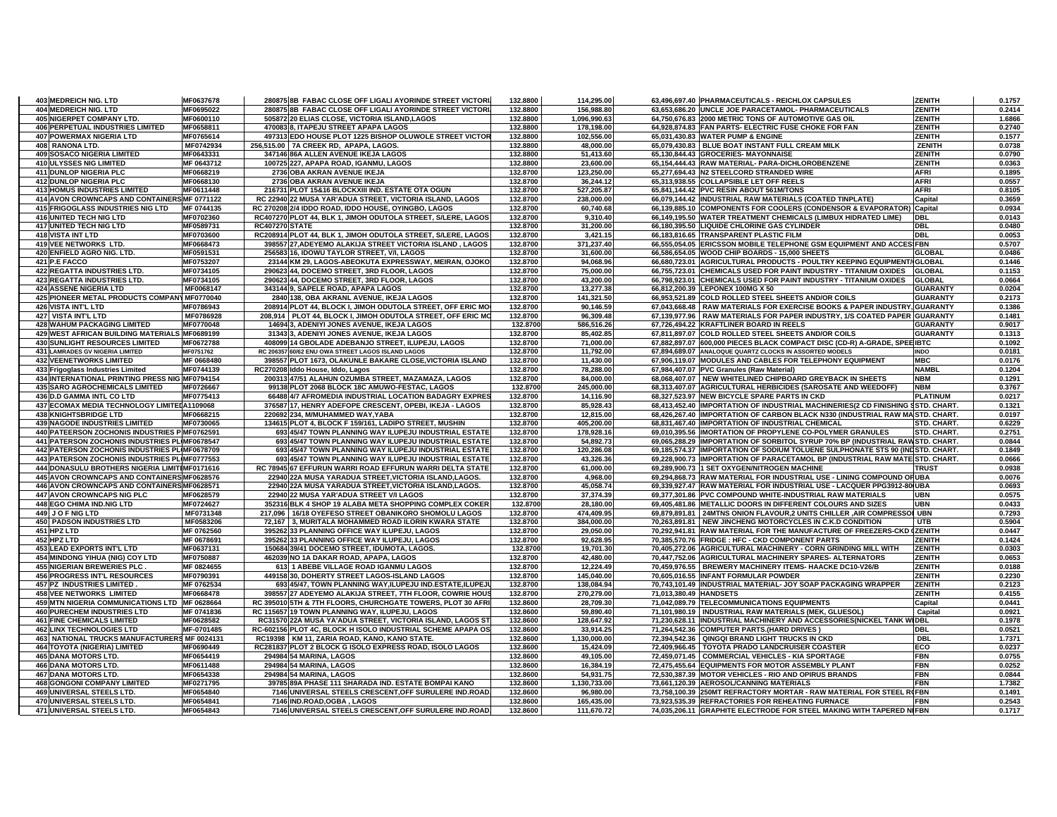| | | | | | | | | | |
|---|---|---|---|---|---|---|---|---|---|
| 403 | MEDREICH NIG. LTD | MF0637678 | 280875 | 8B FABAC CLOSE OFF LIGALI AYORINDE STREET VICTORI | 132.8800 | 114,295.00 | 63,496,697.40 | PHARMACEUTICALS - REICHLOX CAPSULES | ZENITH | 0.1757 |
| 404 | MEDREICH NIG. LTD | MF0695022 | 280875 | 8B FABAC CLOSE OFF LIGALI AYORINDE STREET VICTORI | 132.8800 | 156,988.80 | 63,653,686.20 | UNCLE JOE PARACETAMOL- PHARMACEUTICALS | ZENITH | 0.2414 |
| 405 | NIGERPET COMPANY LTD. | MF0600110 | 505872 | 20 ELIAS CLOSE, VICTORIA ISLAND,LAGOS | 132.8800 | 1,096,990.63 | 64,750,676.83 | 2000 METRIC TONS OF AUTOMOTIVE GAS OIL | ZENITH | 1.6866 |
| 406 | PERPETUAL INDUSTRIES LIMITED | MF0658811 | 470083 | 8, ITAPEJU STREET APAPA LAGOS | 132.8800 | 178,198.00 | 64,928,874.83 | FAN PARTS- ELECTRIC FUSE CHOKE FOR FAN | ZENITH | 0.2740 |
| 407 | POWERMAX NIGERIA LTD | MF0765614 | 497313 | EDO HOUSE PLOT 1225 BISHOP OLUWOLE STREET VICTOR | 132.8800 | 102,556.00 | 65,031,430.83 | WATER PUMP & ENGINE | ZENITH | 0.1577 |
| 408 | RANONA LTD. | MF0742934 | 256,515.00 | 7A CREEK RD, APAPA, LAGOS. | 132.8800 | 48,000.00 | 65,079,430.83 | BLUE BOAT INSTANT FULL CREAM MILK | ZENITH | 0.0738 |
| 409 | SOSACO NIGERIA LIMITED | MF0643331 | 347146 | 86A ALLEN AVENUE IKEJA LAGOS | 132.8800 | 51,413.60 | 65,130,844.43 | GROCERIES- MAYONNAISE | ZENITH | 0.0790 |
| 410 | ULYSSES NIG LIMITED | MF 0643712 | 100725 | 227, APAPA ROAD, IGANMU, LAGOS | 132.8800 | 23,600.00 | 65,154,444.43 | RAW MATERIAL- PARA-DICHLOROBENZENE | ZENITH | 0.0363 |
| 411 | DUNLOP NIGERIA PLC | MF0668219 | 2736 | OBA AKRAN AVENUE IKEJA | 132.8700 | 123,250.00 | 65,277,694.43 | N2 STEELCORD STRANDED WIRE | AFRI | 0.1895 |
| 412 | DUNLOP NIGERIA PLC | MF0668130 | 2736 | OBA AKRAN AVENUE IKEJA | 132.8700 | 36,244.12 | 65,313,938.55 | COLLAPSIBLE LET OFF REELS | AFRI | 0.0557 |
| 413 | HOMUS INDUSTRIES LIMITED | MF0611448 | 216731 | PLOT 15&16 BLOCKXIII IND. ESTATE OTA OGUN | 132.8700 | 527,205.87 | 65,841,144.42 | PVC RESIN ABOUT 561M/TONS | AFRI | 0.8105 |
| 414 | AVON CROWNCAPS AND CONTAINERS | MF 0771122 | RC 22940 | 22 MUSA YAR'ADUA STREET, VICTORIA ISLAND, LAGOS | 132.8700 | 238,000.00 | 66,079,144.42 | INDUSTRIAL RAW MATERIALS (COATED TINPLATE) | Capital | 0.3659 |
| 415 | FRIGOGLASS INDUSTRIES NIG LTD | MF 0744135 | RC 270208 | 2/4 IDDO ROAD, IDDO HOUSE, OYINGBO, LAGOS | 132.8700 | 60,740.68 | 66,139,885.10 | COMPONENTS FOR COOLERS (CONDENSOR & EVAPORATOR) | Capital | 0.0934 |
| 416 | UNITED TECH NIG LTD | MF0702360 | RC407270 | PLOT 44, BLK 1, JIMOH ODUTOLA STREET, S/LERE, LAGOS | 132.8700 | 9,310.40 | 66,149,195.50 | WATER TREATMENT CHEMICALS (LIMBUX HIDRATED LIME) | DBL | 0.0143 |
| 417 | UNITED TECH NIG LTD | MF0589731 | RC407270 | STATE | 132.8700 | 31,200.00 | 66,180,395.50 | LIQUIDE CHLORINE GAS CYLINDER | DBL | 0.0480 |
| 418 | VISTA INT LTD | MF0703600 | RC208914 | PLOT 44, BLK 1, JIMOH ODUTOLA STREET, S/LERE, LAGOS | 132.8700 | 3,421.15 | 66,183,816.65 | TRANSPARENT PLASTIC FILM | DBL | 0.0053 |
| 419 | VEE NETWORKS LTD. | MF0668473 | 398557 | 27,ADEYEMO ALAKIJA STREET VICTORIA ISLAND , LAGOS | 132.8700 | 371,237.40 | 66,555,054.05 | ERICSSON MOBILE TELEPHONE GSM EQUIPMENT AND ACCES | FBN | 0.5707 |
| 420 | ENFIELD AGRO NIG. LTD. | MF0591531 | 256583 | 16, IDOWU TAYLOR STREET, V/I, LAGOS | 132.8700 | 31,600.00 | 66,586,654.05 | WOOD CHIP BOARDS - 15,000 SHEETS | GLOBAL | 0.0486 |
| 421 | P.E FACCO | MF0753207 | 23144 | KM 29, LAGOS-ABEOKUTA EXPRESSWAY, MEIRAN, OJOKO | 132.8700 | 94,068.96 | 66,680,723.01 | AGRICULTURAL PRODUCTS - POULTRY KEEPING EQUIPMENT/ | GLOBAL | 0.1446 |
| 422 | REGATTA INDUSTRIES LTD. | MF0734105 | 290623 | 44, DOCEMO STREET, 3RD FLOOR, LAGOS | 132.8700 | 75,000.00 | 66,755,723.01 | CHEMICALS USED FOR PAINT INDUSTRY - TITANIUM OXIDES | GLOBAL | 0.1153 |
| 423 | REGATTA INDUSTRIES LTD. | MF0734105 | 290623 | 44, DOCEMO STREET, 3RD FLOOR, LAGOS | 132.8700 | 43,200.00 | 66,798,923.01 | CHEMICALS USED FOR PAINT INDUSTRY - TITANIUM OXIDES | GLOBAL | 0.0664 |
| 424 | ASSENE NIGERIA LTD | MF0068147 | 343144 | 9, SAPELE ROAD, APAPA LAGOS | 132.8700 | 13,277.38 | 66,812,200.39 | LEPONEX 100MG X 50 | GUARANTY | 0.0204 |
| 425 | PIONEER METAL PRODUCTS COMPANY | MF0770040 | 2840 | 138, OBA AKRANL AVENUE, IKEJA LAGOS | 132.8700 | 141,321.50 | 66,953,521.89 | COLD ROLLED STEEL SHEETS AND/OR COILS | GUARANTY | 0.2173 |
| 426 | VISTA INT'L LTD | MF0786943 | 208914 | PLOT 44, BLOCK I, JIMOH ODUTOLA STREET, OFF ERIC MO | 132.8700 | 90,146.59 | 67,043,668.48 | RAW MATERIALS FOR EXERCISE BOOKS & PAPER INDUSTRY, | GUARANTY | 0.1386 |
| 427 | VISTA INT'L LTD | MF0786928 | 208,914 | PLOT 44, BLOCK I, JIMOH ODUTOLA STREET, OFF ERIC MO | 132.8700 | 96,309.48 | 67,139,977.96 | RAW MATERIALS FOR PAPER INDUSTRY, 1/S COATED PAPER | GUARANTY | 0.1481 |
| 428 | WAHUM PACKAGING LIMITED | MF0770048 | 14694 | 3, ADENIYI JONES AVENUE, IKEJA LAGOS | 132.8700 | 586,516.26 | 67,726,494.22 | KRAFTLINER BOARD IN REELS | GUARANTY | 0.9017 |
| 429 | WEST AFRICAN BUILDING MATERIALS | MF0689199 | 31343 | 3, ADENIYI JONES AVENUE, IKEJA LAGOS | 132.8700 | 85,402.85 | 67,811,897.07 | COLD ROLLED STEEL SHEETS AND/OR COILS | GUARANTY | 0.1313 |
| 430 | SUNLIGHT RESOURCES LIMITED | MF0672788 | 408099 | 14 GBOLADE ADEBANJO STREET, ILUPEJU, LAGOS | 132.8700 | 71,000.00 | 67,882,897.07 | 600,000 PIECES BLACK COMPACT DISC (CD-R) A-GRADE, SPEE | IBTC | 0.1092 |
| 431 | LAMRADES GV NIGERIA LIMITED | MF0751762 | RC 206357 | 60/62 ENU OWA STREET LAGOS ISLAND LAGOS | 132.8700 | 11,792.00 | 67,894,689.07 | ANALOQUE QUARTZ CLOCKS IN ASSORTED MODELS | INDO | 0.0181 |
| 432 | VEENETWORKS LIMITED | MF 0668480 | 398557 | PLOT 1673, OLAKUNLE BAKARE CLOSE,VICTORIA ISLAND | 132.8700 | 11,430.00 | 67,906,119.07 | MODULES AND CABLES FOR TELEPHONY EQUIPMENT | MBC | 0.0176 |
| 433 | Frigoglass Industries Limited | MF0744139 | RC270208 | Iddo House, Iddo, Lagos | 132.8700 | 78,288.00 | 67,984,407.07 | PVC Granules (Raw Material) | NAMBL | 0.1204 |
| 434 | INTERNATIONAL PRINTING PRESS NIG | MF0794154 | 200313 | 47/51 ALAHUN OZUMBA STREET, MAZAMAZA, LAGOS | 132.8700 | 84,000.00 | 68,068,407.07 | NEW WHITELINED CHIPBOARD GREYBACK IN SHEETS | NBM | 0.1291 |
| 435 | SARO AGROCHEMICALS LIMITED | MF0726667 | 99138 | PLOT 2068 BLOCK 18C AMUWO-FESTAC, LAGOS | 132.8700 | 245,000.00 | 68,313,407.07 | AGRICULTURAL HERBICIDES (SAROSATE AND WEEDOFF) | NBM | 0.3767 |
| 436 | D.D GAMMA INTL CO LTD | MF0775413 | 66488 | 4/7 AFROMEDIA INDUSTRIAL LOCATION BADAGRY EXPRES | 132.8700 | 14,116.90 | 68,327,523.97 | NEW BICYCLE SPARE PARTS IN CKD | PLATINUM | 0.0217 |
| 437 | ECOMAX MEDIA TECHNOLOGY LIMITED | A1109068 | 376587 | 17, HENRY ADEFOPE CRESCENT, OPEBI, IKEJA - LAGOS | 132.8700 | 85,928.43 | 68,413,452.40 | IMPORTATION OF INDUSTRIAL MACHINERIES(2 CD FINISHING S | STD. CHART. | 0.1321 |
| 438 | KNIGHTSBRIDGE LTD | MF0668215 | 220692 | 234, M/MUHAMMED WAY,YABA | 132.8700 | 12,815.00 | 68,426,267.40 | IMPORTATION OF CARBON BLACK N330 (INDUSTRIAL RAW MA | STD. CHART. | 0.0197 |
| 439 | NAGODE INDUSTRIES LIMITED | MF0730065 | 134615 | PLOT 4, BLOCK F 159/161, LADIPO STREET, MUSHIN | 132.8700 | 405,200.00 | 68,831,467.40 | IMPORTATION OF INDUSTRIAL CHEMICAL | STD. CHART. | 0.6229 |
| 440 | PATEERSON ZOCHONIS INDUSTRIES P | MF0762591 | 693 | 45/47 TOWN PLANNING WAY ILUPEJU INDUSTRIAL ESTATE | 132.8700 | 178,928.16 | 69,010,395.56 | IMORTATION OF PROPYLENE CO-POLYMER GRANULES | STD. CHART. | 0.2751 |
| 441 | PATERSON ZOCHONIS INDUSTRIES PL | MF0678547 | 693 | 45/47 TOWN PLANNING WAY ILUPEJU INDUSTRIAL ESTATE | 132.8700 | 54,892.73 | 69,065,288.29 | IMPORTATION OF SORBITOL SYRUP 70% BP (INDUSTRIAL RAW | STD. CHART. | 0.0844 |
| 442 | PATERSON ZOCHONIS INDUSTRIES PL | MF0678709 | 693 | 45/47 TOWN PLANNING WAY ILUPEJU INDUSTRIAL ESTATE | 132.8700 | 120,286.08 | 69,185,574.37 | IMPORTATION OF SODIUM TOLUENE SULPHONATE STS 90 (IND | STD. CHART. | 0.1849 |
| 443 | PATERSON ZOCHONIS INDUSTRIES PL | MF0777553 | 693 | 45/47 TOWN PLANNING WAY ILUPEJU INDUSTRIAL ESTATE | 132.8700 | 43,326.36 | 69,228,900.73 | IMPORTATION OF PARACETAMOL BP (INDUSTRIAL RAW MATE | STD. CHART. | 0.0666 |
| 444 | DONASULU BROTHERS NIGERIA LIMITE | MF0171616 | RC 78945 | 67 EFFURUN WARRI ROAD EFFURUN WARRI DELTA STATE | 132.8700 | 61,000.00 | 69,289,900.73 | 1 SET OXYGEN/NITROGEN MACHINE | TRUST | 0.0938 |
| 445 | AVON CROWNCAPS AND CONTAINERS | MF0628576 | 22940 | 22A MUSA YARADUA STREET,VICTORIA ISLAND,LAGOS. | 132.8700 | 4,968.00 | 69,294,868.73 | RAW MATERIAL FOR INDUSTRIAL USE - LINING COMPOUND OF | UBA | 0.0076 |
| 446 | AVON CROWNCAPS AND CONTAINERS | MF0628571 | 22940 | 22A MUSA YARADUA STREET,VICTORIA ISLAND,LAGOS. | 132.8700 | 45,058.74 | 69,339,927.47 | RAW MATERIAL FOR INDUSTRIAL USE - LACQUER PPG3912-80 | UBA | 0.0693 |
| 447 | AVON CROWNCAPS NIG PLC | MF0628579 | 22940 | 22 MUSA YAR'ADUA STREET V/I LAGOS | 132.8700 | 37,374.39 | 69,377,301.86 | PVC COMPOUND WHITE-INDUSTRIAL RAW MATERIALS | UBN | 0.0575 |
| 448 | EGO CHIMA IND.NIG LTD | MF0724627 | 352316 | BLK 4 SHOP 19 ALABA META SHOPPING COMPLEX COKER | 132.8700 | 28,180.00 | 69,405,481.86 | METALLIC DOORS IN DIFFERENT COLOURS AND SIZES | UBN | 0.0433 |
| 449 | J O F NIG LTD | MF0731348 | 217,096 | 16/18 OYEFESO STREET OBANIKORO SHOMOLU LAGOS | 132.8700 | 474,409.95 | 69,879,891.81 | 24MTNS ONION FLAVOUR,2 UNITS CHILLER ,AIR COMPRESSO | UBN | 0.7293 |
| 450 | PADSON INDUSTRIES LTD | MF0583206 | 72,167 | 3, MURITALA MOHAMMED ROAD ILORIN KWARA STATE | 132.8700 | 384,000.00 | 70,263,891.81 | NEW JINCHENG MOTORCYCLES IN C.K.D CONDITION | UTB | 0.5904 |
| 451 | HPZ LTD | MF 0762560 | 395262 | 33 PLANNING OFFICE WAY ILUPEJU, LAGOS | 132.8700 | 29,050.00 | 70,292,941.81 | RAW MATERIAL FOR THE MANUFACTURE OF FREEZERS-CKD ( | ZENITH | 0.0447 |
| 452 | HPZ LTD | MF 0678691 | 395262 | 33 PLANNING OFFICE WAY ILUPEJU, LAGOS | 132.8700 | 92,628.95 | 70,385,570.76 | FRIDGE : HFC - CKD COMPONENT PARTS | ZENITH | 0.1424 |
| 453 | LEAD EXPORTS INT'L LTD | MF0637131 | 150684 | 39/41 DOCEMO STREET, IDUMOTA, LAGOS. | 132.8700 | 19,701.30 | 70,405,272.06 | AGRICULTURAL MACHINERY - CORN GRINDING MILL WITH | ZENITH | 0.0303 |
| 454 | MINDONG YIHUA (NIG) COY LTD | MF0750887 | 462039 | NO 1A DAKAR ROAD, APAPA, LAGOS | 132.8700 | 42,480.00 | 70,447,752.06 | AGRICULTURAL MACHINERY SPARES- ALTERNATORS | ZENITH | 0.0653 |
| 455 | NIGERIAN BREWERIES PLC . | MF 0824655 | 613 | 1 ABEBE VILLAGE ROAD IGANMU LAGOS | 132.8700 | 12,224.49 | 70,459,976.55 | BREWERY MACHINERY ITEMS- HAACKE DC10-V26/B | ZENITH | 0.0188 |
| 456 | PROGRESS INT'L RESOURCES | MF0790391 | 449158 | 30, DOHERTY STREET LAGOS-ISLAND LAGOS | 132.8700 | 145,040.00 | 70,605,016.55 | INFANT FORMULAR POWDER | ZENITH | 0.2230 |
| 457 | PZ INDUSTRIES LIMITED . | MF 0762534 | 693 | 45/47, TOWN PLANNING WAY,ILUPEJU IND.ESTATE,ILUPEJU | 132.8700 | 138,084.94 | 70,743,101.49 | INDUSTRIAL MATERIAL- JOY SOAP PACKAGING WRAPPER | ZENITH | 0.2123 |
| 458 | VEE NETWORKS LIMITED | MF0668478 | 398557 | 27 ADEYEMO ALAKIJA STREET, 7TH FLOOR, COWRIE HOUS | 132.8700 | 270,279.00 | 71,013,380.49 | HANDSETS | ZENITH | 0.4155 |
| 459 | MTN NIGERIA COMMUNICATIONS LTD | MF 0628664 | RC 395010 | 5TH & 7TH FLOORS, CHURCHGATE TOWERS, PLOT 30 AFRI | 132.8600 | 28,709.30 | 71,042,089.79 | TELECOMMUNICATIONS EQUIPMENTS | Capital | 0.0441 |
| 460 | PURECHEM INDUSTRIES LTD | MF 0741836 | RC 115657 | 19 TOWN PLANNING WAY, ILUPEJU, LAGOS | 132.8600 | 59,890.40 | 71,101,980.19 | INDUSTRIAL RAW MATERIALS (MEK, GLUESOL) | Capital | 0.0921 |
| 461 | FINE CHEMICALS LIMITED | MF0628582 | RC31570 | 22A MUSA YA'ADUA STREET, VICTORIA ISLAND, LAGOS ST | 132.8600 | 128,647.92 | 71,230,628.11 | INDUSTRIAL MACHINERY AND ACCESSORIES(NICKEL TANK W | DBL | 0.1978 |
| 462 | LINX TECHNOLOGIES LTD | MF-0701485 | RC-602156 | PLOT 4C, BLOCK H ISOLO INDUSTRIAL SCHEME APAPA OS | 132.8600 | 33,914.25 | 71,264,542.36 | COMPUTER PARTS.(HARD DRIVES ) | DBL | 0.0521 |
| 463 | NATIONAL TRUCKS MANUFACTURERS | MF 0024131 | RC19398 | KM 11, ZARIA ROAD, KANO, KANO STATE. | 132.8600 | 1,130,000.00 | 72,394,542.36 | QINGQI BRAND LIGHT TRUCKS IN CKD | DBL | 1.7371 |
| 464 | TOYOTA (NIGERIA) LIMITED | MF0690449 | RC281837 | PLOT 2 BLOCK G ISOLO EXPRESS ROAD, ISOLO LAGOS | 132.8600 | 15,424.09 | 72,409,966.45 | TOYOTA PRADO LANDCRUISER COASTER | ECO | 0.0237 |
| 465 | DANA MOTORS LTD. | MF0654419 | 294984 | 54 MARINA, LAGOS | 132.8600 | 49,105.00 | 72,459,071.45 | COMMERCIAL VEHICLES - KIA SPORTAGE | FBN | 0.0755 |
| 466 | DANA MOTORS LTD. | MF0611488 | 294984 | 54 MARINA, LAGOS | 132.8600 | 16,384.19 | 72,475,455.64 | EQUIPMENTS FOR MOTOR ASSEMBLY PLANT | FBN | 0.0252 |
| 467 | DANA MOTORS LTD. | MF0654338 | 294984 | 54 MARINA, LAGOS | 132.8600 | 54,931.75 | 72,530,387.39 | MOTOR VEHICLES - RIO AND OPIRUS BRANDS | FBN | 0.0844 |
| 468 | GONGONI COMPANY LIMITED | MF0271795 | 39785 | 89A PHASE 111 SHARADA IND. ESTATE BOMPAI KANO | 132.8600 | 1,130,733.00 | 73,661,120.39 | AEROSOL/CANNING MATERIALS | FBN | 1.7382 |
| 469 | UNIVERSAL STEELS LTD. | MF0654840 | 7146 | UNIVERSAL STEELS CRESCENT,OFF SURULERE IND.ROAD | 132.8600 | 96,980.00 | 73,758,100.39 | 250MT REFRACTORY MORTAR - RAW MATERIAL FOR STEEL R | FBN | 0.1491 |
| 470 | UNIVERSAL STEELS LTD. | MF0654841 | 7146 | IND.ROAD,OGBA , LAGOS | 132.8600 | 165,435.00 | 73,923,535.39 | REFRACTORIES FOR REHEATING FURNACE | FBN | 0.2543 |
| 471 | UNIVERSAL STEELS LTD. | MF0654843 | 7146 | UNIVERSAL STEELS CRESCENT,OFF SURULERE IND.ROAD | 132.8600 | 111,670.72 | 74,035,206.11 | GRAPHITE ELECTRODE FOR STEEL MAKING WITH TAPERED N | FBN | 0.1717 |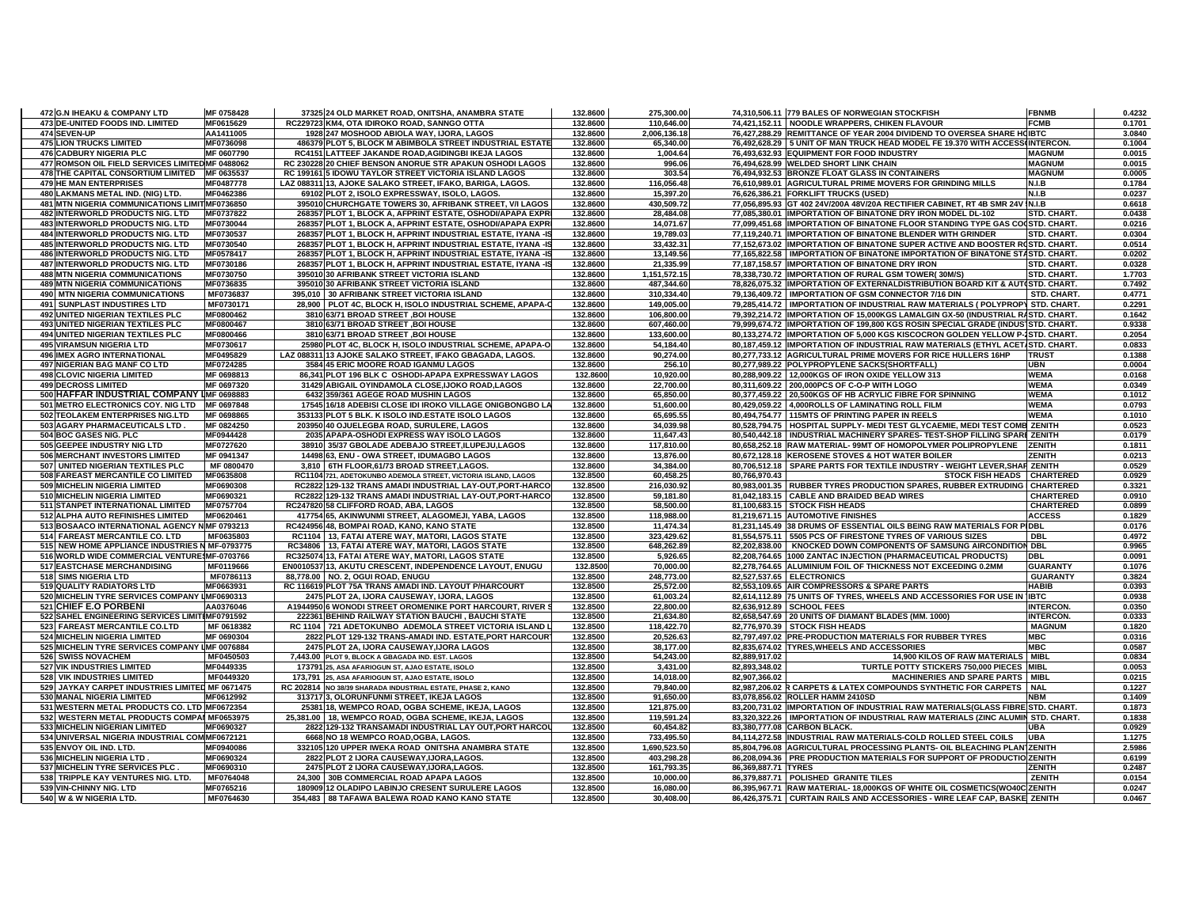| | | | | | | | | | |
|---|---|---|---|---|---|---|---|---|---|
| 472 | G.N IHEAKU & COMPANY LTD | MF 0758428 | 37325 24 OLD MARKET ROAD, ONITSHA, ANAMBRA STATE | 132.8600 | 275,300.00 | 74,310,506.11 | 779 BALES OF NORWEGIAN STOCKFISH | FBNMB | 0.4232 |
| 473 | DE-UNITED FOODS IND. LIMITED | MF0615629 | RC229723 KM4, OTA IDIROKO ROAD, SANNGO OTTA | 132.8600 | 110,646.00 | 74,421,152.11 | NOODLE WRAPPERS, CHIKEN FLAVOUR | FCMB | 0.1701 |
| 474 | SEVEN-UP | AA1411005 | 1928 247 MOSHOOD ABIOLA WAY, IJORA, LAGOS | 132.8600 | 2,006,136.18 | 76,427,288.29 | REMITTANCE OF YEAR 2004 DIVIDEND TO OVERSEA SHARE HO | IBTC | 3.0840 |
| 475 | LION TRUCKS LIMITED | MF0736098 | 486379 PLOT 5, BLOCK M ABIMBOLA STREET INDUSTRIAL ESTATE | 132.8600 | 65,340.00 | 76,492,628.29 | 5 UNIT OF MAN TRUCK HEAD MODEL FE 19.370 WITH ACCESS | INTERCON. | 0.1004 |
| 476 | CADBURY NIGERIA PLC | MF 0607790 | RC4151 LATTEEF JAKANDE ROAD,AGIDINGBI IKEJA LAGOS | 132.8600 | 1,004.64 | 76,493,632.93 | EQUIPMENT FOR FOOD INDUSTRY | MAGNUM | 0.0015 |
| 477 | ROMSON OIL FIELD SERVICES LIMITED | MF 0488062 | RC 230228 20 CHIEF BENSON ANORUE STR APAKUN OSHODI LAGOS | 132.8600 | 996.06 | 76,494,628.99 | WELDED SHORT LINK CHAIN | MAGNUM | 0.0015 |
| 478 | THE CAPITAL CONSORTIUM LIMITED | MF 0635537 | RC 199161 5 IDOWU TAYLOR STREET VICTORIA ISLAND LAGOS | 132.8600 | 303.54 | 76,494,932.53 | BRONZE FLOAT GLASS IN CONTAINERS | MAGNUM | 0.0005 |
| 479 | HE MAN ENTERPRISES | MF0487778 | LAZ 088311 13, AJOKE SALAKO STREET, IFAKO, BARIGA, LAGOS. | 132.8600 | 116,056.48 | 76,610,989.01 | AGRICULTURAL PRIME MOVERS FOR GRINDING MILLS | N.I.B | 0.1784 |
| 480 | LAKMANS METAL IND. (NIG) LTD. | MF0462386 | 69102 PLOT 2, ISOLO EXPRESSWAY, ISOLO, LAGOS. | 132.8600 | 15,397.20 | 76,626,386.21 | FORKLIFT TRUCKS (USED) | N.I.B | 0.0237 |
| 481 | MTN NIGERIA COMMUNICATIONS LIMIT | MF0736850 | 395010 CHURCHGATE TOWERS 30, AFRIBANK STREET, V/I LAGOS | 132.8600 | 430,509.72 | 77,056,895.93 | GT 402 24V/200A 48V/20A RECTIFIER CABINET, RT 4B SMR 24V | N.I.B | 0.6618 |
| 482 | INTERWORLD PRODUCTS NIG. LTD | MF0737822 | 268357 PLOT 1, BLOCK A, AFPRINT ESTATE, OSHODI/APAPA EXPR | 132.8600 | 28,484.08 | 77,085,380.01 | IMPORTATION OF BINATONE DRY IRON MODEL DL-102 | STD. CHART. | 0.0438 |
| 483 | INTERWORLD PRODUCTS NIG. LTD | MF0730044 | 268357 PLOT 1, BLOCK A, AFPRINT ESTATE, OSHODI/APAPA EXPR | 132.8600 | 14,071.67 | 77,099,451.68 | IMPORTATION OF BINATONE FLOOR STANDING TYPE GAS CO | STD. CHART. | 0.0216 |
| 484 | INTERWORLD PRODUCTS NIG. LTD | MF0730537 | 268357 PLOT 1, BLOCK H, AFPRINT INDUSTRIAL ESTATE, IYANA -IS | 132.8600 | 19,789.03 | 77,119,240.71 | IMPORTATION OF BINATONE BLENDER WITH GRINDER | STD. CHART. | 0.0304 |
| 485 | INTERWORLD PRODUCTS NIG. LTD | MF0730540 | 268357 PLOT 1, BLOCK H, AFPRINT INDUSTRIAL ESTATE, IYANA -IS | 132.8600 | 33,432.31 | 77,152,673.02 | IMPORTATION OF BINATONE SUPER ACTIVE AND BOOSTER R | STD. CHART. | 0.0514 |
| 486 | INTERWORLD PRODUCTS NIG. LTD | MF0578417 | 268357 PLOT 1, BLOCK H, AFPRINT INDUSTRIAL ESTATE, IYANA -IS | 132.8600 | 13,149.56 | 77,165,822.58 | IMPORTATION OF BINATONE IMPORTATION OF BINATONE ST | STD. CHART. | 0.0202 |
| 487 | INTERWORLD PRODUCTS NIG. LTD | MF0730186 | 268357 PLOT 1, BLOCK H, AFPRINT INDUSTRIAL ESTATE, IYANA -IS | 132.8600 | 21,335.99 | 77,187,158.57 | IMPORTATION OF BINATONE DRY IRON | STD. CHART. | 0.0328 |
| 488 | MTN NIGERIA COMMUNICATIONS | MF0730750 | 395010 30 AFRIBANK STREET VICTORIA ISLAND | 132.8600 | 1,151,572.15 | 78,338,730.72 | IMPORTATION OF RURAL GSM TOWER( 30M/S) | STD. CHART. | 1.7703 |
| 489 | MTN NIGERIA COMMUNICATIONS | MF0736835 | 395010 30 AFRIBANK STREET VICTORIA ISLAND | 132.8600 | 487,344.60 | 78,826,075.32 | IMPORTATION OF EXTERNALDISTRIBUTION BOARD KIT & AUT | STD. CHART. | 0.7492 |
| 490 | MTN NIGERIA COMMUNICATIONS | MF0736837 | 395,010 30 AFRIBANK STREET VICTORIA ISLAND | 132.8600 | 310,334.40 | 79,136,409.72 | IMPORTATION OF GSM CONNECTOR 7/16 DIN | STD. CHART. | 0.4771 |
| 491 | SUNPLAST INDUSTIRES LTD | MF0730171 | 28,900 PLOT 4C, BLOCK H, ISOLO INDUSTRIAL SCHEME, APAPA-O | 132.8600 | 149,005.00 | 79,285,414.72 | IMPORTATION OF INDUSTRIAL RAW MATERIALS ( POLYPROPY | STD. CHART. | 0.2291 |
| 492 | UNITED NIGERIAN TEXTILES PLC | MF0800462 | 3810 63/71 BROAD STREET ,BOI HOUSE | 132.8600 | 106,800.00 | 79,392,214.72 | IMPORTATION OF 15,000KGS LAMALGIN GX-50 (INDUSTRIAL RA | STD. CHART. | 0.1642 |
| 493 | UNITED NIGERIAN TEXTILES PLC | MF0800467 | 3810 63/71 BROAD STREET ,BOI HOUSE | 132.8600 | 607,460.00 | 79,999,674.72 | IMPORTATION OF 199,800 KGS ROSIN SPECIAL GRADE (INDUS | STD. CHART. | 0.9338 |
| 494 | UNITED NIGERIAN TEXTILES PLC | MF0800466 | 3810 63/71 BROAD STREET ,BOI HOUSE | 132.8600 | 133,600.00 | 80,133,274.72 | IMPORTATION OF 5,000 KGS KISCOCRON GOLDEN YELLOW P-2 | STD. CHART. | 0.2054 |
| 495 | VIRAMSUN NIGERIA LTD | MF0730617 | 25980 PLOT 4C, BLOCK H, ISOLO INDUSTRIAL SCHEME, APAPA-O | 132.8600 | 54,184.40 | 80,187,459.12 | IMPORTATION OF INDUSTRIAL RAW MATERIALS (ETHYL ACET | STD. CHART. | 0.0833 |
| 496 | IMEX AGRO INTERNATIONAL | MF0495829 | LAZ 088311 13 AJOKE SALAKO STREET, IFAKO GBAGADA, LAGOS. | 132.8600 | 90,274.00 | 80,277,733.12 | AGRICULTURAL PRIME MOVERS FOR RICE HULLERS 16HP | TRUST | 0.1388 |
| 497 | NIGERIAN BAG MANF CO LTD | MF0724285 | 3584 45 ERIC MOORE ROAD IGANMU LAGOS | 132.8600 | 256.10 | 80,277,989.22 | POLYPROPYLENE SACKS(SHORTFALL) | UBN | 0.0004 |
| 498 | CLOVIC NIGERIA LIMITED | MF 0698813 | 86,341 PLOT 196 BLK C OSHODI-APAPA EXPRESSWAY LAGOS | 132.8600 | 10,920.00 | 80,288,909.22 | 12,000KGS OF IRON OXIDE YELLOW 313 | WEMA | 0.0168 |
| 499 | DECROSS LIMITED | MF 0697320 | 31429 ABIGAIL OYINDAMOLA CLOSE,IJOKO ROAD,LAGOS | 132.8600 | 22,700.00 | 80,311,609.22 | 200,000PCS OF C-O-P WITH LOGO | WEMA | 0.0349 |
| 500 | HAFFAR INDUSTRIAL COMPANY L | MF 0698883 | 6432 359/361 AGEGE ROAD MUSHIN LAGOS | 132.8600 | 65,850.00 | 80,377,459.22 | 20,500KGS OF HB ACRYLIC FIBRE FOR SPINNING | WEMA | 0.1012 |
| 501 | METRO ELECTRONICS COY. NIG LTD | MF 0697848 | 17545 16/18 ADEBISI CLOSE IDI IROKO VILLAGE ONIGBONGBO LA | 132.8600 | 51,600.00 | 80,429,059.22 | 4,000ROLLS OF LAMINATING ROLL FILM | WEMA | 0.0793 |
| 502 | TEOLAKEM ENTERPRISES NIG.LTD | MF 0698865 | 353133 PLOT 5 BLK. K ISOLO IND.ESTATE ISOLO LAGOS | 132.8600 | 65,695.55 | 80,494,754.77 | 115MTS OF PRINTING PAPER IN REELS | WEMA | 0.1010 |
| 503 | AGARY PHARMACEUTICALS LTD . | MF 0824250 | 203950 40 OJUELEGBA ROAD, SURULERE, LAGOS | 132.8600 | 34,039.98 | 80,528,794.75 | HOSPITAL SUPPLY- MEDI TEST GLYCAEMIE, MEDI TEST COMB | ZENITH | 0.0523 |
| 504 | BOC GASES NIG. PLC | MF0944428 | 2035 APAPA-OSHODI EXPRESS WAY ISOLO LAGOS | 132.8600 | 11,647.43 | 80,540,442.18 | INDUSTRIAL MACHINERY SPARES- TEST-SHOP FILLING SPARE | ZENITH | 0.0179 |
| 505 | GEEPEE INDUSTRY NIG LTD | MF0727620 | 38910 35/37 GBOLADE ADEBAJO STREET,ILUPEJU,LAGOS | 132.8600 | 117,810.00 | 80,658,252.18 | RAW MATERIAL- 99MT OF HOMOPOLYMER POLIPROPYLENE | ZENITH | 0.1811 |
| 506 | MERCHANT INVESTORS LIMITED | MF 0941347 | 14498 63, ENU - OWA STREET, IDUMAGBO LAGOS | 132.8600 | 13,876.00 | 80,672,128.18 | KEROSENE STOVES & HOT WATER BOILER | ZENITH | 0.0213 |
| 507 | UNITED NIGERIAN TEXTILES PLC | MF 0800470 | 3,810 6TH FLOOR,61/73 BROAD STREET,LAGOS. | 132.8600 | 34,384.00 | 80,706,512.18 | SPARE PARTS FOR TEXTILE INDUSTRY - WEIGHT LEVER,SHAF | ZENITH | 0.0529 |
| 508 | FAREAST MERCANTILE CO LIMITED | MF0635808 | RC1104 721, ADETOKUNBO ADEMOLA STREET, VICTORIA ISLAND, LAGOS | 132.8500 | 60,458.25 | 80,766,970.43 | STOCK FISH HEADS | CHARTERED | 0.0929 |
| 509 | MICHELIN NIGERIA LIMITED | MF0690308 | RC2822 129-132 TRANS AMADI INDUSTRIAL LAY-OUT,PORT-HARCO | 132.8500 | 216,030.92 | 80,983,001.35 | RUBBER TYRES PRODUCTION SPARES, RUBBER EXTRUDING | CHARTERED | 0.3321 |
| 510 | MICHELIN NIGERIA LIMITED | MF0690321 | RC2822 129-132 TRANS AMADI INDUSTRIAL LAY-OUT,PORT-HARCO | 132.8500 | 59,181.80 | 81,042,183.15 | CABLE AND BRAIDED BEAD WIRES | CHARTERED | 0.0910 |
| 511 | STANPET INTERNATIONAL LIMITED | MF0757704 | RC247820 58 CLIFFORD ROAD, ABA, LAGOS | 132.8500 | 58,500.00 | 81,100,683.15 | STOCK FISH HEADS | CHARTERED | 0.0899 |
| 512 | ALPHA AUTO REFINISHES LIMITED | MF0620461 | 417754 65, AKINWUNMI STREET, ALAGOMEJI, YABA, LAGOS | 132.8500 | 118,988.00 | 81,219,671.15 | AUTOMOTIVE FINISHES | ACCESS | 0.1829 |
| 513 | BOSAACO INTERNATIONAL AGENCY N | MF 0793213 | RC424956 48, BOMPAI ROAD, KANO, KANO STATE | 132.8500 | 11,474.34 | 81,231,145.49 | 38 DRUMS OF ESSENTIAL OILS BEING RAW MATERIALS FOR P | DBL | 0.0176 |
| 514 | FAREAST MERCANTILE CO. LTD | MF0635803 | RC1104 13, FATAI ATERE WAY, MATORI, LAGOS STATE | 132.8500 | 323,429.62 | 81,554,575.11 | 5505 PCS OF FIRESTONE TYRES OF VARIOUS SIZES | DBL | 0.4972 |
| 515 | NEW HOME APPLIANCE INDUSTRIES N | MF-0793775 | RC34806 13, FATAI ATERE WAY, MATORI, LAGOS STATE | 132.8500 | 648,262.89 | 82,202,838.00 | KNOCKED DOWN COMPONENTS OF SAMSUNG AIRCONDITION | DBL | 0.9965 |
| 516 | WORLD WIDE COMMERCIAL VENTURES | MF-0703766 | RC325074 13, FATAI ATERE WAY, MATORI, LAGOS STATE | 132.8500 | 5,926.65 | 82,208,764.65 | 1000 ZANTAC INJECTION (PHARMACEUTICAL PRODUCTS) | DBL | 0.0091 |
| 517 | EASTCHASE MERCHANDISING | MF0119666 | EN0010537 13, AKUTU CRESCENT, INDEPENDENCE LAYOUT, ENUGU | 132.8500 | 70,000.00 | 82,278,764.65 | ALUMINIUM FOIL OF THICKNESS NOT EXCEEDING 0.2MM | GUARANTY | 0.1076 |
| 518 | SIMS NIGERIA LTD | MF0786113 | 88,778.00 NO. 2, OGUI ROAD, ENUGU | 132.8500 | 248,773.00 | 82,527,537.65 | ELECTRONICS | GUARANTY | 0.3824 |
| 519 | QUALITY RADIATORS LTD | MF0663931 | RC 116619 PLOT 75A TRANS AMADI IND. LAYOUT P/HARCOURT | 132.8500 | 25,572.00 | 82,553,109.65 | AIR COMPRESSORS & SPARE PARTS | HABIB | 0.0393 |
| 520 | MICHELIN TYRE SERVICES COMPANY L | MF0690313 | 2475 PLOT 2A, IJORA CAUSEWAY, IJORA, LAGOS | 132.8500 | 61,003.24 | 82,614,112.89 | 75 UNITS OF TYRES, WHEELS AND ACCESSORIES FOR USE IN | IBTC | 0.0938 |
| 521 | CHIEF E.O PORBENI | AA0376046 | A1944950 6 WONODI STREET OROMENIKE PORT HARCOURT, RIVER S | 132.8500 | 22,800.00 | 82,636,912.89 | SCHOOL FEES | INTERCON. | 0.0350 |
| 522 | SAHEL ENGINEERING SERVICES LIMIT | MF0791592 | 222361 BEHIND RAILWAY STATION BAUCHI , BAUCHI STATE | 132.8500 | 21,634.80 | 82,658,547.69 | 20 UNITS OF DIAMANT BLADES (MM. 1000) | INTERCON. | 0.0333 |
| 523 | FAREAST MERCANTILE CO.LTD | MF 0618382 | RC 1104 721 ADETOKUNBO ADEMOLA STREET VICTORIA ISLAND L | 132.8500 | 118,422.70 | 82,776,970.39 | STOCK FISH HEADS | MAGNUM | 0.1820 |
| 524 | MICHELIN NIGERIA LIMITED | MF 0690304 | 2822 PLOT 129-132 TRANS-AMADI IND. ESTATE,PORT HARCOURT | 132.8500 | 20,526.63 | 82,797,497.02 | PRE-PRODUCTION MATERIALS FOR RUBBER TYRES | MBC | 0.0316 |
| 525 | MICHELIN TYRE SERVICES COMPANY L | MF 0076884 | 2475 PLOT 2A, IJORA CAUSEWAY,IJORA LAGOS | 132.8500 | 38,177.00 | 82,835,674.02 | TYRES,WHEELS AND ACCESSORIES | MBC | 0.0587 |
| 526 | SWISS NOVACHEM | MF0450503 | 7,443.00 PLOT 9, BLOCK A GBAGADA IND. EST. LAGOS | 132.8500 | 54,243.00 | 82,889,917.02 | 14,900 KILOS OF RAW MATERIALS | MIBL | 0.0834 |
| 527 | VIK INDUSTRIES LIMITED | MF0449335 | 173791 25, ASA AFARIOGUN ST, AJAO ESTATE, ISOLO | 132.8500 | 3,431.00 | 82,893,348.02 | TURTLE POTTY STICKERS 750,000 PIECES | MIBL | 0.0053 |
| 528 | VIK INDUSTRIES LIMITED | MF0449320 | 173,791 25, ASA AFARIOGUN ST, AJAO ESTATE, ISOLO | 132.8500 | 14,018.00 | 82,907,366.02 | MACHINERIES AND SPARE PARTS | MIBL | 0.0215 |
| 529 | JAYKAY CARPET INDUSTRIES LIMITED | MF 0671475 | RC 202814 NO 38/39 SHARADA INDUSTRIAL ESTATE, PHASE 2, KANO | 132.8500 | 79,840.00 | 82,987,206.02 | R CARPETS & LATEX COMPOUNDS SYNTHETIC FOR CARPETS | NAL | 0.1227 |
| 530 | MANAL NIGERIA LIMITED | MF0612992 | 313717 3, OLORUNFUNMI STREET, IKEJA LAGOS | 132.8500 | 91,650.00 | 83,078,856.02 | ROLLER HAMM 2410SD | NBM | 0.1409 |
| 531 | WESTERN METAL PRODUCTS CO. LTD | MF0672354 | 25381 18, WEMPCO ROAD, OGBA SCHEME, IKEJA, LAGOS | 132.8500 | 121,875.00 | 83,200,731.02 | IMPORTATION OF INDUSTRIAL RAW MATERIALS(GLASS FIBRE | STD. CHART. | 0.1873 |
| 532 | WESTERN METAL PRODUCTS COMPAN | MF0653975 | 25,381.00 18, WEMPCO ROAD, OGBA SCHEME, IKEJA, LAGOS | 132.8500 | 119,591.24 | 83,320,322.26 | IMPORTATION OF INDUSTRIAL RAW MATERIALS (ZINC ALUMIN | STD. CHART. | 0.1838 |
| 533 | MICHELIN NIGERIAN LIMITED | MF0690327 | 2822 129-132 TRANSAMADI INDUSTRIAL LAY OUT,PORT HARCOU | 132.8500 | 60,454.82 | 83,380,777.08 | CARBON BLACK. | UBA | 0.0929 |
| 534 | UNIVERSAL NIGERIA INDUSTRIAL COM | MF0672121 | 6668 NO 18 WEMPCO ROAD,OGBA, LAGOS. | 132.8500 | 733,495.50 | 84,114,272.58 | INDUSTRIAL RAW MATERIALS-COLD ROLLED STEEL COILS | UBA | 1.1275 |
| 535 | ENVOY OIL IND. LTD. | MF0940086 | 332105 120 UPPER IWEKA ROAD ONITSHA ANAMBRA STATE | 132.8500 | 1,690,523.50 | 85,804,796.08 | AGRICULTURAL PROCESSING PLANTS- OIL BLEACHING PLANT | ZENITH | 2.5986 |
| 536 | MICHELIN NIGERIA LTD . | MF0690324 | 2822 PLOT 2 IJORA CAUSEWAY,IJORA,LAGOS. | 132.8500 | 403,298.28 | 86,208,094.36 | PRE PRODUCTION MATERIALS FOR SUPPORT OF PRODUCTIO | ZENITH | 0.6199 |
| 537 | MICHELIN TYRE SERVICES PLC . | MF0690310 | 2475 PLOT 2 IJORA CAUSEWAY,IJORA,LAGOS. | 132.8500 | 161,793.35 | 86,369,887.71 | TYRES | ZENITH | 0.2487 |
| 538 | TRIPPLE KAY VENTURES NIG. LTD. | MF0764048 | 24,300 30B COMMERCIAL ROAD APAPA LAGOS | 132.8500 | 10,000.00 | 86,379,887.71 | POLISHED GRANITE TILES | ZENITH | 0.0154 |
| 539 | VIN-CHINNY NIG. LTD | MF0765216 | 180909 12 OLADIPO LABINJO CRESENT SURULERE LAGOS | 132.8500 | 16,080.00 | 86,395,967.71 | RAW MATERIAL- 18,000KGS OF WHITE OIL COSMETICS(WO40C | ZENITH | 0.0247 |
| 540 | W & W NIGERIA LTD. | MF0764630 | 354,483 88 TAFAWA BALEWA ROAD KANO KANO STATE | 132.8500 | 30,408.00 | 86,426,375.71 | CURTAIN RAILS AND ACCESSORIES - WIRE LEAF CAP, BASKE | ZENITH | 0.0467 |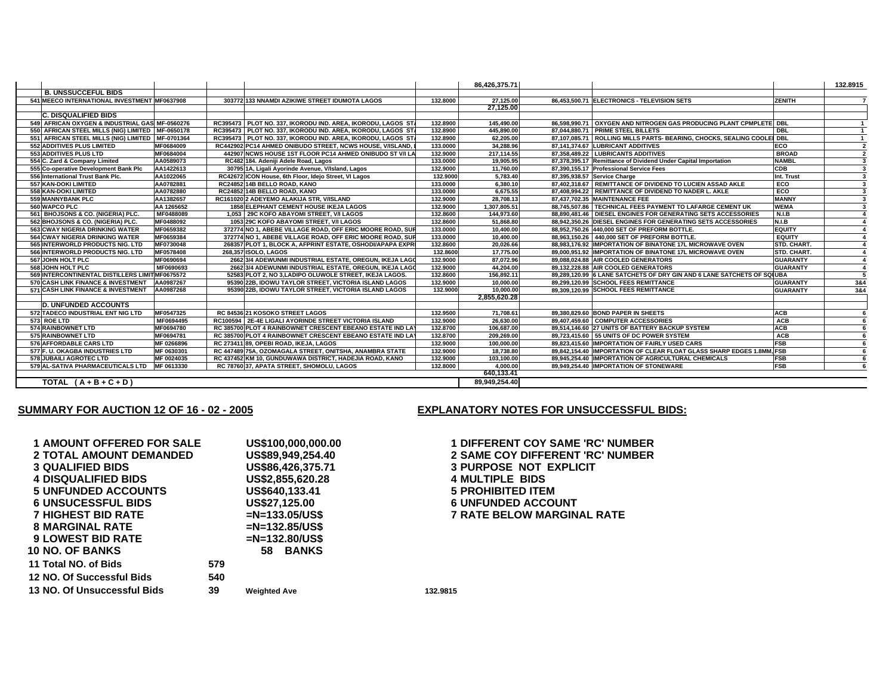| | | | | | | | | | |
|---|---|---|---|---|---|---|---|---|---|
| | | | | | 86,426,375.71 | | | | 132.8915 |
| **B. UNSSUCCEFUL BIDS** | | | | | | | | | |
| 541 MEECO INTERNATIONAL INVESTMENT | MF0637908 | 303772 | 133 NNAMDI AZIKIWE STREET IDUMOTA LAGOS | 132.8000 | 27,125.00 | 86,453,500.71 | ELECTRONICS - TELEVISION SETS | ZENITH | 7 |
| | | | | | 27,125.00 | | | | |
| **C. DISQUALIFIED BIDS** | | | | | | | | | |
| 549 AFRICAN OXYGEN & INDUSTRIAL GAS | MF-0560276 | RC395473 | PLOT NO. 337, IKORODU IND. AREA, IKORODU, LAGOS ST | 132.8900 | 145,490.00 | 86,598,990.71 | OXYGEN AND NITROGEN GAS PRODUCING PLANT CPMPLETE | DBL | 1 |
| 550 AFRICAN STEEL MILLS (NIG) LIMITED | MF-0650178 | RC395473 | PLOT NO. 337, IKORODU IND. AREA, IKORODU, LAGOS ST | 132.8900 | 445,890.00 | 87,044,880.71 | PRIME STEEL BILLETS | DBL | 1 |
| 551 AFRICAN STEEL MILLS (NIG) LIMITED | MF-0701364 | RC395473 | PLOT NO. 337, IKORODU IND. AREA, IKORODU, LAGOS ST | 132.8900 | 62,205.00 | 87,107,085.71 | ROLLING MILLS PARTS- BEARING, CHOCKS, SEALING COOLE | DBL | 1 |
| 552 ADDITIVES PLUS LIMITED | MF0684009 | RC442902 | PC14 AHMED ONIBUDO STREET, NCWS HOUSE, V/ISLAND, | 133.0000 | 34,288.96 | 87,141,374.67 | LUBRICANT ADDITIVES | ECO | 2 |
| 553 ADDITIVES PLUS LTD | MF0684004 | 442907 | NCWS HOUSE 1ST FLOOR PC14 AHMED ONIBUDO ST V/I LA | 132.9000 | 217,114.55 | 87,358,489.22 | LUBRICANTS ADDITIVES | BROAD | 2 |
| 554 C. Zard & Company Limited | AA0589073 | RC482 | 184. Adeniji Adele Road, Lagos | 133.0000 | 19,905.95 | 87,378,395.17 | Remittance of Dividend Under Capital Importation | NAMBL | 3 |
| 555 Co-operative Development Bank Plc | AA1422613 | 30795 | 1A, Ligali Ayorinde Avenue, V/Island, Lagos | 132.9000 | 11,760.00 | 87,390,155.17 | Professional Service Fees | CDB | 3 |
| 556 International Trust Bank Plc. | AA1022065 | RC42672 | ICON House, 6th Floor, Idejo Street, VI Lagos | 132.9000 | 5,783.40 | 87,395,938.57 | Service Charge | Int. Trust | 3 |
| 557 KAN-DOKI LIMITED | AA0782881 | RC24852 | 14B BELLO ROAD, KANO | 133.0000 | 6,380.10 | 87,402,318.67 | REMITTANCE OF DIVIDEND TO LUCIEN ASSAD AKLE | ECO | 3 |
| 558 KAN-DOKI LIMITED | AA0782880 | RC24852 | 14B BELLO ROAD, KANO | 133.0000 | 6,675.55 | 87,408,994.22 | REMITTANCE OF DIVIDEND TO NADER L. AKLE | ECO | 3 |
| 559 MANNYBANK PLC | AA1382657 | RC161020 | 2 ADEYEMO ALAKIJA STR, V/ISLAND | 132.9000 | 28,708.13 | 87,437,702.35 | MAINTENANCE FEE | MANNY | 3 |
| 560 WAPCO PLC | AA 1265652 | 1858 | ELEPHANT CEMENT HOUSE IKEJA LAGOS | 132.9000 | 1,307,805.51 | 88,745,507.86 | TECHNICAL FEES PAYMENT TO LAFARGE CEMENT UK | WEMA | 3 |
| 561 BHOJSONS & CO. (NIGERIA) PLC. | MF0488089 | 1,053 | 29C KOFO ABAYOMI STREET, V/I LAGOS | 132.8600 | 144,973.60 | 88,890,481.46 | DIESEL ENGINES FOR GENERATING SETS ACCESSORIES | N.I.B | 4 |
| 562 BHOJSONS & CO. (NIGERIA) PLC. | MF0488092 | 1053 | 29C KOFO ABAYOMI STREET, V/I LAGOS | 132.8600 | 51,868.80 | 88,942,350.26 | DIESEL ENGINES FOR GENERATING SETS ACCESSORIES | N.I.B | 4 |
| 563 CWAY NIGERIA DRINKING WATER | MF0659382 | 372774 | NO 1, ABEBE VILLAGE ROAD, OFF ERIC MOORE ROAD, SUR | 133.0000 | 10,400.00 | 88,952,750.26 | 440,000 SET OF PREFORM BOTTLE. | EQUITY | 4 |
| 564 CWAY NIGERIA DRINKING WATER | MF0659384 | 372774 | NO 1, ABEBE VILLAGE ROAD, OFF ERIC MOORE ROAD, SUR | 133.0000 | 10,400.00 | 88,963,150.26 | 440,000 SET OF PREFORM BOTTLE. | EQUITY | 4 |
| 565 INTERWORLD PRODUCTS NIG. LTD | MF0730048 | 268357 | PLOT 1, BLOCK A, AFPRINT ESTATE, OSHODI/APAPA EXPR | 132.8600 | 20,026.66 | 88,983,176.92 | IMPORTATION OF BINATONE 17L MICROWAVE OVEN | STD. CHART. | 4 |
| 566 INTERWORLD PRODUCTS NIG. LTD | MF0578408 | 268,357 | ISOLO, LAGOS | 132.8600 | 17,775.00 | 89,000,951.92 | IMPORTATION OF BINATONE 17L MICROWAVE OVEN | STD. CHART. | 4 |
| 567 JOHN HOLT PLC | MF0690694 | 2662 | 3/4 ADEWUNMI INDUSTRIAL ESTATE, OREGUN, IKEJA LAGO | 132.9000 | 87,072.96 | 89,088,024.88 | AIR COOLED GENERATORS | GUARANTY | 4 |
| 568 JOHN HOLT PLC | MF0690693 | 2662 | 3/4 ADEWUNMI INDUSTRIAL ESTATE, OREGUN, IKEJA LAGO | 132.9000 | 44,204.00 | 89,132,228.88 | AIR COOLED GENERATORS | GUARANTY | 4 |
| 569 INTERCONTINENTAL DISTILLERS LIMIT | MF0675572 | 52583 | PLOT 2, NO 3,LADIPO OLUWOLE STREET, IKEJA LAGOS. | 132.8600 | 156,892.11 | 89,289,120.99 | 6 LANE SATCHETS OF DRY GIN AND 6 LANE SATCHETS OF SQ | UBA | 5 |
| 570 CASH LINK FINANCE & INVESTMENT | AA0987267 | 95390 | 22B, IDOWU TAYLOR STREET, VICTORIA ISLAND LAGOS | 132.9000 | 10,000.00 | 89,299,120.99 | SCHOOL FEES REMITTANCE | GUARANTY | 3&4 |
| 571 CASH LINK FINANCE & INVESTMENT | AA0987268 | 95390 | 22B, IDOWU TAYLOR STREET, VICTORIA ISLAND LAGOS | 132.9000 | 10,000.00 | 89,309,120.99 | SCHOOL FEES REMITTANCE | GUARANTY | 3&4 |
| | | | | | 2,855,620.28 | | | | |
| **D. UNFUNDED ACCOUNTS** | | | | | | | | | |
| 572 TADECO INDUSTRIAL ENT NIG LTD | MF0547325 | RC 84536 | 21 KOSOKO STREET LAGOS | 132.9500 | 71,708.61 | 89,380,829.60 | BOND PAPER IN SHEETS | ACB | 6 |
| 573 ROE LTD | MF0694495 | RC100594 | 2E-4E LIGALI AYORINDE STREET VICTORIA ISLAND | 132.9000 | 26,630.00 | 89,407,459.60 | COMPUTER ACCESSORIES | ACB | 6 |
| 574 RAINBOWNET LTD | MF0694780 | RC 385700 | PLOT 4 RAINBOWNET CRESCENT EBEANO ESTATE IND LA | 132.8700 | 106,687.00 | 89,514,146.60 | 27 UNITS OF BATTERY BACKUP SYSTEM | ACB | 6 |
| 575 RAINBOWNET LTD | MF0694781 | RC 385700 | PLOT 4 RAINBOWNET CRESCENT EBEANO ESTATE IND LA | 132.8700 | 209,269.00 | 89,723,415.60 | 55 UNITS OF DC POWER SYSTEM | ACB | 6 |
| 576 AFFORDABLE CARS LTD | MF 0266896 | RC 273411 | 89, OPEBI ROAD, IKEJA, LAGOS | 132.9000 | 100,000.00 | 89,823,415.60 | IMPORTATION OF FAIRLY USED CARS | FSB | 6 |
| 577 F. U. OKAGBA INDUSTRIES LTD | MF 0630301 | RC 447489 | 75A, OZOMAGALA STREET, ONITSHA, ANAMBRA STATE | 132.9000 | 18,738.80 | 89,842,154.40 | IMPORTATION OF CLEAR FLOAT GLASS SHARP EDGES 1.8MM | FSB | 6 |
| 578 JUBAILI AGROTEC LTD | MF 0024035 | RC 437452 | KM 10, GUNDUWAWA DISTRICT, HADEJIA ROAD, KANO | 132.9000 | 103,100.00 | 89,945,254.40 | IMPORTATION OF AGRICULTURAL CHEMICALS | FSB | 6 |
| 579 AL-SATIVA PHARMACEUTICALS LTD | MF 0613330 | RC 78760 | 37, APATA STREET, SHOMOLU, LAGOS | 132.8000 | 4,000.00 | 89,949,254.40 | IMPORTATION OF STONEWARE | FSB | 6 |
| | | | | | 640,133.41 | | | | |
| **TOTAL (A + B + C + D )** | | | | | 89,949,254.40 | | | | |

## SUMMARY FOR AUCTION 12 OF 16 - 02 - 2005

| | | |
|---|---|---|
| 1 AMOUNT OFFERED FOR SALE | | US$100,000,000.00 |
| 2 TOTAL AMOUNT DEMANDED | | US$89,949,254.40 |
| 3 QUALIFIED BIDS | | US$86,426,375.71 |
| 4 DISQUALIFIED BIDS | | US$2,855,620.28 |
| 5 UNFUNDED ACCOUNTS | | US$640,133.41 |
| 6 UNSUCESSFUL BIDS | | US$27,125.00 |
| 7 HIGHEST BID RATE | | =N=133.05/US$ |
| 8 MARGINAL RATE | | =N=132.85/US$ |
| 9 LOWEST BID RATE | | =N=132.80/US$ |
| 10 NO. OF BANKS | | 58 BANKS |
| 11 Total NO. of Bids | 579 | |
| 12 NO. Of Successful Bids | 540 | |
| 13 NO. Of Unsuccessful Bids | 39 | Weighted Ave 132.9815 |

## EXPLANATORY NOTES FOR UNSUCCESSFUL BIDS:

1 DIFFERENT COY SAME 'RC' NUMBER
2 SAME COY DIFFERENT 'RC' NUMBER
3 PURPOSE NOT EXPLICIT
4 MULTIPLE BIDS
5 PROHIBITED ITEM
6 UNFUNDED ACCOUNT
7 RATE BELOW MARGINAL RATE